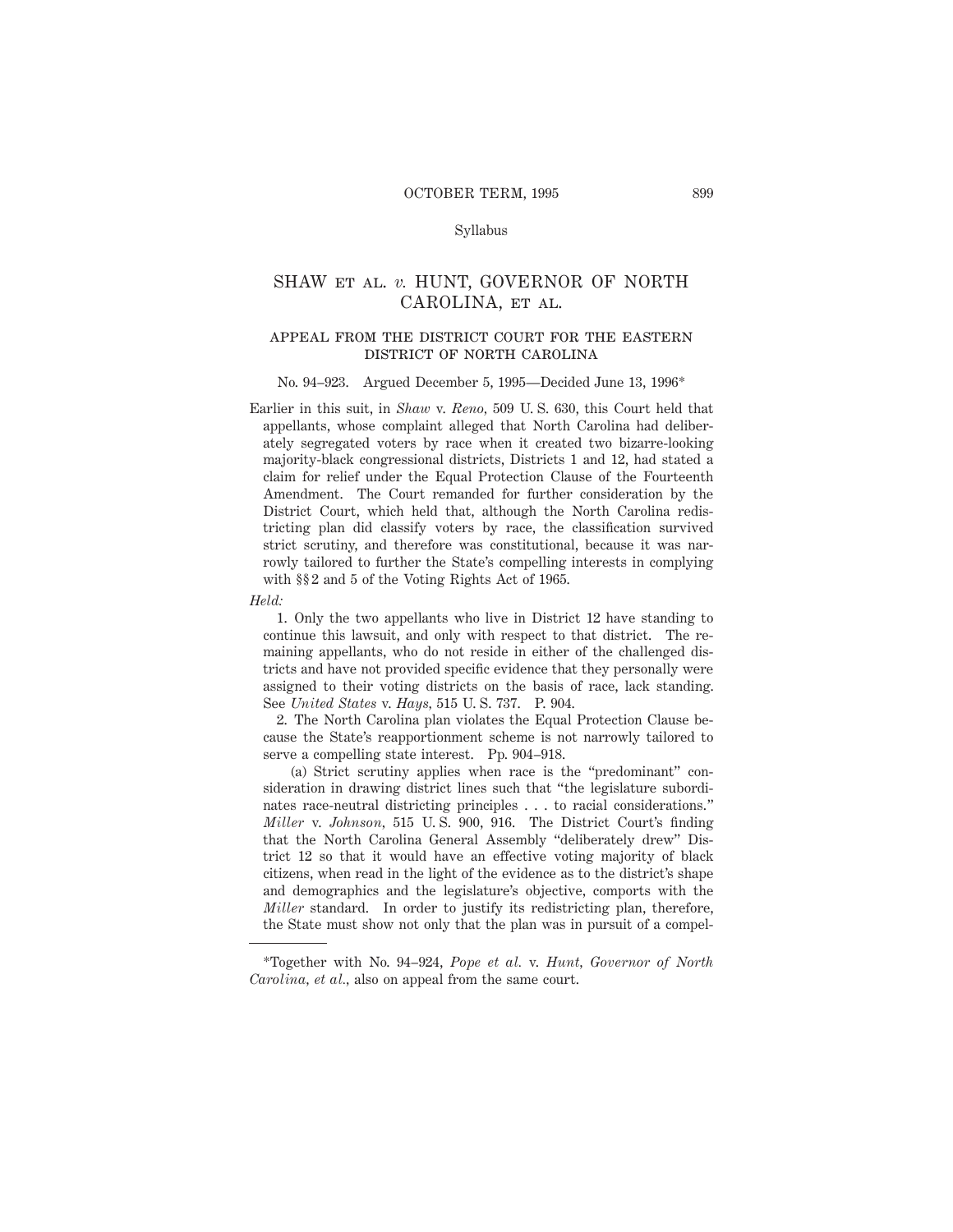# SHAW ET AL. *v.* HUNT, GOVERNOR OF NORTH CAROLINA, ET AL.

## APPEAL FROM THE DISTRICT COURT FOR THE EASTERN DISTRICT OF NORTH CAROLINA

No. 94–923. Argued December 5, 1995—Decided June 13, 1996*

Earlier in this suit, in *Shaw* v. *Reno,* 509 U. S. 630, this Court held that appellants, whose complaint alleged that North Carolina had deliberately segregated voters by race when it created two bizarre-looking majority-black congressional districts, Districts 1 and 12, had stated a claim for relief under the Equal Protection Clause of the Fourteenth Amendment. The Court remanded for further consideration by the District Court, which held that, although the North Carolina redistricting plan did classify voters by race, the classification survived strict scrutiny, and therefore was constitutional, because it was narrowly tailored to further the State's compelling interests in complying with §§2 and 5 of the Voting Rights Act of 1965.

*Held:*

1. Only the two appellants who live in District 12 have standing to continue this lawsuit, and only with respect to that district. The remaining appellants, who do not reside in either of the challenged districts and have not provided specific evidence that they personally were assigned to their voting districts on the basis of race, lack standing. See *United States* v. *Hays,* 515 U. S. 737. P. 904.

2. The North Carolina plan violates the Equal Protection Clause because the State's reapportionment scheme is not narrowly tailored to serve a compelling state interest. Pp. 904–918.

(a) Strict scrutiny applies when race is the "predominant" consideration in drawing district lines such that "the legislature subordinates race-neutral districting principles . . . to racial considerations." *Miller* v. *Johnson,* 515 U. S. 900, 916. The District Court's finding that the North Carolina General Assembly "deliberately drew" District 12 so that it would have an effective voting majority of black citizens, when read in the light of the evidence as to the district's shape and demographics and the legislature's objective, comports with the *Miller* standard. In order to justify its redistricting plan, therefore, the State must show not only that the plan was in pursuit of a compel-

---

*Together with No. 94–924, *Pope et al.* v. *Hunt, Governor of North Carolina, et al.,* also on appeal from the same court.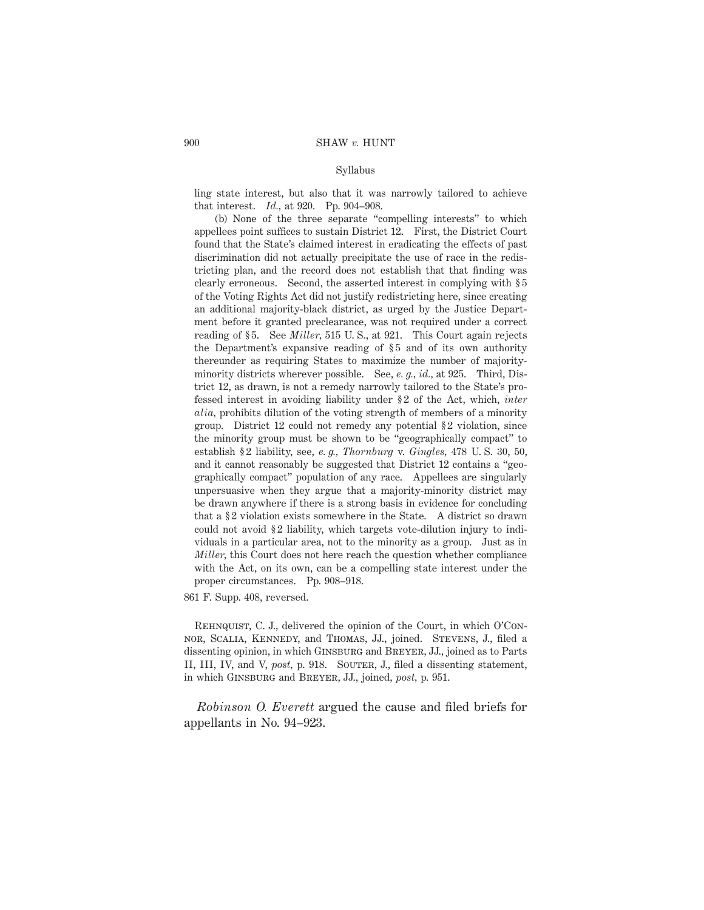ling state interest, but also that it was narrowly tailored to achieve that interest. *Id.*, at 920. Pp. 904–908.

(b) None of the three separate "compelling interests" to which appellees point suffices to sustain District 12. First, the District Court found that the State's claimed interest in eradicating the effects of past discrimination did not actually precipitate the use of race in the redistricting plan, and the record does not establish that that finding was clearly erroneous. Second, the asserted interest in complying with §5 of the Voting Rights Act did not justify redistricting here, since creating an additional majority-black district, as urged by the Justice Department before it granted preclearance, was not required under a correct reading of §5. See *Miller*, 515 U. S., at 921. This Court again rejects the Department's expansive reading of §5 and of its own authority thereunder as requiring States to maximize the number of majority-minority districts wherever possible. See, *e. g.*, *id.*, at 925. Third, District 12, as drawn, is not a remedy narrowly tailored to the State's professed interest in avoiding liability under §2 of the Act, which, *inter alia*, prohibits dilution of the voting strength of members of a minority group. District 12 could not remedy any potential §2 violation, since the minority group must be shown to be "geographically compact" to establish §2 liability, see, *e. g.*, *Thornburg* v. *Gingles*, 478 U. S. 30, 50, and it cannot reasonably be suggested that District 12 contains a "geographically compact" population of any race. Appellees are singularly unpersuasive when they argue that a majority-minority district may be drawn anywhere if there is a strong basis in evidence for concluding that a §2 violation exists somewhere in the State. A district so drawn could not avoid §2 liability, which targets vote-dilution injury to individuals in a particular area, not to the minority as a group. Just as in *Miller*, this Court does not here reach the question whether compliance with the Act, on its own, can be a compelling state interest under the proper circumstances. Pp. 908–918.

861 F. Supp. 408, reversed.

Rehnquist, C. J., delivered the opinion of the Court, in which O'Connor, Scalia, Kennedy, and Thomas, JJ., joined. Stevens, J., filed a dissenting opinion, in which Ginsburg and Breyer, JJ., joined as to Parts II, III, IV, and V, *post*, p. 918. Souter, J., filed a dissenting statement, in which Ginsburg and Breyer, JJ., joined, *post*, p. 951.

*Robinson O. Everett* argued the cause and filed briefs for appellants in No. 94–923.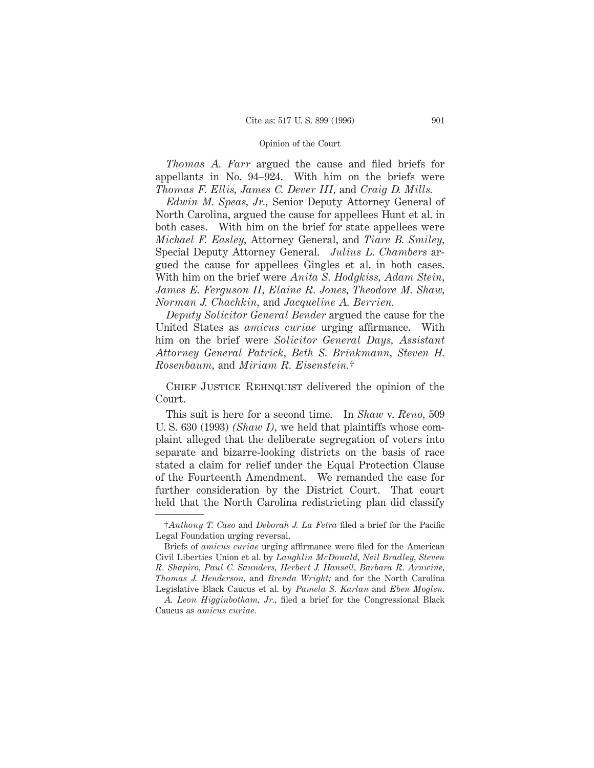*Thomas A. Farr* argued the cause and filed briefs for appellants in No. 94–924. With him on the briefs were *Thomas F. Ellis, James C. Dever III,* and *Craig D. Mills.*

*Edwin M. Speas, Jr.,* Senior Deputy Attorney General of North Carolina, argued the cause for appellees Hunt et al. in both cases. With him on the brief for state appellees were *Michael F. Easley,* Attorney General, and *Tiare B. Smiley,* Special Deputy Attorney General. *Julius L. Chambers* argued the cause for appellees Gingles et al. in both cases. With him on the brief were *Anita S. Hodgkiss, Adam Stein, James E. Ferguson II, Elaine R. Jones, Theodore M. Shaw, Norman J. Chachkin,* and *Jacqueline A. Berrien.*

*Deputy Solicitor General Bender* argued the cause for the United States as *amicus curiae* urging affirmance. With him on the brief were *Solicitor General Days, Assistant Attorney General Patrick, Beth S. Brinkmann, Steven H. Rosenbaum,* and *Miriam R. Eisenstein.*†

Chief Justice Rehnquist delivered the opinion of the Court.

This suit is here for a second time. In *Shaw* v. *Reno,* 509 U. S. 630 (1993) *(Shaw I),* we held that plaintiffs whose complaint alleged that the deliberate segregation of voters into separate and bizarre-looking districts on the basis of race stated a claim for relief under the Equal Protection Clause of the Fourteenth Amendment. We remanded the case for further consideration by the District Court. That court held that the North Carolina redistricting plan did classify

---

†*Anthony T. Caso* and *Deborah J. La Fetra* filed a brief for the Pacific Legal Foundation urging reversal.

Briefs of *amicus curiae* urging affirmance were filed for the American Civil Liberties Union et al. by *Laughlin McDonald, Neil Bradley, Steven R. Shapiro, Paul C. Saunders, Herbert J. Hansell, Barbara R. Arnwine, Thomas J. Henderson,* and *Brenda Wright;* and for the North Carolina Legislative Black Caucus et al. by *Pamela S. Karlan* and *Eben Moglen.*

*A. Leon Higginbotham, Jr.,* filed a brief for the Congressional Black Caucus as *amicus curiae.*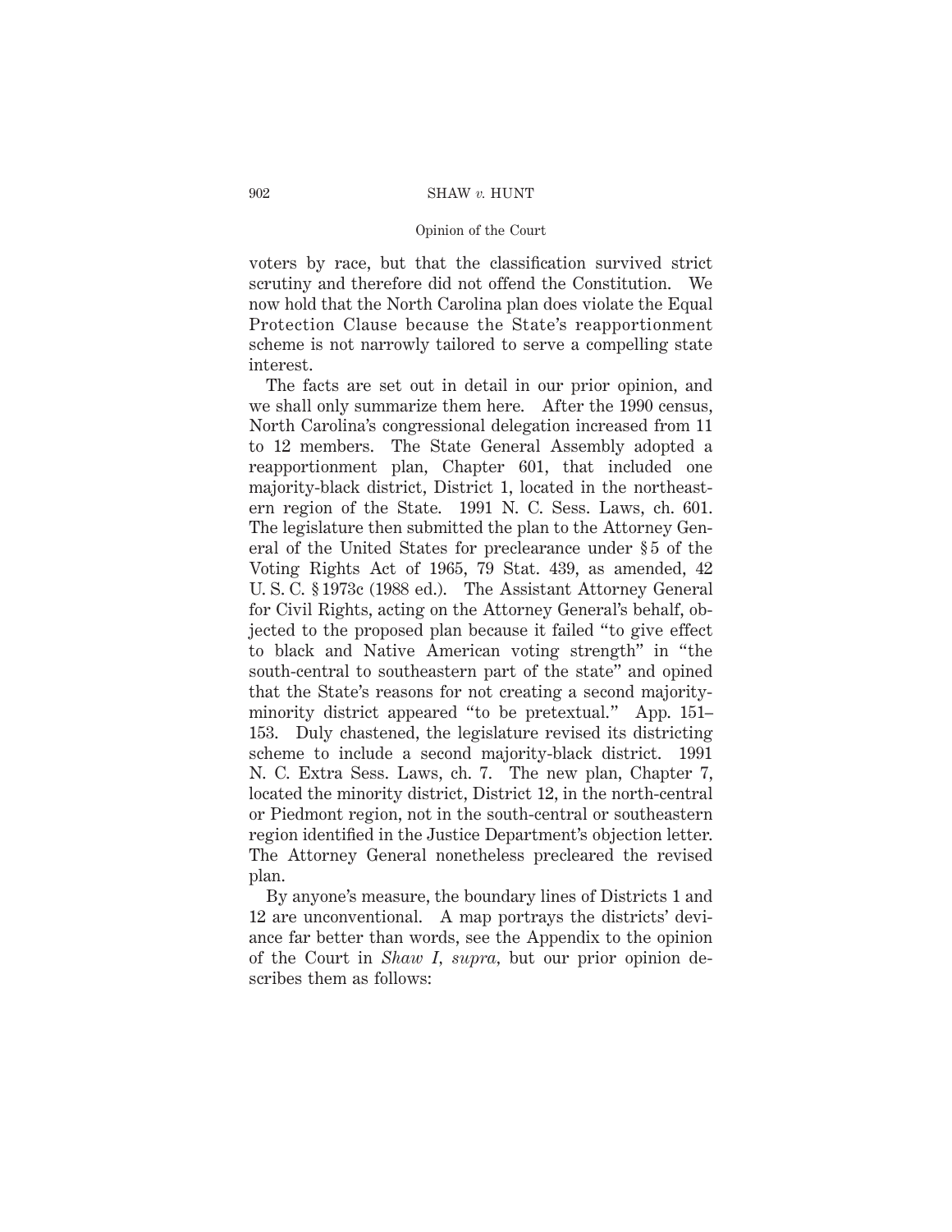voters by race, but that the classification survived strict scrutiny and therefore did not offend the Constitution. We now hold that the North Carolina plan does violate the Equal Protection Clause because the State's reapportionment scheme is not narrowly tailored to serve a compelling state interest.

The facts are set out in detail in our prior opinion, and we shall only summarize them here. After the 1990 census, North Carolina's congressional delegation increased from 11 to 12 members. The State General Assembly adopted a reapportionment plan, Chapter 601, that included one majority-black district, District 1, located in the northeastern region of the State. 1991 N. C. Sess. Laws, ch. 601. The legislature then submitted the plan to the Attorney General of the United States for preclearance under § 5 of the Voting Rights Act of 1965, 79 Stat. 439, as amended, 42 U. S. C. § 1973c (1988 ed.). The Assistant Attorney General for Civil Rights, acting on the Attorney General's behalf, objected to the proposed plan because it failed "to give effect to black and Native American voting strength" in "the south-central to southeastern part of the state" and opined that the State's reasons for not creating a second majority-minority district appeared "to be pretextual." App. 151–153. Duly chastened, the legislature revised its districting scheme to include a second majority-black district. 1991 N. C. Extra Sess. Laws, ch. 7. The new plan, Chapter 7, located the minority district, District 12, in the north-central or Piedmont region, not in the south-central or southeastern region identified in the Justice Department's objection letter. The Attorney General nonetheless precleared the revised plan.

By anyone's measure, the boundary lines of Districts 1 and 12 are unconventional. A map portrays the districts' deviance far better than words, see the Appendix to the opinion of the Court in *Shaw I*, *supra*, but our prior opinion describes them as follows: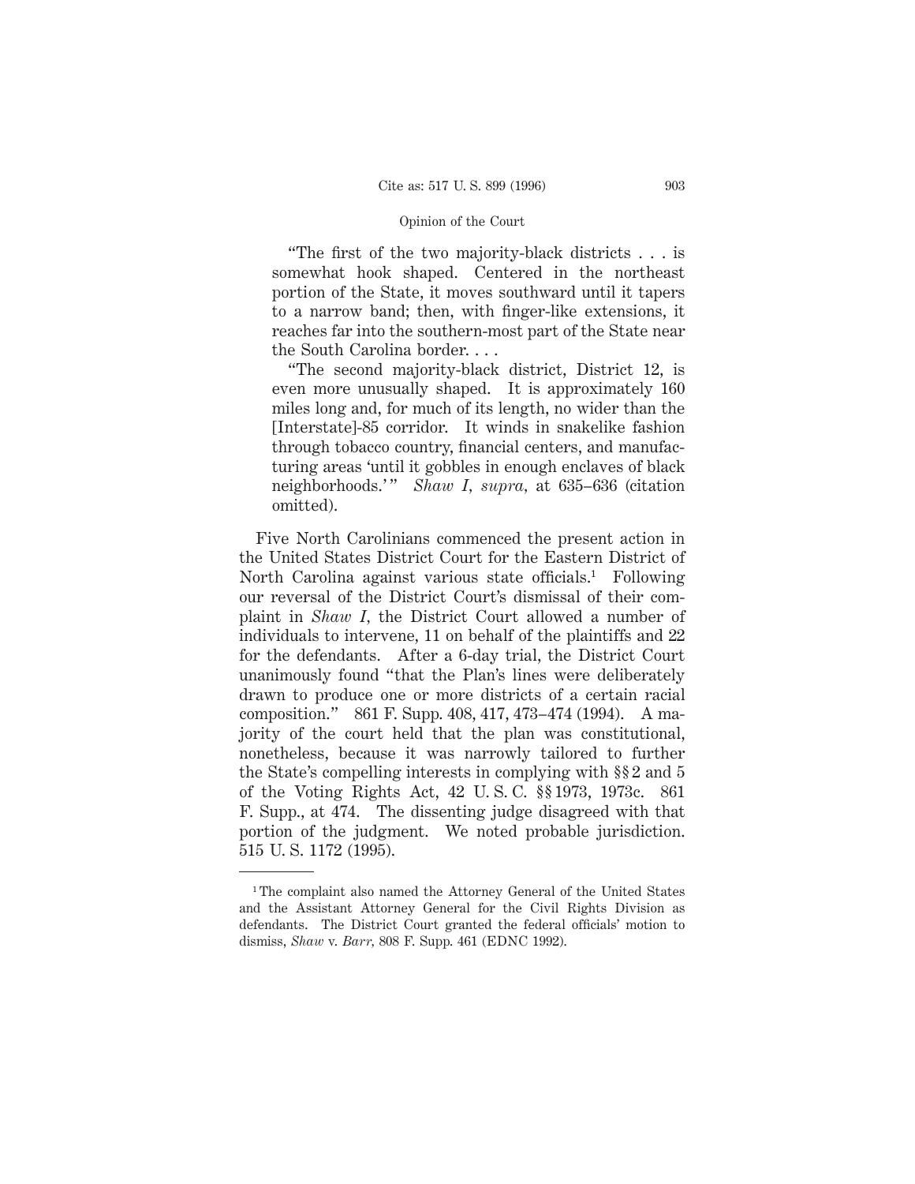> "The first of the two majority-black districts . . . is somewhat hook shaped. Centered in the northeast portion of the State, it moves southward until it tapers to a narrow band; then, with finger-like extensions, it reaches far into the southern-most part of the State near the South Carolina border. . . .
>
> "The second majority-black district, District 12, is even more unusually shaped. It is approximately 160 miles long and, for much of its length, no wider than the [Interstate]-85 corridor. It winds in snakelike fashion through tobacco country, financial centers, and manufacturing areas 'until it gobbles in enough enclaves of black neighborhoods.'" *Shaw I*, *supra*, at 635–636 (citation omitted).

Five North Carolinians commenced the present action in the United States District Court for the Eastern District of North Carolina against various state officials.[1] Following our reversal of the District Court's dismissal of their complaint in *Shaw I*, the District Court allowed a number of individuals to intervene, 11 on behalf of the plaintiffs and 22 for the defendants. After a 6-day trial, the District Court unanimously found "that the Plan's lines were deliberately drawn to produce one or more districts of a certain racial composition." 861 F. Supp. 408, 417, 473–474 (1994). A majority of the court held that the plan was constitutional, nonetheless, because it was narrowly tailored to further the State's compelling interests in complying with §§ 2 and 5 of the Voting Rights Act, 42 U. S. C. §§ 1973, 1973c. 861 F. Supp., at 474. The dissenting judge disagreed with that portion of the judgment. We noted probable jurisdiction. 515 U. S. 1172 (1995).

---

[1] The complaint also named the Attorney General of the United States and the Assistant Attorney General for the Civil Rights Division as defendants. The District Court granted the federal officials' motion to dismiss, *Shaw* v. *Barr*, 808 F. Supp. 461 (EDNC 1992).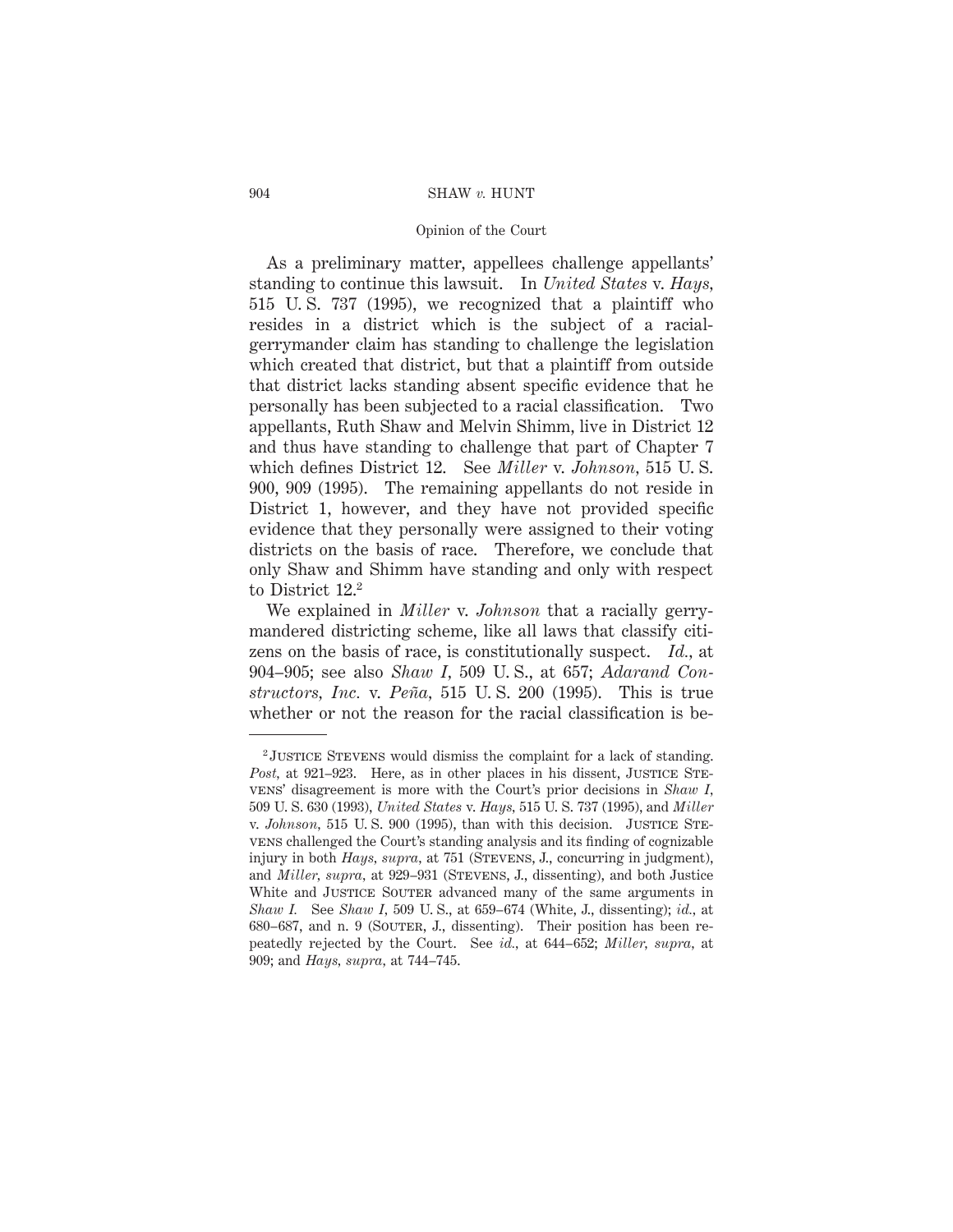As a preliminary matter, appellees challenge appellants' standing to continue this lawsuit. In *United States* v. *Hays*, 515 U. S. 737 (1995), we recognized that a plaintiff who resides in a district which is the subject of a racial-gerrymander claim has standing to challenge the legislation which created that district, but that a plaintiff from outside that district lacks standing absent specific evidence that he personally has been subjected to a racial classification. Two appellants, Ruth Shaw and Melvin Shimm, live in District 12 and thus have standing to challenge that part of Chapter 7 which defines District 12. See *Miller* v. *Johnson*, 515 U. S. 900, 909 (1995). The remaining appellants do not reside in District 1, however, and they have not provided specific evidence that they personally were assigned to their voting districts on the basis of race. Therefore, we conclude that only Shaw and Shimm have standing and only with respect to District 12.[2]

We explained in *Miller* v. *Johnson* that a racially gerrymandered districting scheme, like all laws that classify citizens on the basis of race, is constitutionally suspect. *Id.*, at 904–905; see also *Shaw I*, 509 U. S., at 657; *Adarand Constructors, Inc.* v. *Peña*, 515 U. S. 200 (1995). This is true whether or not the reason for the racial classification is be-

[2] JUSTICE STEVENS would dismiss the complaint for a lack of standing. *Post*, at 921–923. Here, as in other places in his dissent, JUSTICE STEVENS' disagreement is more with the Court's prior decisions in *Shaw I*, 509 U. S. 630 (1993), *United States* v. *Hays*, 515 U. S. 737 (1995), and *Miller* v. *Johnson*, 515 U. S. 900 (1995), than with this decision. JUSTICE STEVENS challenged the Court's standing analysis and its finding of cognizable injury in both *Hays*, *supra*, at 751 (STEVENS, J., concurring in judgment), and *Miller*, *supra*, at 929–931 (STEVENS, J., dissenting), and both Justice White and JUSTICE SOUTER advanced many of the same arguments in *Shaw I*. See *Shaw I*, 509 U. S., at 659–674 (White, J., dissenting); *id.*, at 680–687, and n. 9 (SOUTER, J., dissenting). Their position has been repeatedly rejected by the Court. See *id.*, at 644–652; *Miller*, *supra*, at 909; and *Hays*, *supra*, at 744–745.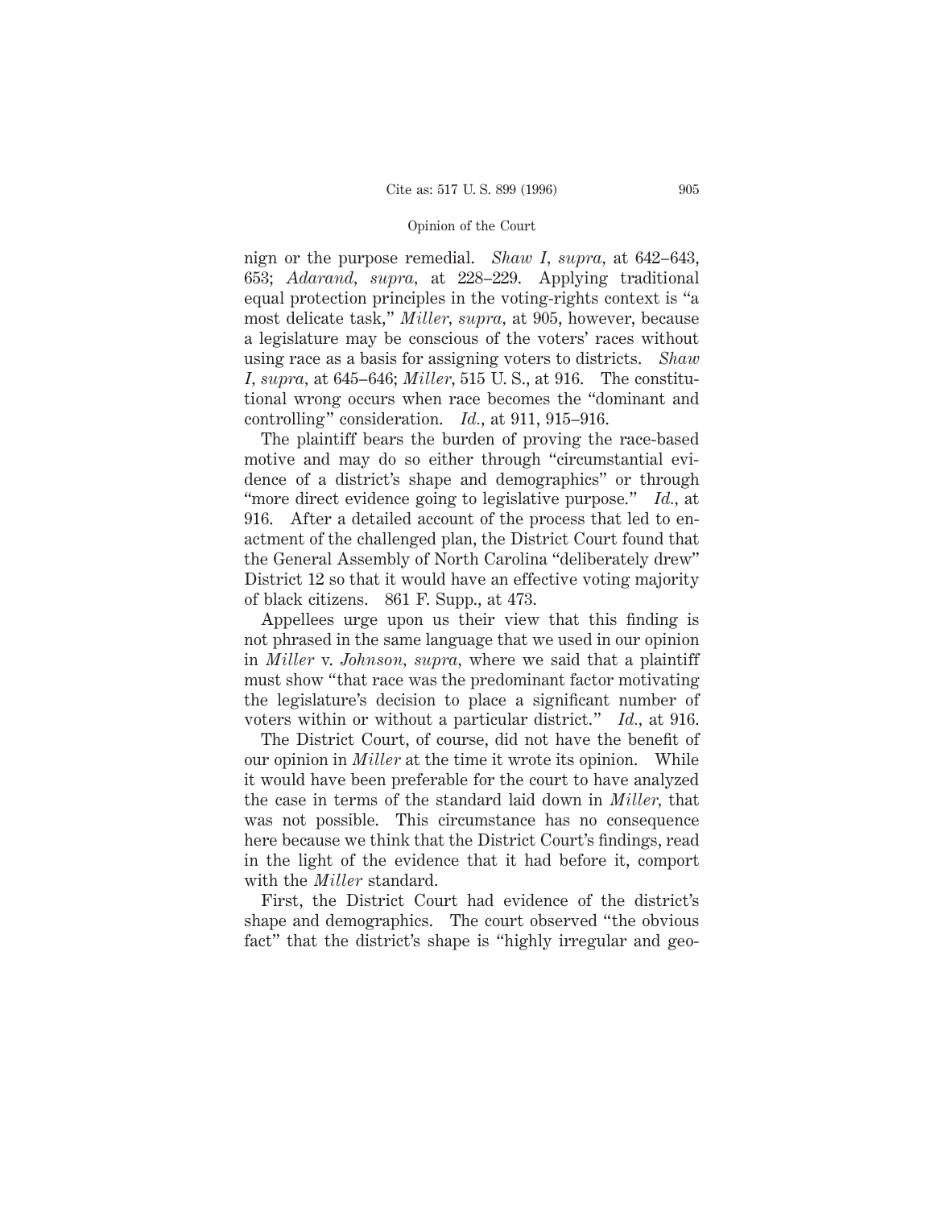nign or the purpose remedial. *Shaw I*, *supra*, at 642–643, 653; *Adarand*, *supra*, at 228–229. Applying traditional equal protection principles in the voting-rights context is "a most delicate task," *Miller*, *supra*, at 905, however, because a legislature may be conscious of the voters' races without using race as a basis for assigning voters to districts. *Shaw I*, *supra*, at 645–646; *Miller*, 515 U. S., at 916. The constitutional wrong occurs when race becomes the "dominant and controlling" consideration. *Id.*, at 911, 915–916.

The plaintiff bears the burden of proving the race-based motive and may do so either through "circumstantial evidence of a district's shape and demographics" or through "more direct evidence going to legislative purpose." *Id.*, at 916. After a detailed account of the process that led to enactment of the challenged plan, the District Court found that the General Assembly of North Carolina "deliberately drew" District 12 so that it would have an effective voting majority of black citizens. 861 F. Supp., at 473.

Appellees urge upon us their view that this finding is not phrased in the same language that we used in our opinion in *Miller* v. *Johnson*, *supra*, where we said that a plaintiff must show "that race was the predominant factor motivating the legislature's decision to place a significant number of voters within or without a particular district." *Id.*, at 916.

The District Court, of course, did not have the benefit of our opinion in *Miller* at the time it wrote its opinion. While it would have been preferable for the court to have analyzed the case in terms of the standard laid down in *Miller*, that was not possible. This circumstance has no consequence here because we think that the District Court's findings, read in the light of the evidence that it had before it, comport with the *Miller* standard.

First, the District Court had evidence of the district's shape and demographics. The court observed "the obvious fact" that the district's shape is "highly irregular and geo-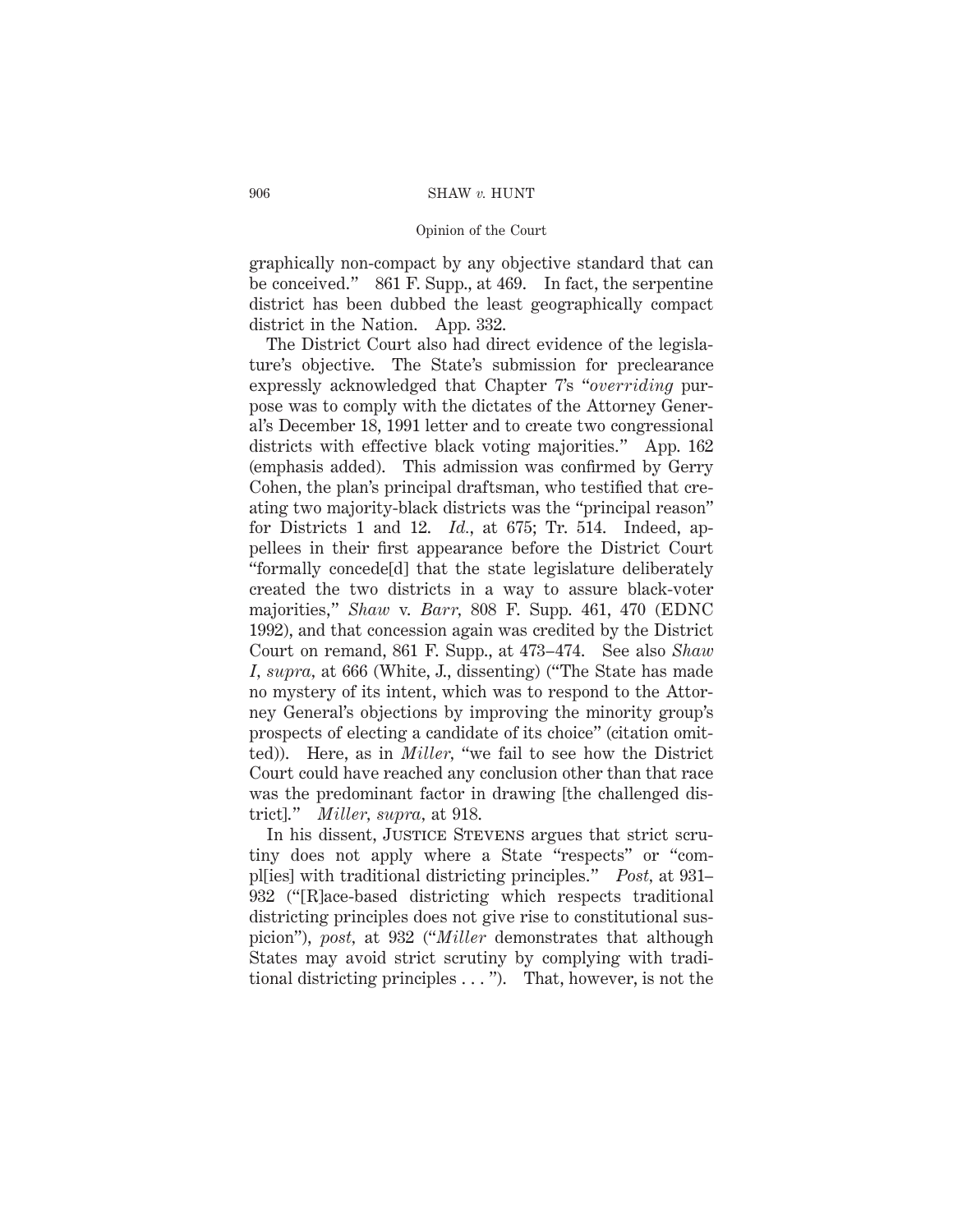graphically non-compact by any objective standard that can be conceived." 861 F. Supp., at 469. In fact, the serpentine district has been dubbed the least geographically compact district in the Nation. App. 332.

The District Court also had direct evidence of the legislature's objective. The State's submission for preclearance expressly acknowledged that Chapter 7's "*overriding* purpose was to comply with the dictates of the Attorney General's December 18, 1991 letter and to create two congressional districts with effective black voting majorities." App. 162 (emphasis added). This admission was confirmed by Gerry Cohen, the plan's principal draftsman, who testified that creating two majority-black districts was the "principal reason" for Districts 1 and 12. *Id.*, at 675; Tr. 514. Indeed, appellees in their first appearance before the District Court "formally concede[d] that the state legislature deliberately created the two districts in a way to assure black-voter majorities," *Shaw* v. *Barr,* 808 F. Supp. 461, 470 (EDNC 1992), and that concession again was credited by the District Court on remand, 861 F. Supp., at 473–474. See also *Shaw I*, *supra*, at 666 (White, J., dissenting) ("The State has made no mystery of its intent, which was to respond to the Attorney General's objections by improving the minority group's prospects of electing a candidate of its choice" (citation omitted)). Here, as in *Miller*, "we fail to see how the District Court could have reached any conclusion other than that race was the predominant factor in drawing [the challenged district]." *Miller*, *supra*, at 918.

In his dissent, Justice Stevens argues that strict scrutiny does not apply where a State "respects" or "compl[ies] with traditional districting principles." *Post*, at 931–932 ("[R]ace-based districting which respects traditional districting principles does not give rise to constitutional suspicion"), *post*, at 932 ("*Miller* demonstrates that although States may avoid strict scrutiny by complying with traditional districting principles . . . "). That, however, is not the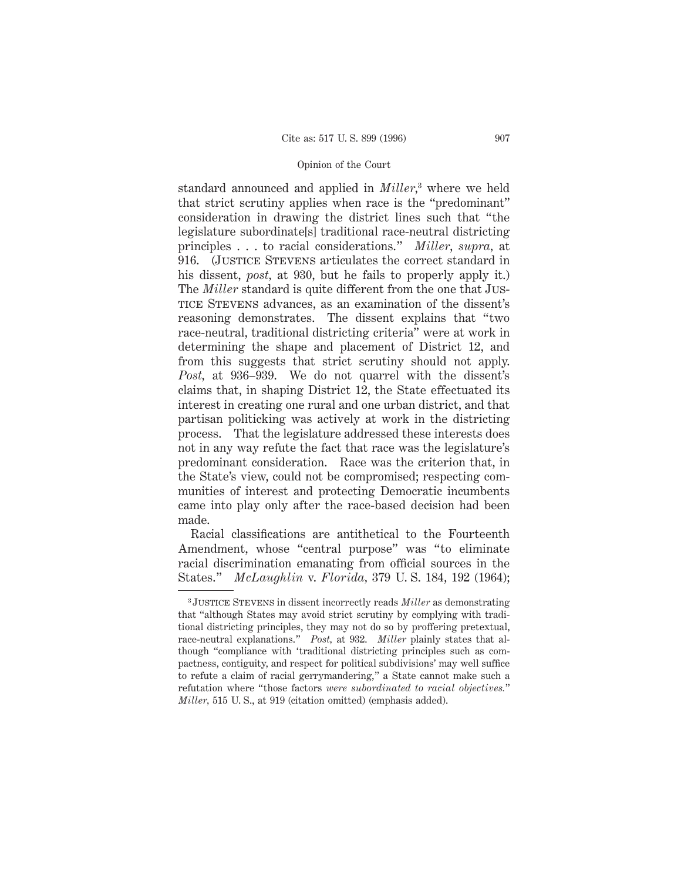standard announced and applied in *Miller*,[3] where we held that strict scrutiny applies when race is the "predominant" consideration in drawing the district lines such that "the legislature subordinate[s] traditional race-neutral districting principles . . . to racial considerations." *Miller, supra,* at 916. (Justice Stevens articulates the correct standard in his dissent, *post*, at 930, but he fails to properly apply it.) The *Miller* standard is quite different from the one that Justice Stevens advances, as an examination of the dissent's reasoning demonstrates. The dissent explains that "two race-neutral, traditional districting criteria" were at work in determining the shape and placement of District 12, and from this suggests that strict scrutiny should not apply. *Post*, at 936–939. We do not quarrel with the dissent's claims that, in shaping District 12, the State effectuated its interest in creating one rural and one urban district, and that partisan politicking was actively at work in the districting process. That the legislature addressed these interests does not in any way refute the fact that race was the legislature's predominant consideration. Race was the criterion that, in the State's view, could not be compromised; respecting communities of interest and protecting Democratic incumbents came into play only after the race-based decision had been made.

Racial classifications are antithetical to the Fourteenth Amendment, whose "central purpose" was "to eliminate racial discrimination emanating from official sources in the States." *McLaughlin* v. *Florida*, 379 U. S. 184, 192 (1964);

---

[3] Justice Stevens in dissent incorrectly reads *Miller* as demonstrating that "although States may avoid strict scrutiny by complying with traditional districting principles, they may not do so by proffering pretextual, race-neutral explanations." *Post,* at 932. *Miller* plainly states that although "compliance with 'traditional districting principles such as compactness, contiguity, and respect for political subdivisions' may well suffice to refute a claim of racial gerrymandering," a State cannot make such a refutation where "those factors *were subordinated to racial objectives.*" *Miller*, 515 U. S., at 919 (citation omitted) (emphasis added).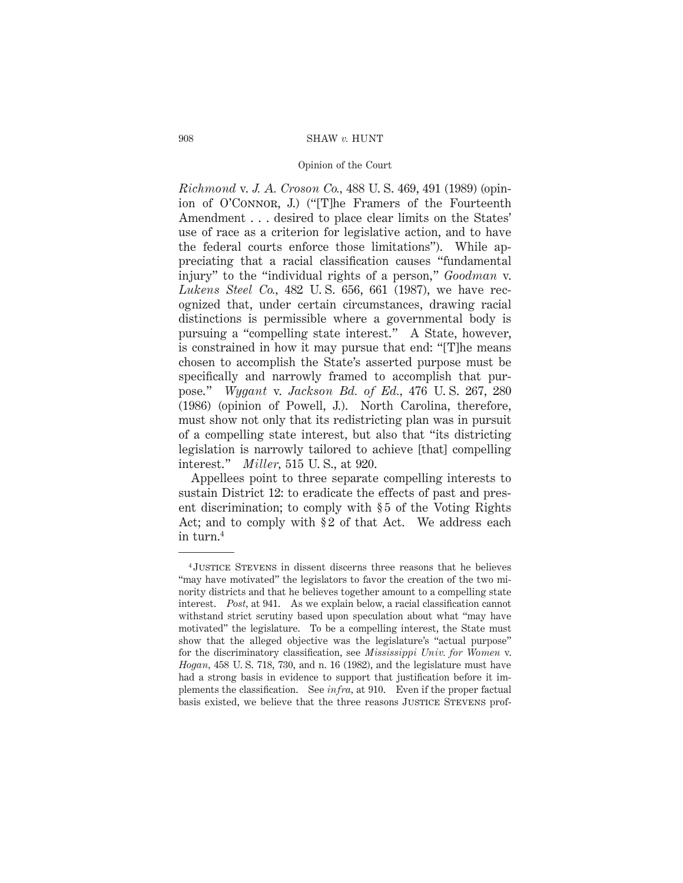*Richmond* v. *J. A. Croson Co.*, 488 U. S. 469, 491 (1989) (opinion of O'Connor, J.) ("[T]he Framers of the Fourteenth Amendment . . . desired to place clear limits on the States' use of race as a criterion for legislative action, and to have the federal courts enforce those limitations"). While appreciating that a racial classification causes "fundamental injury" to the "individual rights of a person," *Goodman* v. *Lukens Steel Co.*, 482 U. S. 656, 661 (1987), we have recognized that, under certain circumstances, drawing racial distinctions is permissible where a governmental body is pursuing a "compelling state interest." A State, however, is constrained in how it may pursue that end: "[T]he means chosen to accomplish the State's asserted purpose must be specifically and narrowly framed to accomplish that purpose." *Wygant* v. *Jackson Bd. of Ed.*, 476 U. S. 267, 280 (1986) (opinion of Powell, J.). North Carolina, therefore, must show not only that its redistricting plan was in pursuit of a compelling state interest, but also that "its districting legislation is narrowly tailored to achieve [that] compelling interest." *Miller*, 515 U. S., at 920.

Appellees point to three separate compelling interests to sustain District 12: to eradicate the effects of past and present discrimination; to comply with § 5 of the Voting Rights Act; and to comply with § 2 of that Act. We address each in turn.[4]

---

[4] Justice Stevens in dissent discerns three reasons that he believes "may have motivated" the legislators to favor the creation of the two minority districts and that he believes together amount to a compelling state interest. *Post*, at 941. As we explain below, a racial classification cannot withstand strict scrutiny based upon speculation about what "may have motivated" the legislature. To be a compelling interest, the State must show that the alleged objective was the legislature's "actual purpose" for the discriminatory classification, see *Mississippi Univ. for Women* v. *Hogan*, 458 U. S. 718, 730, and n. 16 (1982), and the legislature must have had a strong basis in evidence to support that justification before it implements the classification. See *infra*, at 910. Even if the proper factual basis existed, we believe that the three reasons Justice Stevens prof-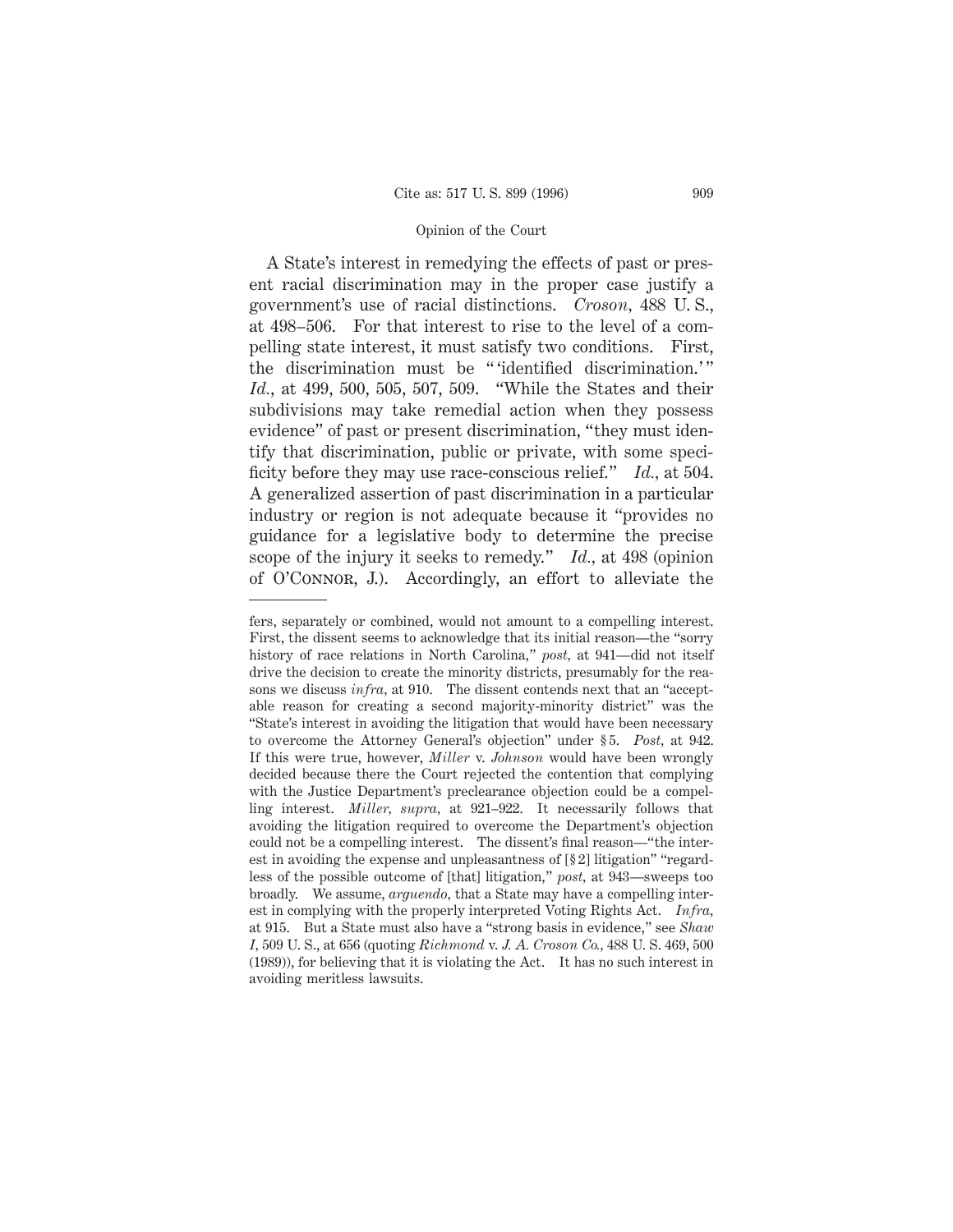A State's interest in remedying the effects of past or present racial discrimination may in the proper case justify a government's use of racial distinctions. *Croson*, 488 U. S., at 498–506. For that interest to rise to the level of a compelling state interest, it must satisfy two conditions. First, the discrimination must be "'identified discrimination.'" *Id.*, at 499, 500, 505, 507, 509. "While the States and their subdivisions may take remedial action when they possess evidence" of past or present discrimination, "they must identify that discrimination, public or private, with some specificity before they may use race-conscious relief." *Id.*, at 504. A generalized assertion of past discrimination in a particular industry or region is not adequate because it "provides no guidance for a legislative body to determine the precise scope of the injury it seeks to remedy." *Id.*, at 498 (opinion of O'Connor, J.). Accordingly, an effort to alleviate the

---

fers, separately or combined, would not amount to a compelling interest. First, the dissent seems to acknowledge that its initial reason—the "sorry history of race relations in North Carolina," *post*, at 941—did not itself drive the decision to create the minority districts, presumably for the reasons we discuss *infra*, at 910. The dissent contends next that an "acceptable reason for creating a second majority-minority district" was the "State's interest in avoiding the litigation that would have been necessary to overcome the Attorney General's objection" under §5. *Post*, at 942. If this were true, however, *Miller* v. *Johnson* would have been wrongly decided because there the Court rejected the contention that complying with the Justice Department's preclearance objection could be a compelling interest. *Miller*, *supra*, at 921–922. It necessarily follows that avoiding the litigation required to overcome the Department's objection could not be a compelling interest. The dissent's final reason—"the interest in avoiding the expense and unpleasantness of [§2] litigation" "regardless of the possible outcome of [that] litigation," *post*, at 943—sweeps too broadly. We assume, *arguendo*, that a State may have a compelling interest in complying with the properly interpreted Voting Rights Act. *Infra*, at 915. But a State must also have a "strong basis in evidence," see *Shaw I*, 509 U. S., at 656 (quoting *Richmond* v. *J. A. Croson Co.*, 488 U. S. 469, 500 (1989)), for believing that it is violating the Act. It has no such interest in avoiding meritless lawsuits.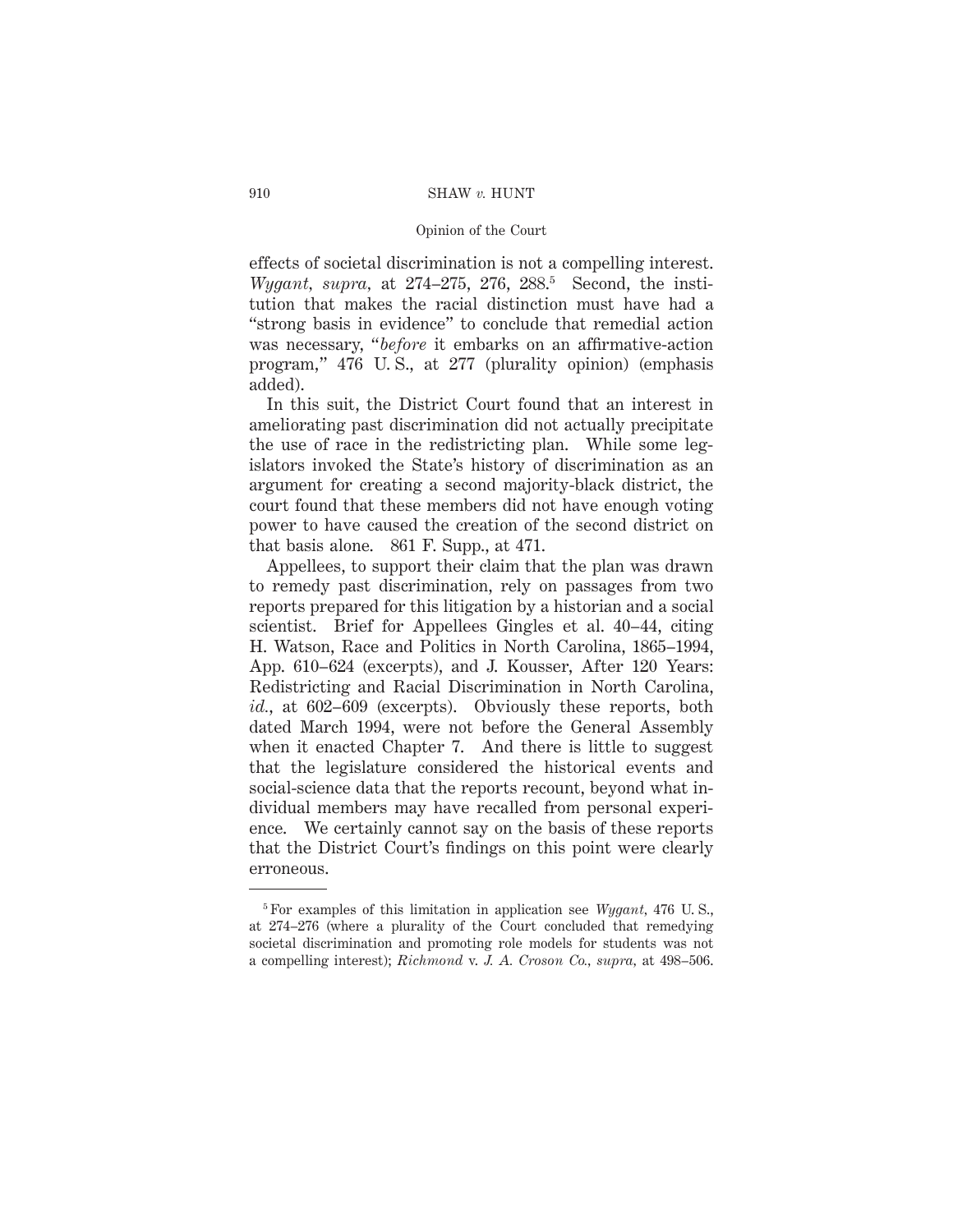effects of societal discrimination is not a compelling interest. *Wygant*, *supra*, at 274–275, 276, 288.[5] Second, the institution that makes the racial distinction must have had a "strong basis in evidence" to conclude that remedial action was necessary, "*before* it embarks on an affirmative-action program," 476 U. S., at 277 (plurality opinion) (emphasis added).

In this suit, the District Court found that an interest in ameliorating past discrimination did not actually precipitate the use of race in the redistricting plan. While some legislators invoked the State's history of discrimination as an argument for creating a second majority-black district, the court found that these members did not have enough voting power to have caused the creation of the second district on that basis alone. 861 F. Supp., at 471.

Appellees, to support their claim that the plan was drawn to remedy past discrimination, rely on passages from two reports prepared for this litigation by a historian and a social scientist. Brief for Appellees Gingles et al. 40–44, citing H. Watson, Race and Politics in North Carolina, 1865–1994, App. 610–624 (excerpts), and J. Kousser, After 120 Years: Redistricting and Racial Discrimination in North Carolina, *id.*, at 602–609 (excerpts). Obviously these reports, both dated March 1994, were not before the General Assembly when it enacted Chapter 7. And there is little to suggest that the legislature considered the historical events and social-science data that the reports recount, beyond what individual members may have recalled from personal experience. We certainly cannot say on the basis of these reports that the District Court's findings on this point were clearly erroneous.

---

[5] For examples of this limitation in application see *Wygant*, 476 U. S., at 274–276 (where a plurality of the Court concluded that remedying societal discrimination and promoting role models for students was not a compelling interest); *Richmond* v. *J. A. Croson Co.*, *supra*, at 498–506.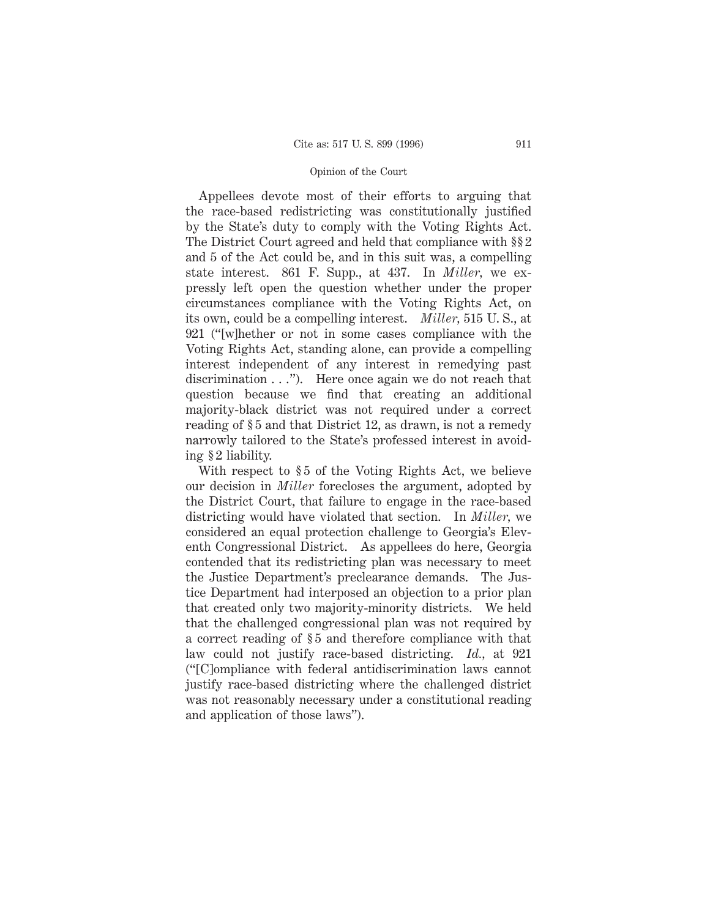Appellees devote most of their efforts to arguing that the race-based redistricting was constitutionally justified by the State's duty to comply with the Voting Rights Act. The District Court agreed and held that compliance with §§ 2 and 5 of the Act could be, and in this suit was, a compelling state interest. 861 F. Supp., at 437. In *Miller*, we expressly left open the question whether under the proper circumstances compliance with the Voting Rights Act, on its own, could be a compelling interest. *Miller*, 515 U. S., at 921 ("[w]hether or not in some cases compliance with the Voting Rights Act, standing alone, can provide a compelling interest independent of any interest in remedying past discrimination . . ."). Here once again we do not reach that question because we find that creating an additional majority-black district was not required under a correct reading of § 5 and that District 12, as drawn, is not a remedy narrowly tailored to the State's professed interest in avoiding § 2 liability.

With respect to § 5 of the Voting Rights Act, we believe our decision in *Miller* forecloses the argument, adopted by the District Court, that failure to engage in the race-based districting would have violated that section. In *Miller*, we considered an equal protection challenge to Georgia's Eleventh Congressional District. As appellees do here, Georgia contended that its redistricting plan was necessary to meet the Justice Department's preclearance demands. The Justice Department had interposed an objection to a prior plan that created only two majority-minority districts. We held that the challenged congressional plan was not required by a correct reading of § 5 and therefore compliance with that law could not justify race-based districting. *Id.*, at 921 ("[C]ompliance with federal antidiscrimination laws cannot justify race-based districting where the challenged district was not reasonably necessary under a constitutional reading and application of those laws").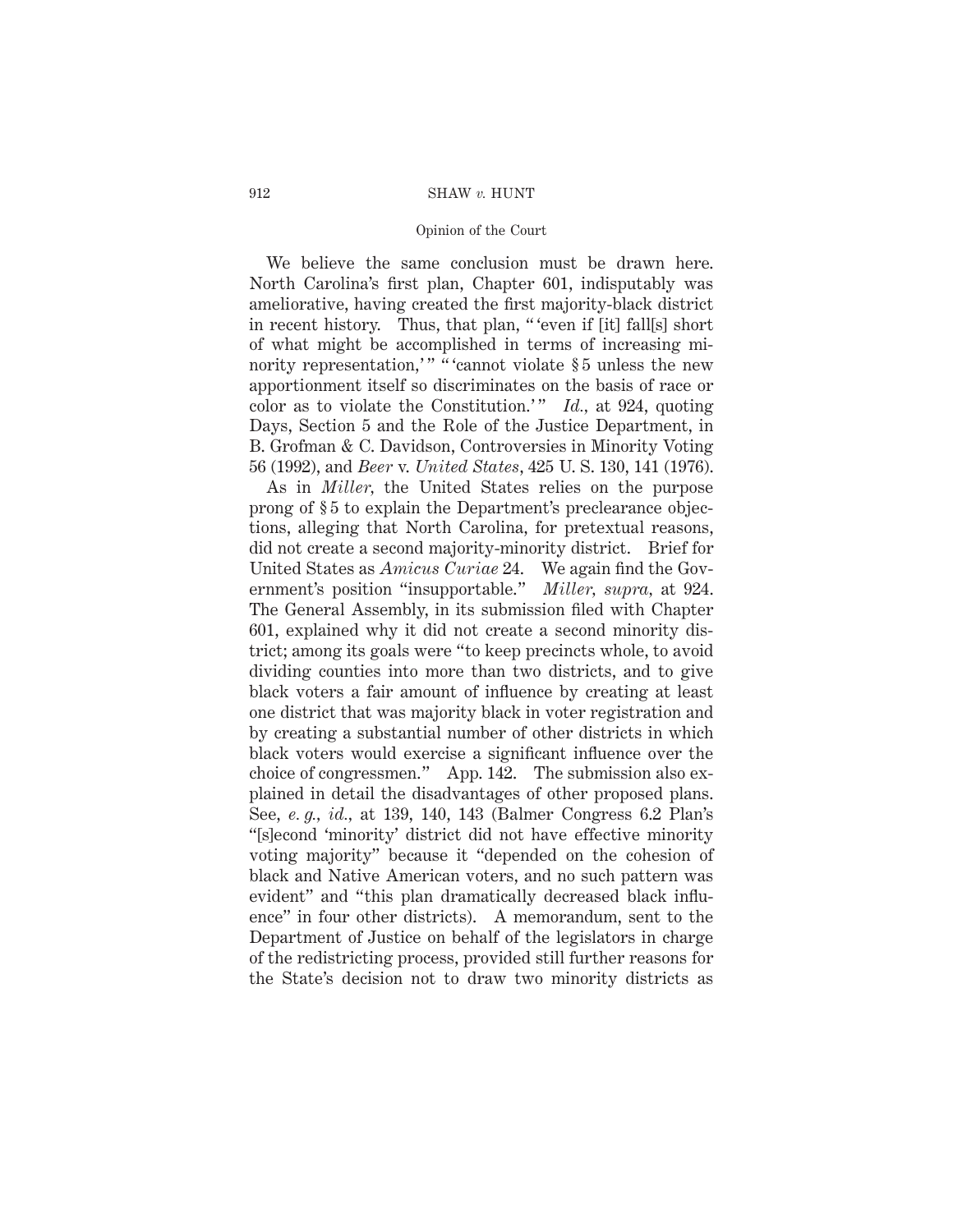We believe the same conclusion must be drawn here. North Carolina's first plan, Chapter 601, indisputably was ameliorative, having created the first majority-black district in recent history. Thus, that plan, " 'even if [it] fall[s] short of what might be accomplished in terms of increasing minority representation,' " " 'cannot violate § 5 unless the new apportionment itself so discriminates on the basis of race or color as to violate the Constitution.' " *Id.,* at 924, quoting Days, Section 5 and the Role of the Justice Department, in B. Grofman & C. Davidson, Controversies in Minority Voting 56 (1992), and *Beer* v. *United States*, 425 U. S. 130, 141 (1976).

As in *Miller,* the United States relies on the purpose prong of § 5 to explain the Department's preclearance objections, alleging that North Carolina, for pretextual reasons, did not create a second majority-minority district. Brief for United States as *Amicus Curiae* 24. We again find the Government's position "insupportable." *Miller, supra,* at 924. The General Assembly, in its submission filed with Chapter 601, explained why it did not create a second minority district; among its goals were "to keep precincts whole, to avoid dividing counties into more than two districts, and to give black voters a fair amount of influence by creating at least one district that was majority black in voter registration and by creating a substantial number of other districts in which black voters would exercise a significant influence over the choice of congressmen." App. 142. The submission also explained in detail the disadvantages of other proposed plans. See, *e. g., id.,* at 139, 140, 143 (Balmer Congress 6.2 Plan's "[s]econd 'minority' district did not have effective minority voting majority" because it "depended on the cohesion of black and Native American voters, and no such pattern was evident" and "this plan dramatically decreased black influence" in four other districts). A memorandum, sent to the Department of Justice on behalf of the legislators in charge of the redistricting process, provided still further reasons for the State's decision not to draw two minority districts as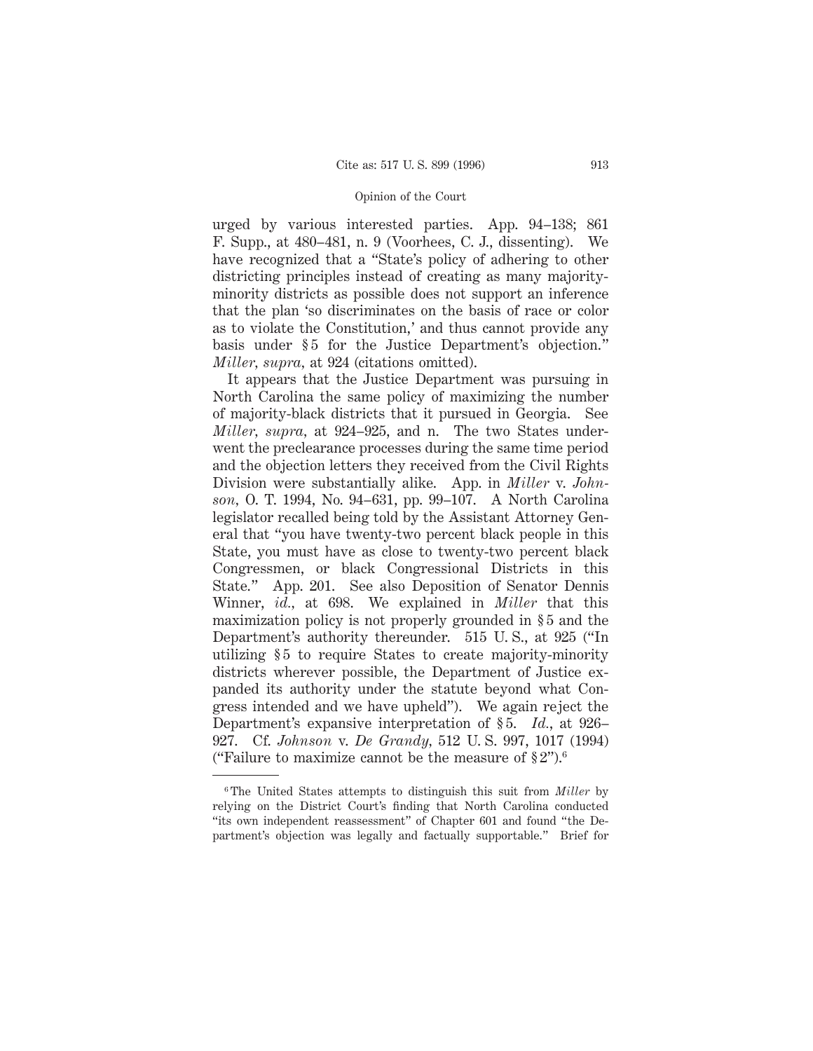urged by various interested parties. App. 94–138; 861 F. Supp., at 480–481, n. 9 (Voorhees, C. J., dissenting). We have recognized that a "State's policy of adhering to other districting principles instead of creating as many majority-minority districts as possible does not support an inference that the plan 'so discriminates on the basis of race or color as to violate the Constitution,' and thus cannot provide any basis under § 5 for the Justice Department's objection." *Miller, supra,* at 924 (citations omitted).

It appears that the Justice Department was pursuing in North Carolina the same policy of maximizing the number of majority-black districts that it pursued in Georgia. See *Miller, supra,* at 924–925, and n. The two States underwent the preclearance processes during the same time period and the objection letters they received from the Civil Rights Division were substantially alike. App. in *Miller* v. *Johnson,* O. T. 1994, No. 94–631, pp. 99–107. A North Carolina legislator recalled being told by the Assistant Attorney General that "you have twenty-two percent black people in this State, you must have as close to twenty-two percent black Congressmen, or black Congressional Districts in this State." App. 201. See also Deposition of Senator Dennis Winner, *id.,* at 698. We explained in *Miller* that this maximization policy is not properly grounded in § 5 and the Department's authority thereunder. 515 U. S., at 925 ("In utilizing § 5 to require States to create majority-minority districts wherever possible, the Department of Justice expanded its authority under the statute beyond what Congress intended and we have upheld"). We again reject the Department's expansive interpretation of § 5. *Id.,* at 926–927. Cf. *Johnson* v. *De Grandy,* 512 U. S. 997, 1017 (1994) ("Failure to maximize cannot be the measure of § 2").[6]

---

[6] The United States attempts to distinguish this suit from *Miller* by relying on the District Court's finding that North Carolina conducted "its own independent reassessment" of Chapter 601 and found "the Department's objection was legally and factually supportable." Brief for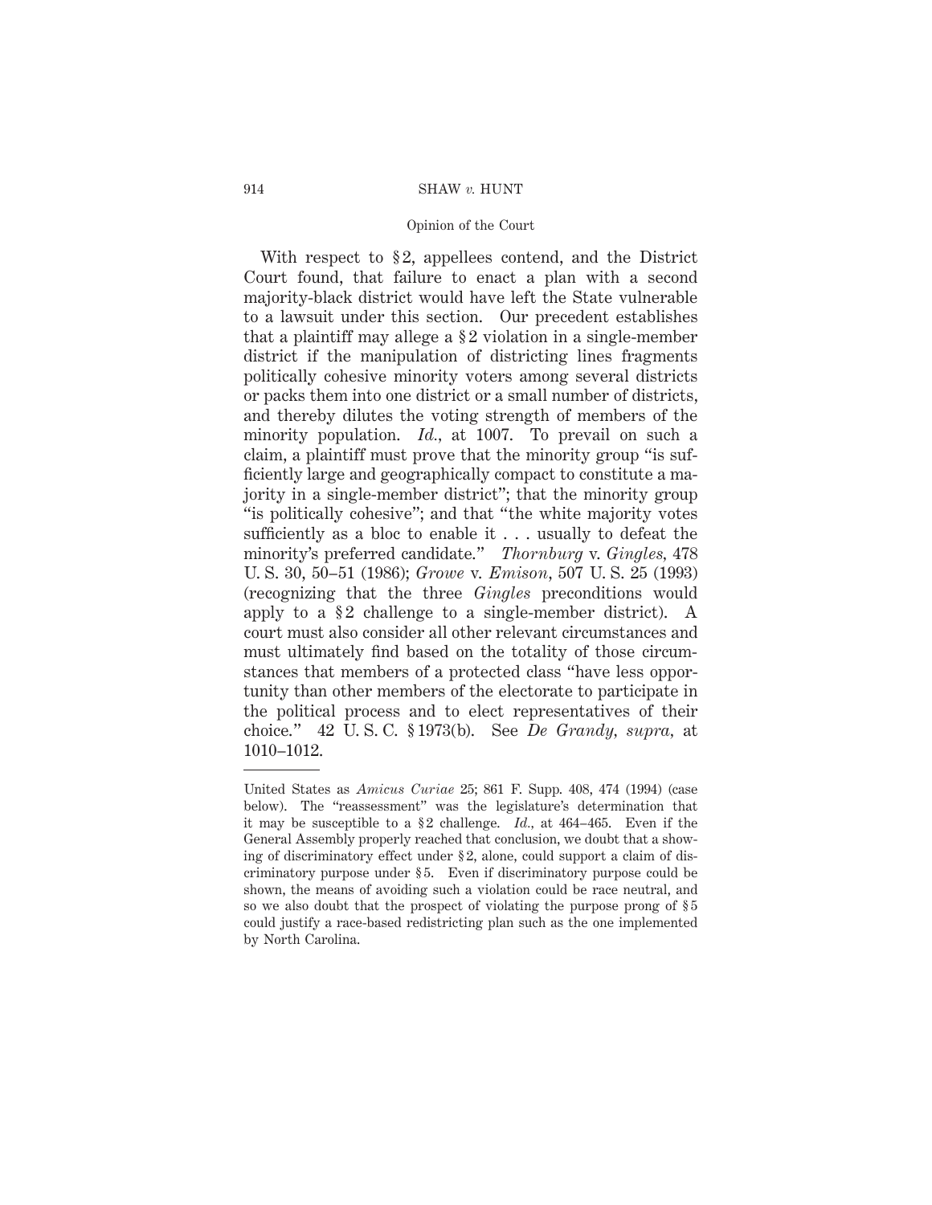With respect to §2, appellees contend, and the District Court found, that failure to enact a plan with a second majority-black district would have left the State vulnerable to a lawsuit under this section. Our precedent establishes that a plaintiff may allege a §2 violation in a single-member district if the manipulation of districting lines fragments politically cohesive minority voters among several districts or packs them into one district or a small number of districts, and thereby dilutes the voting strength of members of the minority population. *Id.*, at 1007. To prevail on such a claim, a plaintiff must prove that the minority group "is sufficiently large and geographically compact to constitute a majority in a single-member district"; that the minority group "is politically cohesive"; and that "the white majority votes sufficiently as a bloc to enable it . . . usually to defeat the minority's preferred candidate." *Thornburg* v. *Gingles*, 478 U. S. 30, 50–51 (1986); *Growe* v. *Emison*, 507 U. S. 25 (1993) (recognizing that the three *Gingles* preconditions would apply to a §2 challenge to a single-member district). A court must also consider all other relevant circumstances and must ultimately find based on the totality of those circumstances that members of a protected class "have less opportunity than other members of the electorate to participate in the political process and to elect representatives of their choice." 42 U. S. C. §1973(b). See *De Grandy*, *supra*, at 1010–1012.

---

United States as *Amicus Curiae* 25; 861 F. Supp. 408, 474 (1994) (case below). The "reassessment" was the legislature's determination that it may be susceptible to a §2 challenge. *Id.*, at 464–465. Even if the General Assembly properly reached that conclusion, we doubt that a showing of discriminatory effect under §2, alone, could support a claim of discriminatory purpose under §5. Even if discriminatory purpose could be shown, the means of avoiding such a violation could be race neutral, and so we also doubt that the prospect of violating the purpose prong of §5 could justify a race-based redistricting plan such as the one implemented by North Carolina.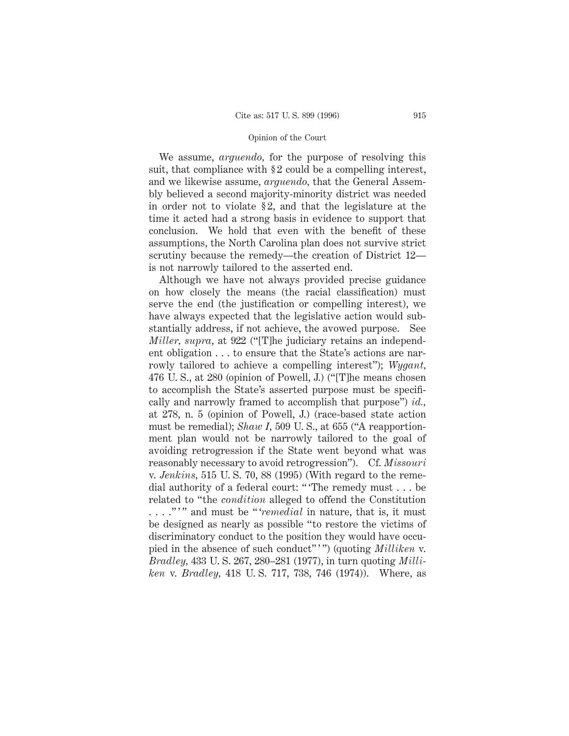We assume, *arguendo*, for the purpose of resolving this suit, that compliance with §2 could be a compelling interest, and we likewise assume, *arguendo*, that the General Assembly believed a second majority-minority district was needed in order not to violate §2, and that the legislature at the time it acted had a strong basis in evidence to support that conclusion. We hold that even with the benefit of these assumptions, the North Carolina plan does not survive strict scrutiny because the remedy—the creation of District 12—is not narrowly tailored to the asserted end.

Although we have not always provided precise guidance on how closely the means (the racial classification) must serve the end (the justification or compelling interest), we have always expected that the legislative action would substantially address, if not achieve, the avowed purpose. See *Miller, supra*, at 922 ("[T]he judiciary retains an independent obligation . . . to ensure that the State's actions are narrowly tailored to achieve a compelling interest"); *Wygant*, 476 U. S., at 280 (opinion of Powell, J.) ("[T]he means chosen to accomplish the State's asserted purpose must be specifically and narrowly framed to accomplish that purpose") *id.*, at 278, n. 5 (opinion of Powell, J.) (race-based state action must be remedial); *Shaw I*, 509 U. S., at 655 ("A reapportionment plan would not be narrowly tailored to the goal of avoiding retrogression if the State went beyond what was reasonably necessary to avoid retrogression"). Cf. *Missouri* v. *Jenkins*, 515 U. S. 70, 88 (1995) (With regard to the remedial authority of a federal court: " 'The remedy must . . . be related to "the *condition* alleged to offend the Constitution . . . ." ' " and must be " '*remedial* in nature, that is, it must be designed as nearly as possible "to restore the victims of discriminatory conduct to the position they would have occupied in the absence of such conduct" ' ") (quoting *Milliken* v. *Bradley*, 433 U. S. 267, 280–281 (1977), in turn quoting *Milliken* v. *Bradley*, 418 U. S. 717, 738, 746 (1974)). Where, as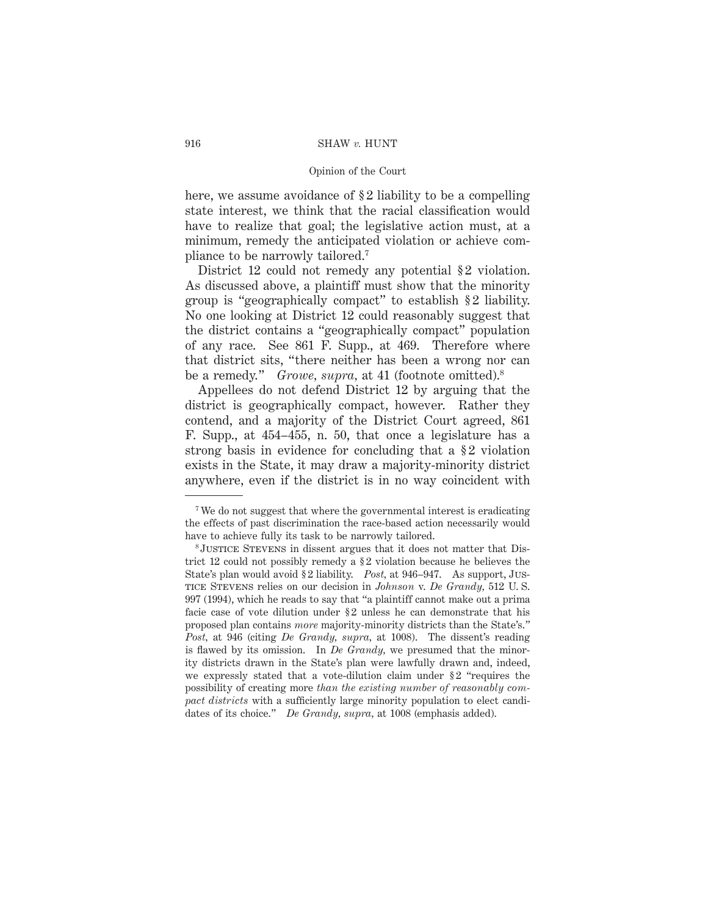here, we assume avoidance of §2 liability to be a compelling state interest, we think that the racial classification would have to realize that goal; the legislative action must, at a minimum, remedy the anticipated violation or achieve compliance to be narrowly tailored.[7]

District 12 could not remedy any potential §2 violation. As discussed above, a plaintiff must show that the minority group is "geographically compact" to establish §2 liability. No one looking at District 12 could reasonably suggest that the district contains a "geographically compact" population of any race. See 861 F. Supp., at 469. Therefore where that district sits, "there neither has been a wrong nor can be a remedy." *Growe, supra,* at 41 (footnote omitted).[8]

Appellees do not defend District 12 by arguing that the district is geographically compact, however. Rather they contend, and a majority of the District Court agreed, 861 F. Supp., at 454–455, n. 50, that once a legislature has a strong basis in evidence for concluding that a §2 violation exists in the State, it may draw a majority-minority district anywhere, even if the district is in no way coincident with

---

[7] We do not suggest that where the governmental interest is eradicating the effects of past discrimination the race-based action necessarily would have to achieve fully its task to be narrowly tailored.

[8] Justice Stevens in dissent argues that it does not matter that District 12 could not possibly remedy a §2 violation because he believes the State's plan would avoid §2 liability. *Post,* at 946–947. As support, Justice Stevens relies on our decision in *Johnson* v. *De Grandy,* 512 U. S. 997 (1994), which he reads to say that "a plaintiff cannot make out a prima facie case of vote dilution under §2 unless he can demonstrate that his proposed plan contains *more* majority-minority districts than the State's." *Post,* at 946 (citing *De Grandy, supra,* at 1008). The dissent's reading is flawed by its omission. In *De Grandy,* we presumed that the minority districts drawn in the State's plan were lawfully drawn and, indeed, we expressly stated that a vote-dilution claim under §2 "requires the possibility of creating more *than the existing number of reasonably compact districts* with a sufficiently large minority population to elect candidates of its choice." *De Grandy, supra,* at 1008 (emphasis added).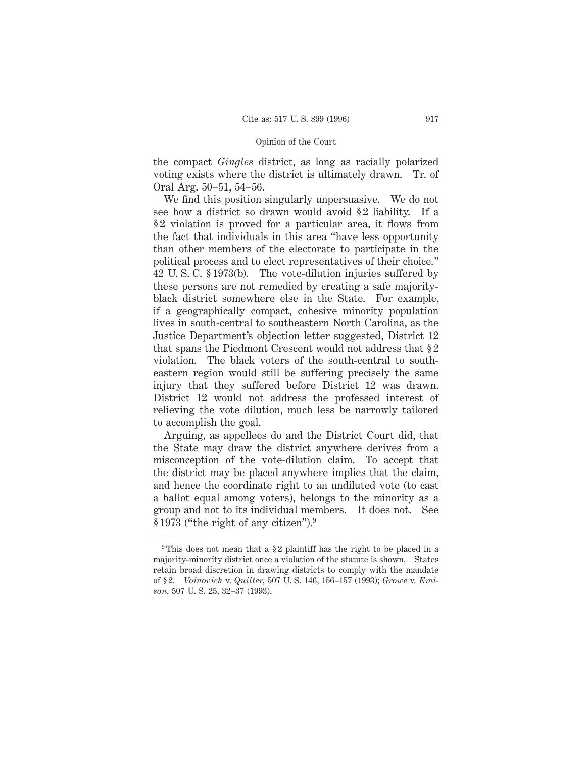the compact *Gingles* district, as long as racially polarized voting exists where the district is ultimately drawn. Tr. of Oral Arg. 50–51, 54–56.

We find this position singularly unpersuasive. We do not see how a district so drawn would avoid §2 liability. If a §2 violation is proved for a particular area, it flows from the fact that individuals in this area "have less opportunity than other members of the electorate to participate in the political process and to elect representatives of their choice." 42 U. S. C. §1973(b). The vote-dilution injuries suffered by these persons are not remedied by creating a safe majority-black district somewhere else in the State. For example, if a geographically compact, cohesive minority population lives in south-central to southeastern North Carolina, as the Justice Department's objection letter suggested, District 12 that spans the Piedmont Crescent would not address that §2 violation. The black voters of the south-central to southeastern region would still be suffering precisely the same injury that they suffered before District 12 was drawn. District 12 would not address the professed interest of relieving the vote dilution, much less be narrowly tailored to accomplish the goal.

Arguing, as appellees do and the District Court did, that the State may draw the district anywhere derives from a misconception of the vote-dilution claim. To accept that the district may be placed anywhere implies that the claim, and hence the coordinate right to an undiluted vote (to cast a ballot equal among voters), belongs to the minority as a group and not to its individual members. It does not. See §1973 ("the right of any citizen").[9]

---

[9] This does not mean that a §2 plaintiff has the right to be placed in a majority-minority district once a violation of the statute is shown. States retain broad discretion in drawing districts to comply with the mandate of §2. *Voinovich* v. *Quilter*, 507 U. S. 146, 156–157 (1993); *Growe* v. *Emison*, 507 U. S. 25, 32–37 (1993).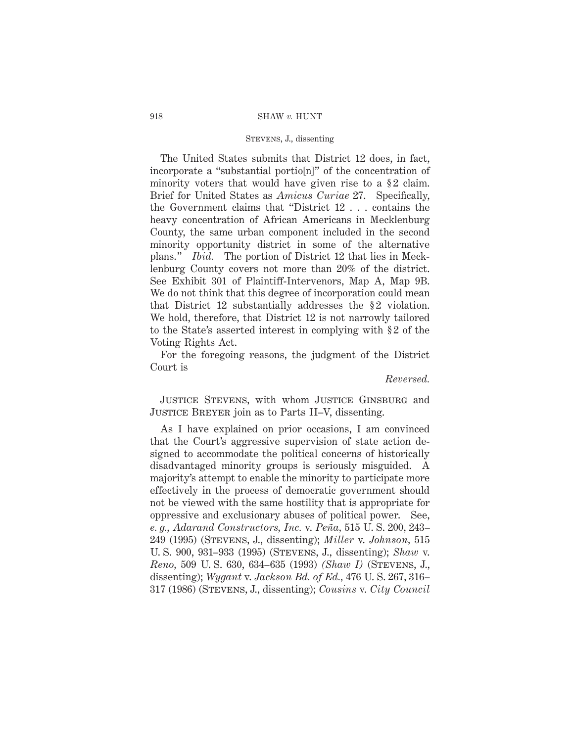The United States submits that District 12 does, in fact, incorporate a "substantial portio[n]" of the concentration of minority voters that would have given rise to a §2 claim. Brief for United States as *Amicus Curiae* 27. Specifically, the Government claims that "District 12 . . . contains the heavy concentration of African Americans in Mecklenburg County, the same urban component included in the second minority opportunity district in some of the alternative plans." *Ibid.* The portion of District 12 that lies in Mecklenburg County covers not more than 20% of the district. See Exhibit 301 of Plaintiff-Intervenors, Map A, Map 9B. We do not think that this degree of incorporation could mean that District 12 substantially addresses the §2 violation. We hold, therefore, that District 12 is not narrowly tailored to the State's asserted interest in complying with §2 of the Voting Rights Act.

For the foregoing reasons, the judgment of the District Court is

*Reversed.*

Justice Stevens, with whom Justice Ginsburg and Justice Breyer join as to Parts II–V, dissenting.

As I have explained on prior occasions, I am convinced that the Court's aggressive supervision of state action designed to accommodate the political concerns of historically disadvantaged minority groups is seriously misguided. A majority's attempt to enable the minority to participate more effectively in the process of democratic government should not be viewed with the same hostility that is appropriate for oppressive and exclusionary abuses of political power. See, *e. g., Adarand Constructors, Inc.* v. *Peña,* 515 U. S. 200, 243–249 (1995) (Stevens, J., dissenting); *Miller* v. *Johnson,* 515 U. S. 900, 931–933 (1995) (Stevens, J., dissenting); *Shaw* v. *Reno,* 509 U. S. 630, 634–635 (1993) *(Shaw I)* (Stevens, J., dissenting); *Wygant* v. *Jackson Bd. of Ed.,* 476 U. S. 267, 316–317 (1986) (Stevens, J., dissenting); *Cousins* v. *City Council*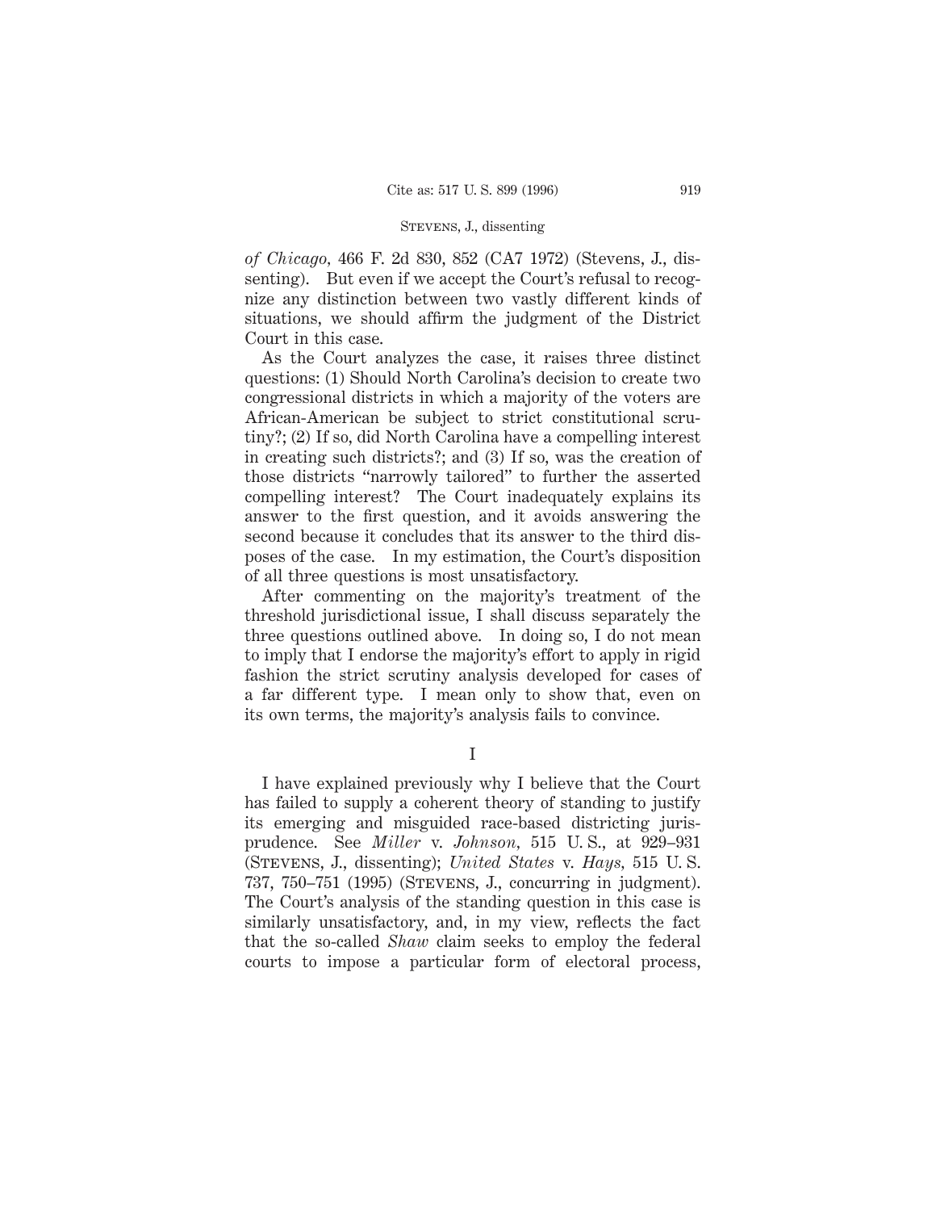*of Chicago*, 466 F. 2d 830, 852 (CA7 1972) (Stevens, J., dissenting). But even if we accept the Court's refusal to recognize any distinction between two vastly different kinds of situations, we should affirm the judgment of the District Court in this case.

As the Court analyzes the case, it raises three distinct questions: (1) Should North Carolina's decision to create two congressional districts in which a majority of the voters are African-American be subject to strict constitutional scrutiny?; (2) If so, did North Carolina have a compelling interest in creating such districts?; and (3) If so, was the creation of those districts "narrowly tailored" to further the asserted compelling interest? The Court inadequately explains its answer to the first question, and it avoids answering the second because it concludes that its answer to the third disposes of the case. In my estimation, the Court's disposition of all three questions is most unsatisfactory.

After commenting on the majority's treatment of the threshold jurisdictional issue, I shall discuss separately the three questions outlined above. In doing so, I do not mean to imply that I endorse the majority's effort to apply in rigid fashion the strict scrutiny analysis developed for cases of a far different type. I mean only to show that, even on its own terms, the majority's analysis fails to convince.

## I

I have explained previously why I believe that the Court has failed to supply a coherent theory of standing to justify its emerging and misguided race-based districting jurisprudence. See *Miller* v. *Johnson*, 515 U. S., at 929–931 (Stevens, J., dissenting); *United States* v. *Hays*, 515 U. S. 737, 750–751 (1995) (Stevens, J., concurring in judgment). The Court's analysis of the standing question in this case is similarly unsatisfactory, and, in my view, reflects the fact that the so-called *Shaw* claim seeks to employ the federal courts to impose a particular form of electoral process,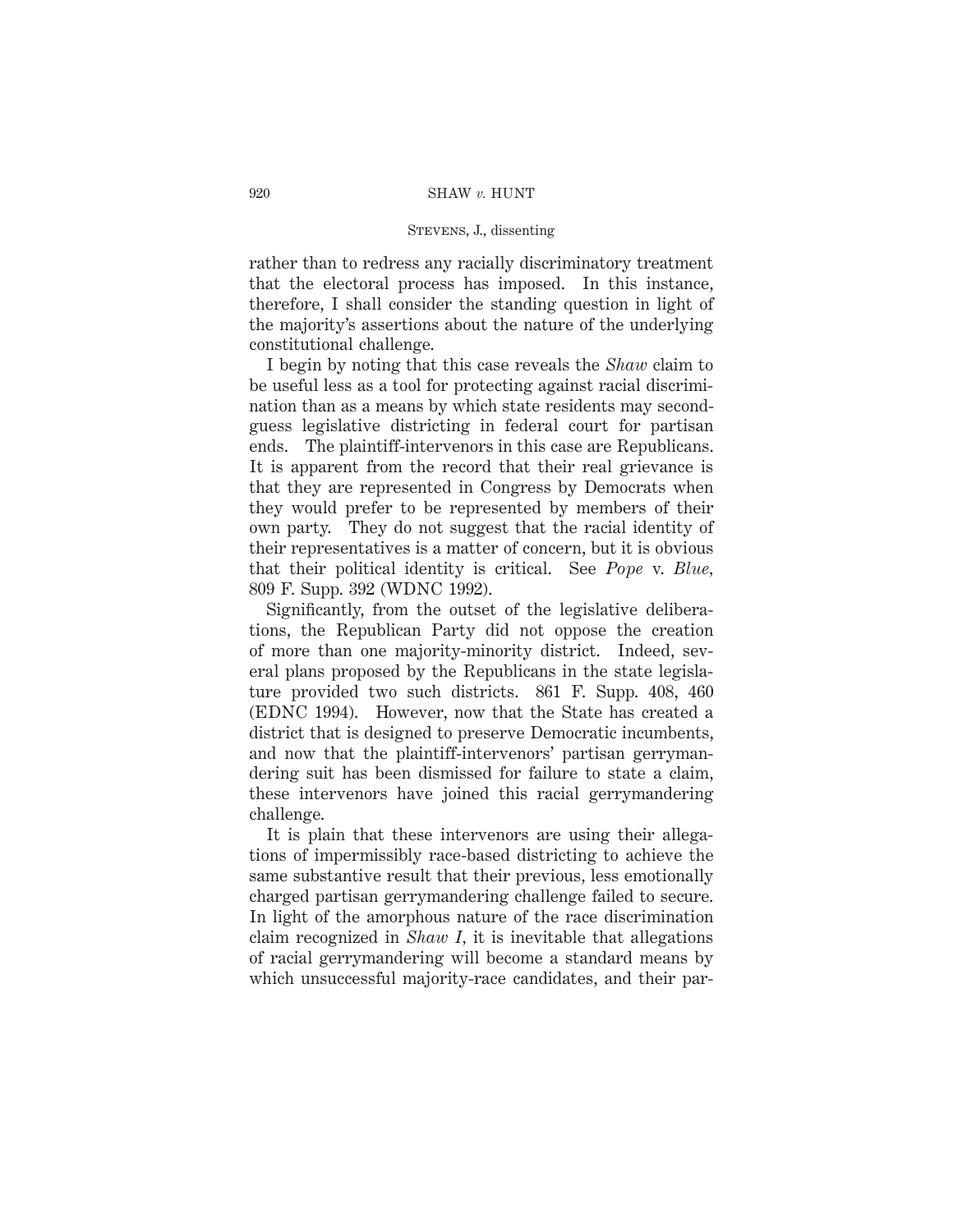rather than to redress any racially discriminatory treatment that the electoral process has imposed. In this instance, therefore, I shall consider the standing question in light of the majority's assertions about the nature of the underlying constitutional challenge.

I begin by noting that this case reveals the *Shaw* claim to be useful less as a tool for protecting against racial discrimination than as a means by which state residents may second-guess legislative districting in federal court for partisan ends. The plaintiff-intervenors in this case are Republicans. It is apparent from the record that their real grievance is that they are represented in Congress by Democrats when they would prefer to be represented by members of their own party. They do not suggest that the racial identity of their representatives is a matter of concern, but it is obvious that their political identity is critical. See *Pope* v. *Blue*, 809 F. Supp. 392 (WDNC 1992).

Significantly, from the outset of the legislative deliberations, the Republican Party did not oppose the creation of more than one majority-minority district. Indeed, several plans proposed by the Republicans in the state legislature provided two such districts. 861 F. Supp. 408, 460 (EDNC 1994). However, now that the State has created a district that is designed to preserve Democratic incumbents, and now that the plaintiff-intervenors' partisan gerrymandering suit has been dismissed for failure to state a claim, these intervenors have joined this racial gerrymandering challenge.

It is plain that these intervenors are using their allegations of impermissibly race-based districting to achieve the same substantive result that their previous, less emotionally charged partisan gerrymandering challenge failed to secure. In light of the amorphous nature of the race discrimination claim recognized in *Shaw I*, it is inevitable that allegations of racial gerrymandering will become a standard means by which unsuccessful majority-race candidates, and their par-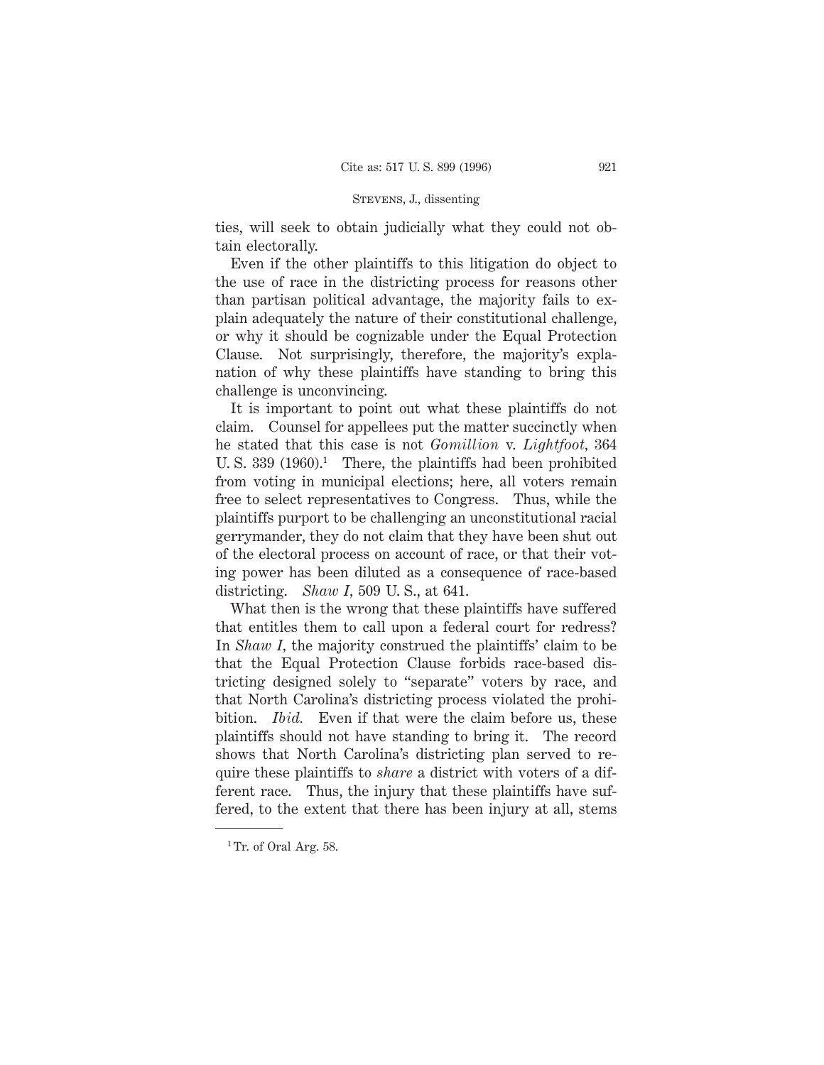ties, will seek to obtain judicially what they could not obtain electorally.

Even if the other plaintiffs to this litigation do object to the use of race in the districting process for reasons other than partisan political advantage, the majority fails to explain adequately the nature of their constitutional challenge, or why it should be cognizable under the Equal Protection Clause. Not surprisingly, therefore, the majority's explanation of why these plaintiffs have standing to bring this challenge is unconvincing.

It is important to point out what these plaintiffs do not claim. Counsel for appellees put the matter succinctly when he stated that this case is not *Gomillion* v. *Lightfoot,* 364 U. S. 339 (1960).[1] There, the plaintiffs had been prohibited from voting in municipal elections; here, all voters remain free to select representatives to Congress. Thus, while the plaintiffs purport to be challenging an unconstitutional racial gerrymander, they do not claim that they have been shut out of the electoral process on account of race, or that their voting power has been diluted as a consequence of race-based districting. *Shaw I,* 509 U. S., at 641.

What then is the wrong that these plaintiffs have suffered that entitles them to call upon a federal court for redress? In *Shaw I,* the majority construed the plaintiffs' claim to be that the Equal Protection Clause forbids race-based districting designed solely to "separate" voters by race, and that North Carolina's districting process violated the prohibition. *Ibid.* Even if that were the claim before us, these plaintiffs should not have standing to bring it. The record shows that North Carolina's districting plan served to require these plaintiffs to *share* a district with voters of a different race. Thus, the injury that these plaintiffs have suffered, to the extent that there has been injury at all, stems

[1] Tr. of Oral Arg. 58.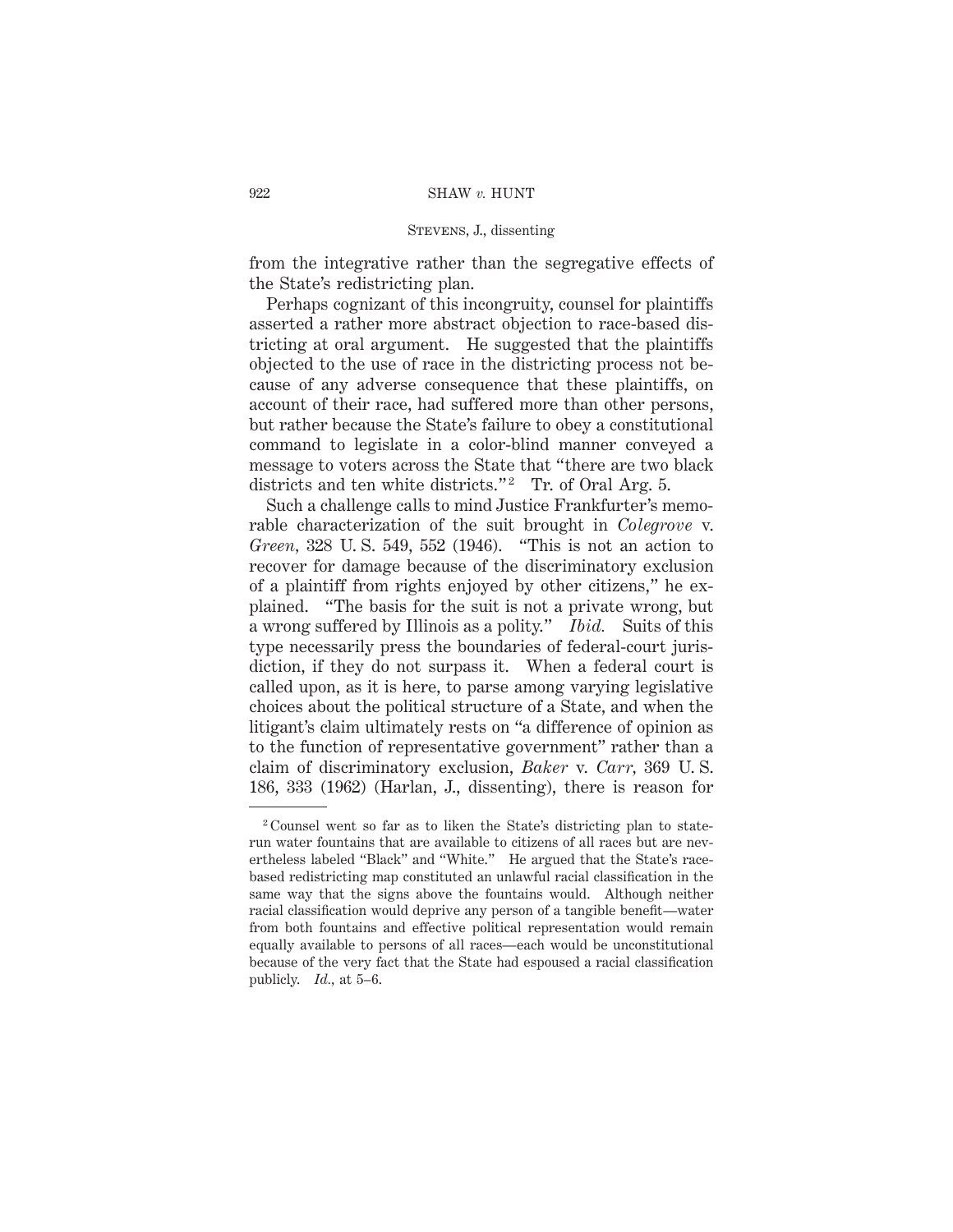from the integrative rather than the segregative effects of the State's redistricting plan.

Perhaps cognizant of this incongruity, counsel for plaintiffs asserted a rather more abstract objection to race-based districting at oral argument. He suggested that the plaintiffs objected to the use of race in the districting process not because of any adverse consequence that these plaintiffs, on account of their race, had suffered more than other persons, but rather because the State's failure to obey a constitutional command to legislate in a color-blind manner conveyed a message to voters across the State that "there are two black districts and ten white districts."[2] Tr. of Oral Arg. 5.

Such a challenge calls to mind Justice Frankfurter's memorable characterization of the suit brought in *Colegrove* v. *Green*, 328 U. S. 549, 552 (1946). "This is not an action to recover for damage because of the discriminatory exclusion of a plaintiff from rights enjoyed by other citizens," he explained. "The basis for the suit is not a private wrong, but a wrong suffered by Illinois as a polity." *Ibid.* Suits of this type necessarily press the boundaries of federal-court jurisdiction, if they do not surpass it. When a federal court is called upon, as it is here, to parse among varying legislative choices about the political structure of a State, and when the litigant's claim ultimately rests on "a difference of opinion as to the function of representative government" rather than a claim of discriminatory exclusion, *Baker* v. *Carr*, 369 U. S. 186, 333 (1962) (Harlan, J., dissenting), there is reason for

---

[2] Counsel went so far as to liken the State's districting plan to state-run water fountains that are available to citizens of all races but are nevertheless labeled "Black" and "White." He argued that the State's race-based redistricting map constituted an unlawful racial classification in the same way that the signs above the fountains would. Although neither racial classification would deprive any person of a tangible benefit—water from both fountains and effective political representation would remain equally available to persons of all races—each would be unconstitutional because of the very fact that the State had espoused a racial classification publicly. *Id.*, at 5–6.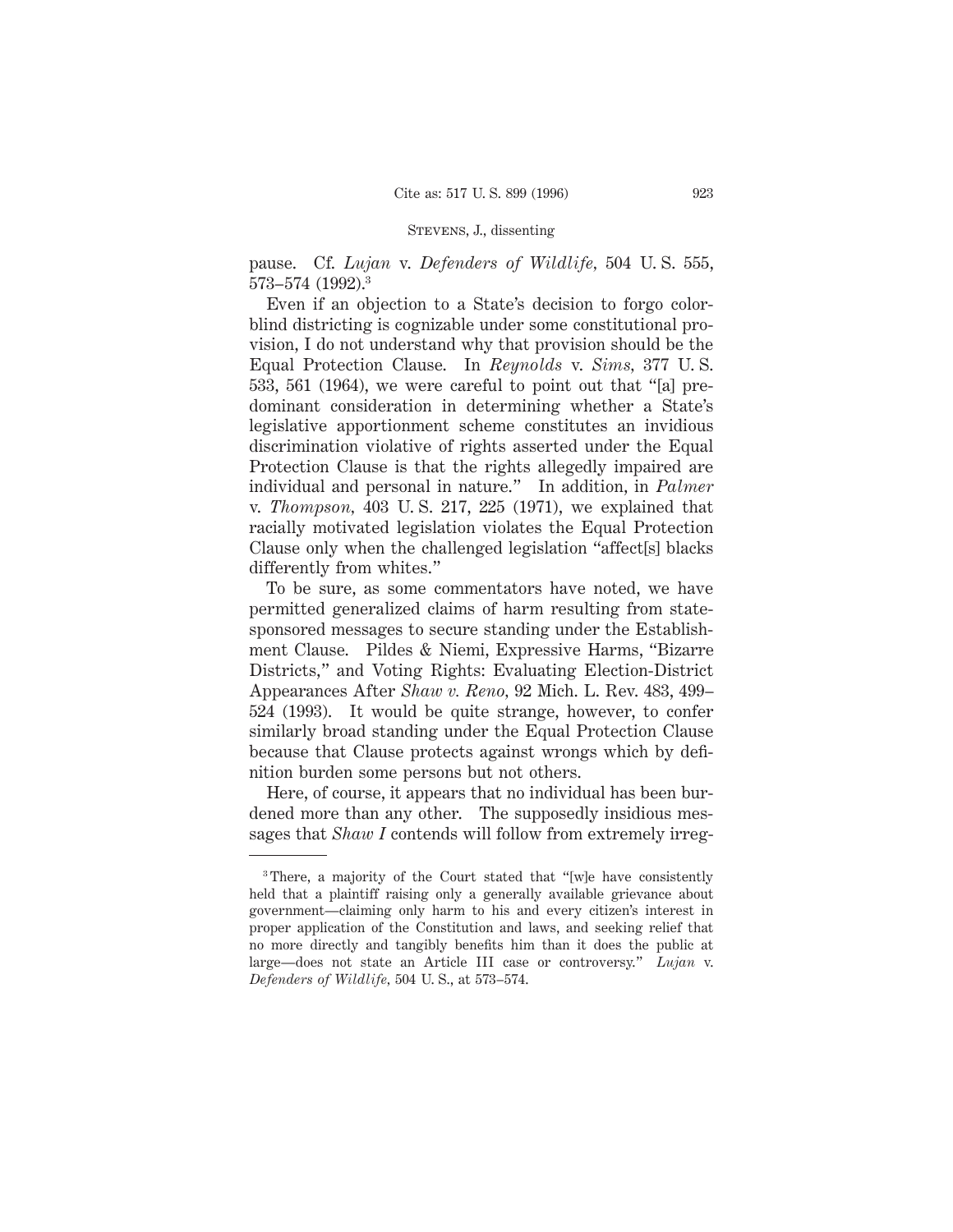pause. Cf. *Lujan* v. *Defenders of Wildlife*, 504 U. S. 555, 573–574 (1992).[3]

Even if an objection to a State's decision to forgo colorblind districting is cognizable under some constitutional provision, I do not understand why that provision should be the Equal Protection Clause. In *Reynolds* v. *Sims*, 377 U. S. 533, 561 (1964), we were careful to point out that "[a] predominant consideration in determining whether a State's legislative apportionment scheme constitutes an invidious discrimination violative of rights asserted under the Equal Protection Clause is that the rights allegedly impaired are individual and personal in nature." In addition, in *Palmer* v. *Thompson*, 403 U. S. 217, 225 (1971), we explained that racially motivated legislation violates the Equal Protection Clause only when the challenged legislation "affect[s] blacks differently from whites."

To be sure, as some commentators have noted, we have permitted generalized claims of harm resulting from state-sponsored messages to secure standing under the Establishment Clause. Pildes & Niemi, Expressive Harms, "Bizarre Districts," and Voting Rights: Evaluating Election-District Appearances After *Shaw v. Reno*, 92 Mich. L. Rev. 483, 499–524 (1993). It would be quite strange, however, to confer similarly broad standing under the Equal Protection Clause because that Clause protects against wrongs which by definition burden some persons but not others.

Here, of course, it appears that no individual has been burdened more than any other. The supposedly insidious messages that *Shaw I* contends will follow from extremely irreg-

---

[3] There, a majority of the Court stated that "[w]e have consistently held that a plaintiff raising only a generally available grievance about government—claiming only harm to his and every citizen's interest in proper application of the Constitution and laws, and seeking relief that no more directly and tangibly benefits him than it does the public at large—does not state an Article III case or controversy." *Lujan* v. *Defenders of Wildlife*, 504 U. S., at 573–574.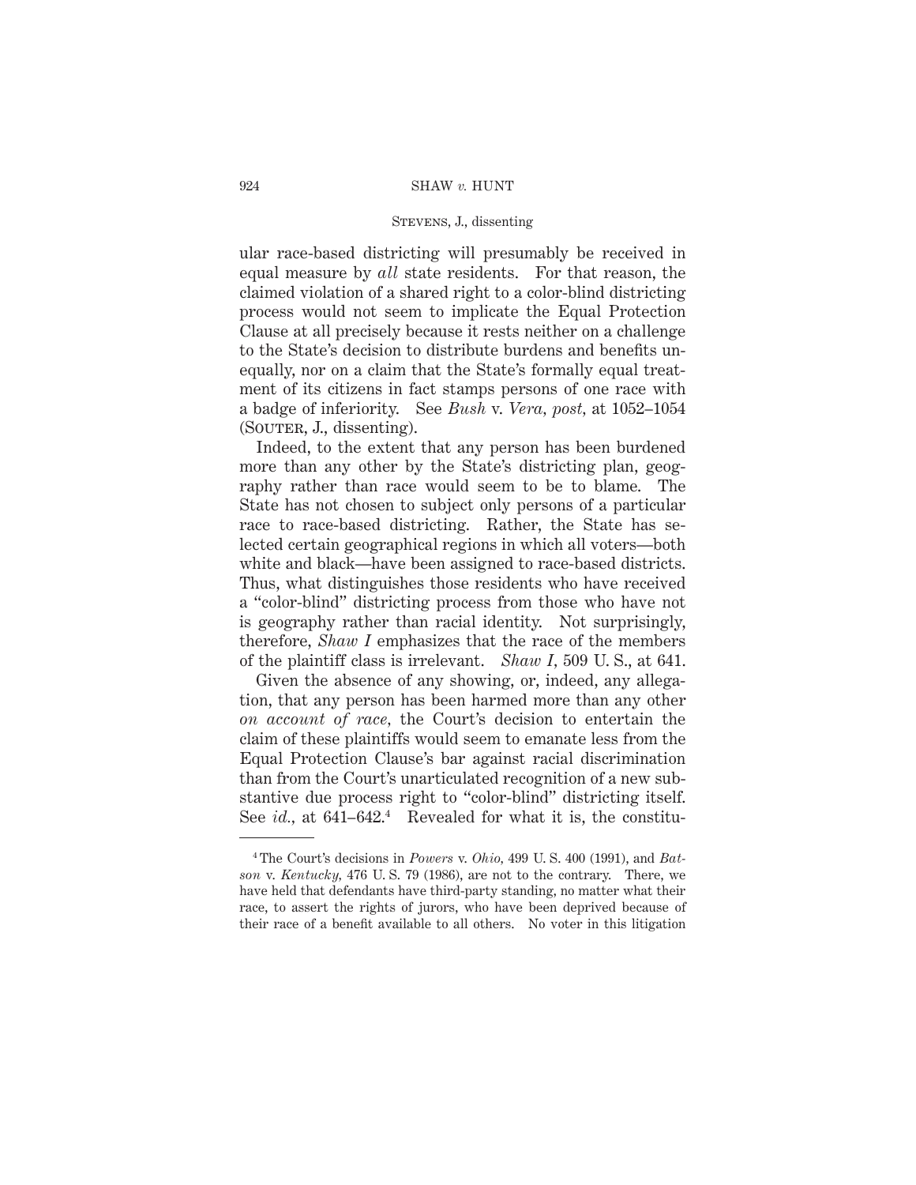ular race-based districting will presumably be received in equal measure by *all* state residents. For that reason, the claimed violation of a shared right to a color-blind districting process would not seem to implicate the Equal Protection Clause at all precisely because it rests neither on a challenge to the State's decision to distribute burdens and benefits unequally, nor on a claim that the State's formally equal treatment of its citizens in fact stamps persons of one race with a badge of inferiority. See *Bush* v. *Vera*, *post*, at 1052–1054 (Souter, J., dissenting).

Indeed, to the extent that any person has been burdened more than any other by the State's districting plan, geography rather than race would seem to be to blame. The State has not chosen to subject only persons of a particular race to race-based districting. Rather, the State has selected certain geographical regions in which all voters—both white and black—have been assigned to race-based districts. Thus, what distinguishes those residents who have received a "color-blind" districting process from those who have not is geography rather than racial identity. Not surprisingly, therefore, *Shaw I* emphasizes that the race of the members of the plaintiff class is irrelevant. *Shaw I*, 509 U. S., at 641.

Given the absence of any showing, or, indeed, any allegation, that any person has been harmed more than any other *on account of race*, the Court's decision to entertain the claim of these plaintiffs would seem to emanate less from the Equal Protection Clause's bar against racial discrimination than from the Court's unarticulated recognition of a new substantive due process right to "color-blind" districting itself. See *id.*, at 641–642.[4] Revealed for what it is, the constitu-

---

[4] The Court's decisions in *Powers* v. *Ohio*, 499 U. S. 400 (1991), and *Batson* v. *Kentucky*, 476 U. S. 79 (1986), are not to the contrary. There, we have held that defendants have third-party standing, no matter what their race, to assert the rights of jurors, who have been deprived because of their race of a benefit available to all others. No voter in this litigation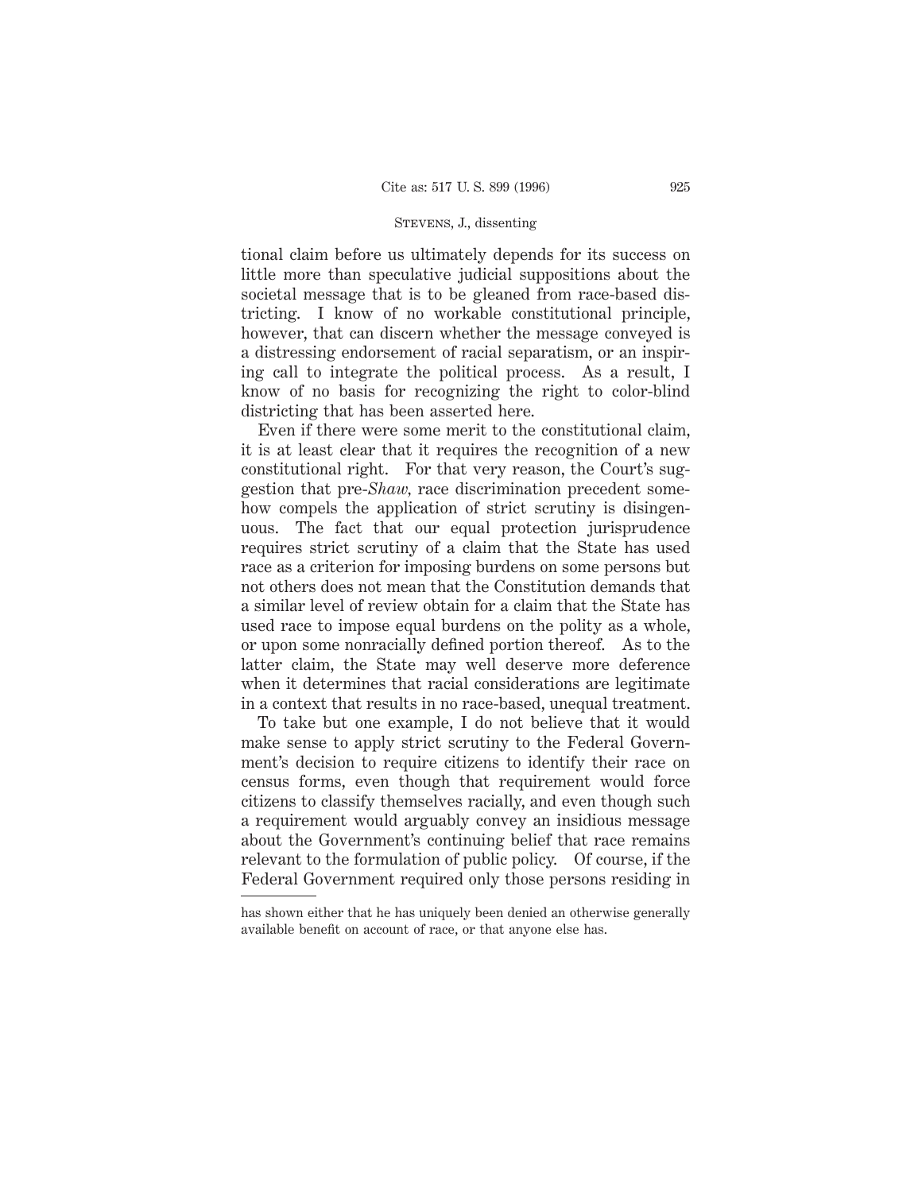tional claim before us ultimately depends for its success on little more than speculative judicial suppositions about the societal message that is to be gleaned from race-based districting. I know of no workable constitutional principle, however, that can discern whether the message conveyed is a distressing endorsement of racial separatism, or an inspiring call to integrate the political process. As a result, I know of no basis for recognizing the right to color-blind districting that has been asserted here.

Even if there were some merit to the constitutional claim, it is at least clear that it requires the recognition of a new constitutional right. For that very reason, the Court's suggestion that pre-*Shaw*, race discrimination precedent somehow compels the application of strict scrutiny is disingenuous. The fact that our equal protection jurisprudence requires strict scrutiny of a claim that the State has used race as a criterion for imposing burdens on some persons but not others does not mean that the Constitution demands that a similar level of review obtain for a claim that the State has used race to impose equal burdens on the polity as a whole, or upon some nonracially defined portion thereof. As to the latter claim, the State may well deserve more deference when it determines that racial considerations are legitimate in a context that results in no race-based, unequal treatment.

To take but one example, I do not believe that it would make sense to apply strict scrutiny to the Federal Government's decision to require citizens to identify their race on census forms, even though that requirement would force citizens to classify themselves racially, and even though such a requirement would arguably convey an insidious message about the Government's continuing belief that race remains relevant to the formulation of public policy. Of course, if the Federal Government required only those persons residing in

---

has shown either that he has uniquely been denied an otherwise generally available benefit on account of race, or that anyone else has.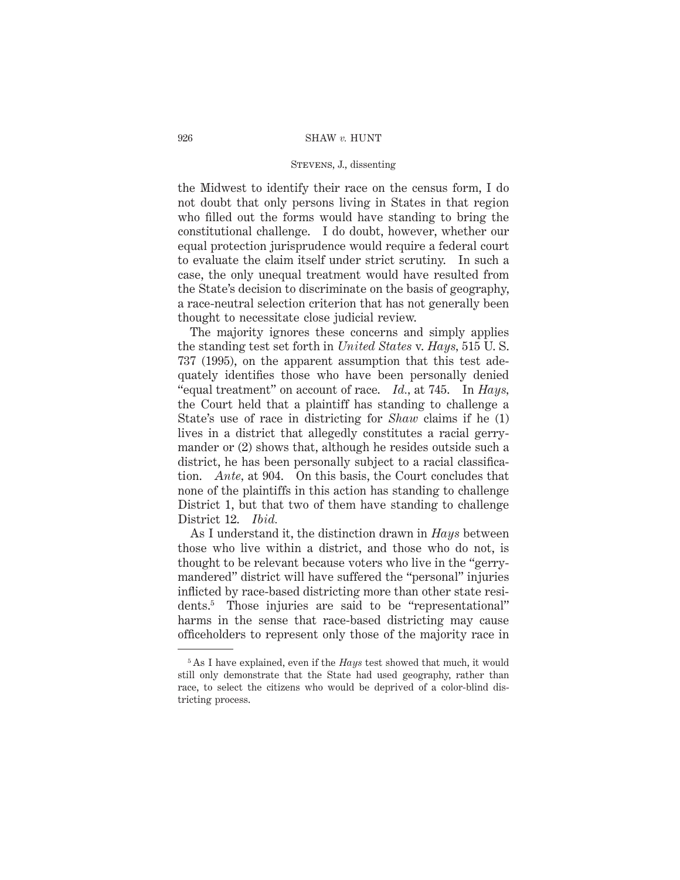the Midwest to identify their race on the census form, I do not doubt that only persons living in States in that region who filled out the forms would have standing to bring the constitutional challenge. I do doubt, however, whether our equal protection jurisprudence would require a federal court to evaluate the claim itself under strict scrutiny. In such a case, the only unequal treatment would have resulted from the State's decision to discriminate on the basis of geography, a race-neutral selection criterion that has not generally been thought to necessitate close judicial review.

The majority ignores these concerns and simply applies the standing test set forth in *United States* v. *Hays*, 515 U. S. 737 (1995), on the apparent assumption that this test adequately identifies those who have been personally denied "equal treatment" on account of race. *Id.*, at 745. In *Hays*, the Court held that a plaintiff has standing to challenge a State's use of race in districting for *Shaw* claims if he (1) lives in a district that allegedly constitutes a racial gerrymander or (2) shows that, although he resides outside such a district, he has been personally subject to a racial classification. *Ante*, at 904. On this basis, the Court concludes that none of the plaintiffs in this action has standing to challenge District 1, but that two of them have standing to challenge District 12. *Ibid.*

As I understand it, the distinction drawn in *Hays* between those who live within a district, and those who do not, is thought to be relevant because voters who live in the "gerrymandered" district will have suffered the "personal" injuries inflicted by race-based districting more than other state residents.[5] Those injuries are said to be "representational" harms in the sense that race-based districting may cause officeholders to represent only those of the majority race in

---

[5] As I have explained, even if the *Hays* test showed that much, it would still only demonstrate that the State had used geography, rather than race, to select the citizens who would be deprived of a color-blind districting process.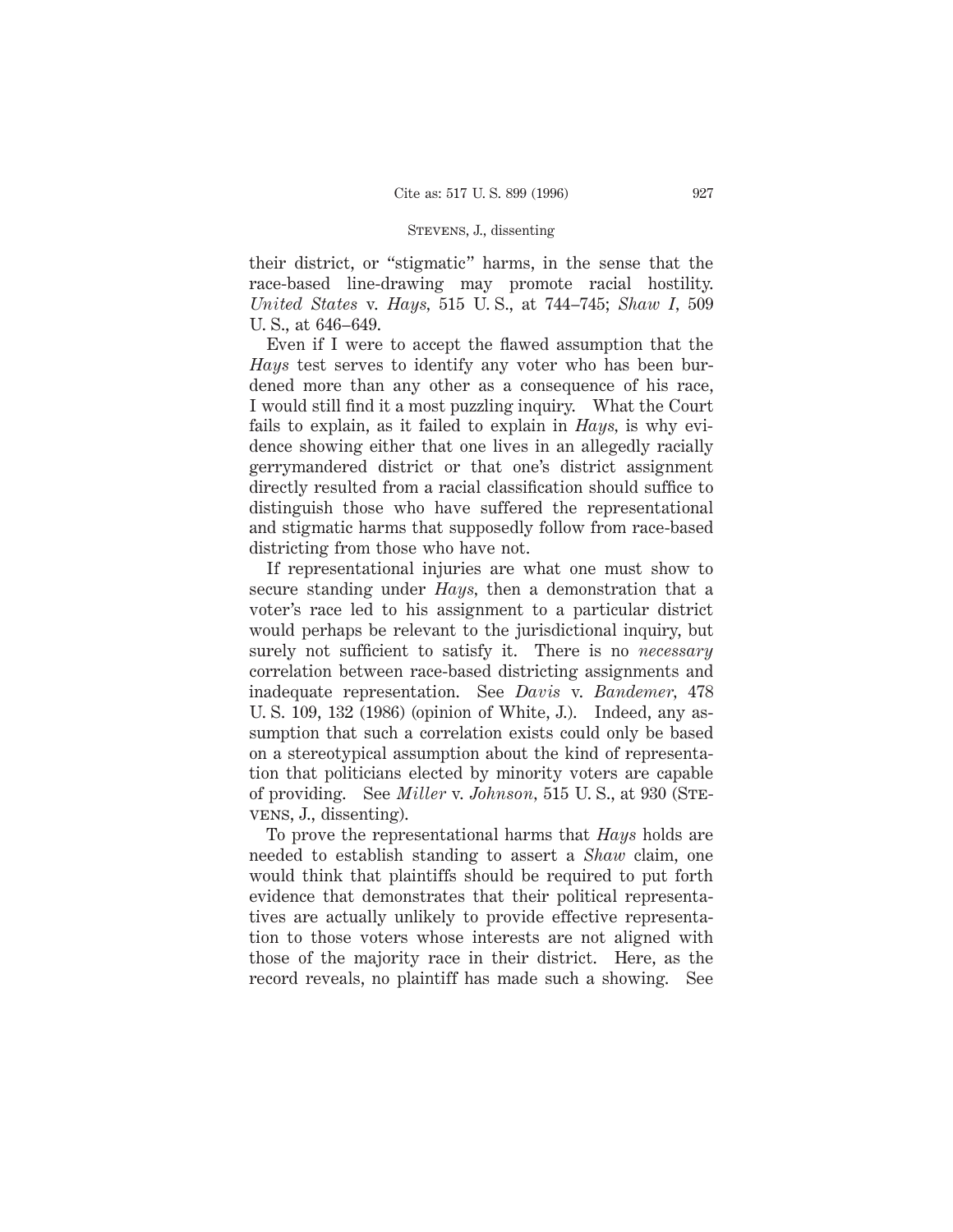their district, or "stigmatic" harms, in the sense that the race-based line-drawing may promote racial hostility. *United States* v. *Hays,* 515 U. S., at 744–745; *Shaw I,* 509 U. S., at 646–649.

Even if I were to accept the flawed assumption that the *Hays* test serves to identify any voter who has been burdened more than any other as a consequence of his race, I would still find it a most puzzling inquiry. What the Court fails to explain, as it failed to explain in *Hays,* is why evidence showing either that one lives in an allegedly racially gerrymandered district or that one's district assignment directly resulted from a racial classification should suffice to distinguish those who have suffered the representational and stigmatic harms that supposedly follow from race-based districting from those who have not.

If representational injuries are what one must show to secure standing under *Hays,* then a demonstration that a voter's race led to his assignment to a particular district would perhaps be relevant to the jurisdictional inquiry, but surely not sufficient to satisfy it. There is no *necessary* correlation between race-based districting assignments and inadequate representation. See *Davis* v. *Bandemer,* 478 U. S. 109, 132 (1986) (opinion of White, J.). Indeed, any assumption that such a correlation exists could only be based on a stereotypical assumption about the kind of representation that politicians elected by minority voters are capable of providing. See *Miller* v. *Johnson,* 515 U. S., at 930 (Stevens, J., dissenting).

To prove the representational harms that *Hays* holds are needed to establish standing to assert a *Shaw* claim, one would think that plaintiffs should be required to put forth evidence that demonstrates that their political representatives are actually unlikely to provide effective representation to those voters whose interests are not aligned with those of the majority race in their district. Here, as the record reveals, no plaintiff has made such a showing. See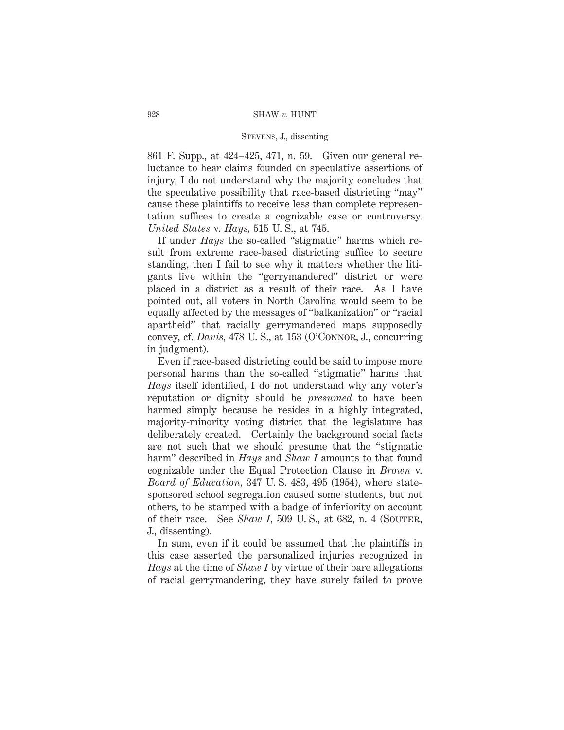861 F. Supp., at 424–425, 471, n. 59. Given our general reluctance to hear claims founded on speculative assertions of injury, I do not understand why the majority concludes that the speculative possibility that race-based districting "may" cause these plaintiffs to receive less than complete representation suffices to create a cognizable case or controversy. *United States* v. *Hays,* 515 U. S., at 745.

If under *Hays* the so-called "stigmatic" harms which result from extreme race-based districting suffice to secure standing, then I fail to see why it matters whether the litigants live within the "gerrymandered" district or were placed in a district as a result of their race. As I have pointed out, all voters in North Carolina would seem to be equally affected by the messages of "balkanization" or "racial apartheid" that racially gerrymandered maps supposedly convey, cf. *Davis,* 478 U. S., at 153 (O'Connor, J., concurring in judgment).

Even if race-based districting could be said to impose more personal harms than the so-called "stigmatic" harms that *Hays* itself identified, I do not understand why any voter's reputation or dignity should be *presumed* to have been harmed simply because he resides in a highly integrated, majority-minority voting district that the legislature has deliberately created. Certainly the background social facts are not such that we should presume that the "stigmatic harm" described in *Hays* and *Shaw I* amounts to that found cognizable under the Equal Protection Clause in *Brown* v. *Board of Education,* 347 U. S. 483, 495 (1954), where state-sponsored school segregation caused some students, but not others, to be stamped with a badge of inferiority on account of their race. See *Shaw I,* 509 U. S., at 682, n. 4 (Souter, J., dissenting).

In sum, even if it could be assumed that the plaintiffs in this case asserted the personalized injuries recognized in *Hays* at the time of *Shaw I* by virtue of their bare allegations of racial gerrymandering, they have surely failed to prove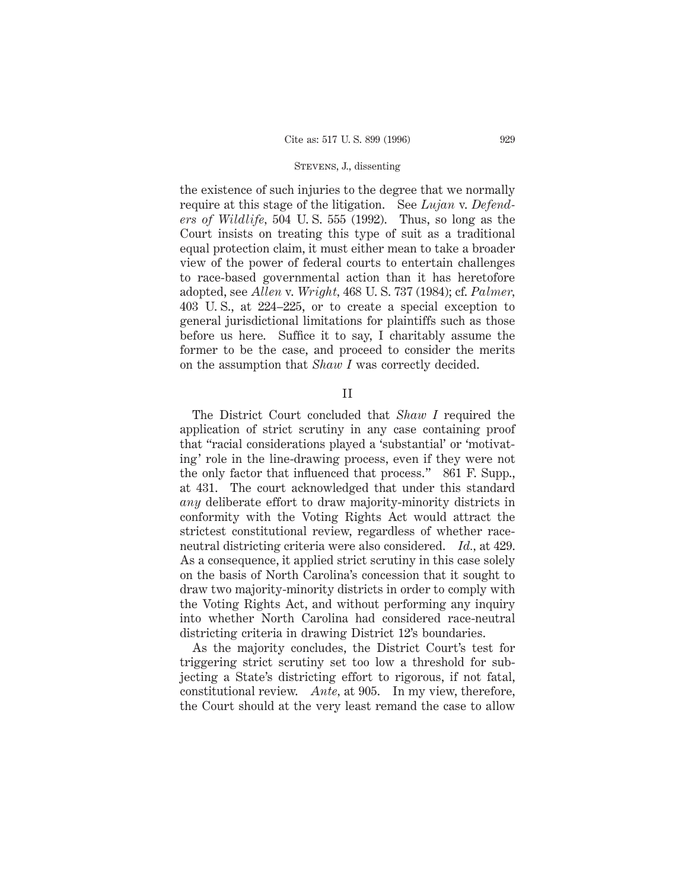the existence of such injuries to the degree that we normally require at this stage of the litigation. See *Lujan* v. *Defenders of Wildlife*, 504 U. S. 555 (1992). Thus, so long as the Court insists on treating this type of suit as a traditional equal protection claim, it must either mean to take a broader view of the power of federal courts to entertain challenges to race-based governmental action than it has heretofore adopted, see *Allen* v. *Wright*, 468 U. S. 737 (1984); cf. *Palmer*, 403 U. S., at 224–225, or to create a special exception to general jurisdictional limitations for plaintiffs such as those before us here. Suffice it to say, I charitably assume the former to be the case, and proceed to consider the merits on the assumption that *Shaw I* was correctly decided.

## II

The District Court concluded that *Shaw I* required the application of strict scrutiny in any case containing proof that "racial considerations played a 'substantial' or 'motivating' role in the line-drawing process, even if they were not the only factor that influenced that process." 861 F. Supp., at 431. The court acknowledged that under this standard *any* deliberate effort to draw majority-minority districts in conformity with the Voting Rights Act would attract the strictest constitutional review, regardless of whether race-neutral districting criteria were also considered. *Id.*, at 429. As a consequence, it applied strict scrutiny in this case solely on the basis of North Carolina's concession that it sought to draw two majority-minority districts in order to comply with the Voting Rights Act, and without performing any inquiry into whether North Carolina had considered race-neutral districting criteria in drawing District 12's boundaries.

As the majority concludes, the District Court's test for triggering strict scrutiny set too low a threshold for subjecting a State's districting effort to rigorous, if not fatal, constitutional review. *Ante*, at 905. In my view, therefore, the Court should at the very least remand the case to allow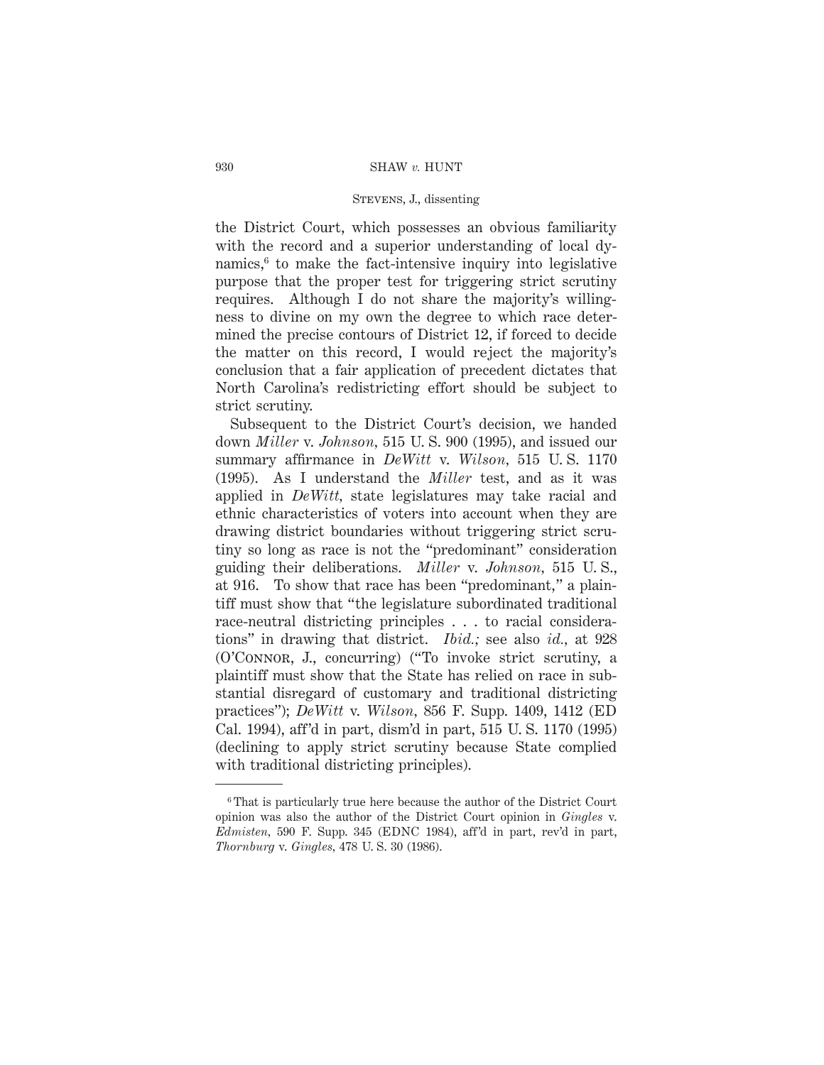the District Court, which possesses an obvious familiarity with the record and a superior understanding of local dynamics,[6] to make the fact-intensive inquiry into legislative purpose that the proper test for triggering strict scrutiny requires. Although I do not share the majority's willingness to divine on my own the degree to which race determined the precise contours of District 12, if forced to decide the matter on this record, I would reject the majority's conclusion that a fair application of precedent dictates that North Carolina's redistricting effort should be subject to strict scrutiny.

Subsequent to the District Court's decision, we handed down *Miller* v. *Johnson*, 515 U. S. 900 (1995), and issued our summary affirmance in *DeWitt* v. *Wilson*, 515 U. S. 1170 (1995). As I understand the *Miller* test, and as it was applied in *DeWitt*, state legislatures may take racial and ethnic characteristics of voters into account when they are drawing district boundaries without triggering strict scrutiny so long as race is not the "predominant" consideration guiding their deliberations. *Miller* v. *Johnson*, 515 U. S., at 916. To show that race has been "predominant," a plaintiff must show that "the legislature subordinated traditional race-neutral districting principles . . . to racial considerations" in drawing that district. *Ibid.;* see also *id.*, at 928 (O'Connor, J., concurring) ("To invoke strict scrutiny, a plaintiff must show that the State has relied on race in substantial disregard of customary and traditional districting practices"); *DeWitt* v. *Wilson*, 856 F. Supp. 1409, 1412 (ED Cal. 1994), aff'd in part, dism'd in part, 515 U. S. 1170 (1995) (declining to apply strict scrutiny because State complied with traditional districting principles).

---

[6] That is particularly true here because the author of the District Court opinion was also the author of the District Court opinion in *Gingles* v. *Edmisten*, 590 F. Supp. 345 (EDNC 1984), aff'd in part, rev'd in part, *Thornburg* v. *Gingles*, 478 U. S. 30 (1986).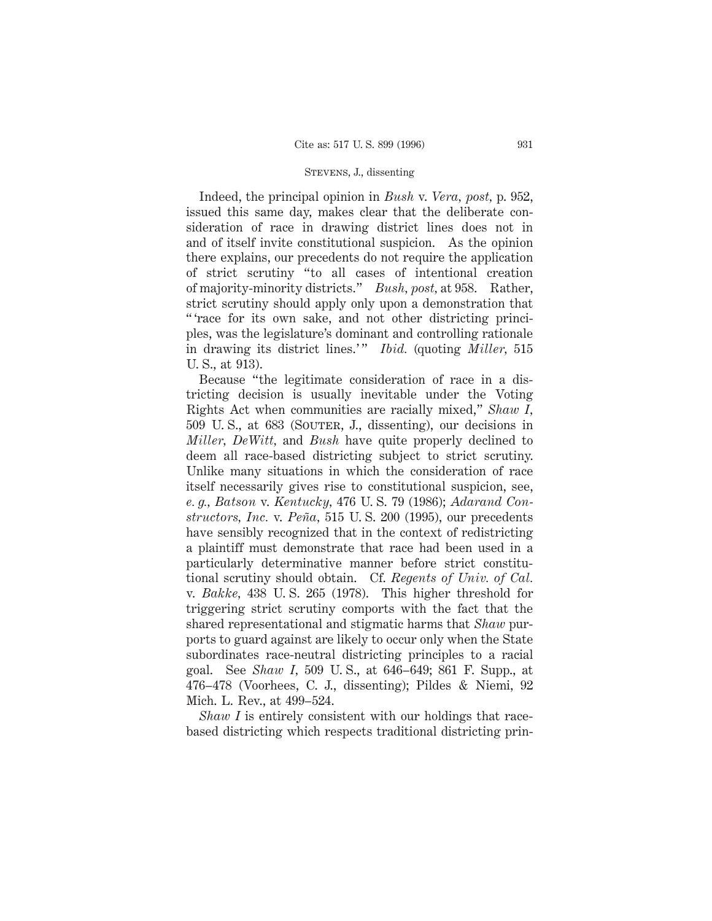Indeed, the principal opinion in *Bush* v. *Vera*, *post*, p. 952, issued this same day, makes clear that the deliberate consideration of race in drawing district lines does not in and of itself invite constitutional suspicion. As the opinion there explains, our precedents do not require the application of strict scrutiny "to all cases of intentional creation of majority-minority districts." *Bush*, *post*, at 958. Rather, strict scrutiny should apply only upon a demonstration that "'race for its own sake, and not other districting principles, was the legislature's dominant and controlling rationale in drawing its district lines.'" *Ibid.* (quoting *Miller*, 515 U. S., at 913).

Because "the legitimate consideration of race in a districting decision is usually inevitable under the Voting Rights Act when communities are racially mixed," *Shaw I*, 509 U. S., at 683 (Souter, J., dissenting), our decisions in *Miller*, *DeWitt*, and *Bush* have quite properly declined to deem all race-based districting subject to strict scrutiny. Unlike many situations in which the consideration of race itself necessarily gives rise to constitutional suspicion, see, *e. g.*, *Batson* v. *Kentucky*, 476 U. S. 79 (1986); *Adarand Constructors, Inc.* v. *Peña*, 515 U. S. 200 (1995), our precedents have sensibly recognized that in the context of redistricting a plaintiff must demonstrate that race had been used in a particularly determinative manner before strict constitutional scrutiny should obtain. Cf. *Regents of Univ. of Cal.* v. *Bakke*, 438 U. S. 265 (1978). This higher threshold for triggering strict scrutiny comports with the fact that the shared representational and stigmatic harms that *Shaw* purports to guard against are likely to occur only when the State subordinates race-neutral districting principles to a racial goal. See *Shaw I*, 509 U. S., at 646–649; 861 F. Supp., at 476–478 (Voorhees, C. J., dissenting); Pildes & Niemi, 92 Mich. L. Rev., at 499–524.

*Shaw I* is entirely consistent with our holdings that race-based districting which respects traditional districting prin-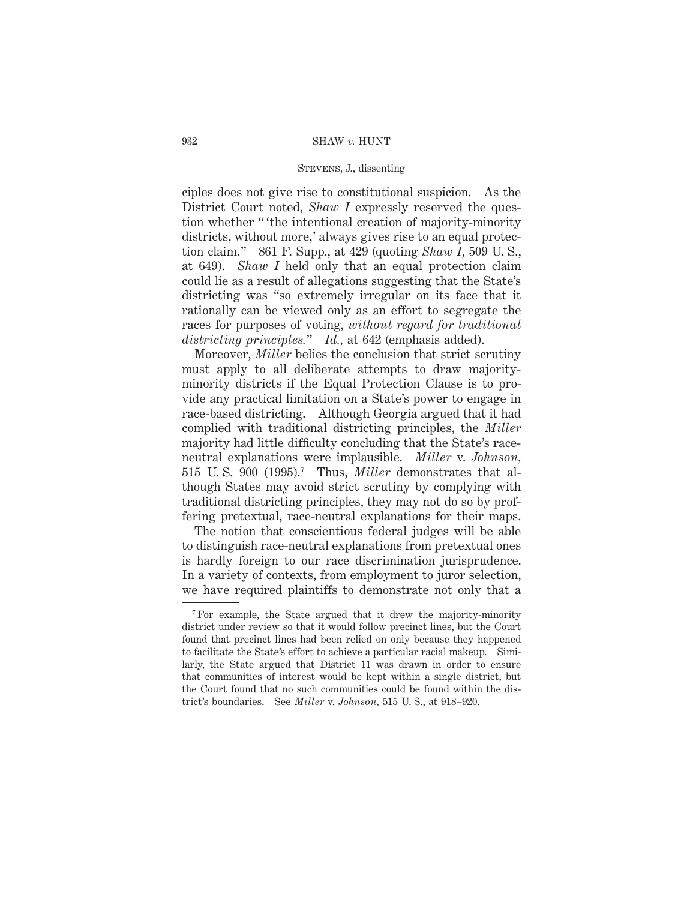ciples does not give rise to constitutional suspicion. As the District Court noted, *Shaw I* expressly reserved the question whether " 'the intentional creation of majority-minority districts, without more,' always gives rise to an equal protection claim." 861 F. Supp., at 429 (quoting *Shaw I*, 509 U. S., at 649). *Shaw I* held only that an equal protection claim could lie as a result of allegations suggesting that the State's districting was "so extremely irregular on its face that it rationally can be viewed only as an effort to segregate the races for purposes of voting, *without regard for traditional districting principles.*" *Id.*, at 642 (emphasis added).

Moreover, *Miller* belies the conclusion that strict scrutiny must apply to all deliberate attempts to draw majority-minority districts if the Equal Protection Clause is to provide any practical limitation on a State's power to engage in race-based districting. Although Georgia argued that it had complied with traditional districting principles, the *Miller* majority had little difficulty concluding that the State's race-neutral explanations were implausible. *Miller* v. *Johnson*, 515 U. S. 900 (1995).[7] Thus, *Miller* demonstrates that although States may avoid strict scrutiny by complying with traditional districting principles, they may not do so by proffering pretextual, race-neutral explanations for their maps.

The notion that conscientious federal judges will be able to distinguish race-neutral explanations from pretextual ones is hardly foreign to our race discrimination jurisprudence. In a variety of contexts, from employment to juror selection, we have required plaintiffs to demonstrate not only that a

---

[7] For example, the State argued that it drew the majority-minority district under review so that it would follow precinct lines, but the Court found that precinct lines had been relied on only because they happened to facilitate the State's effort to achieve a particular racial makeup. Similarly, the State argued that District 11 was drawn in order to ensure that communities of interest would be kept within a single district, but the Court found that no such communities could be found within the district's boundaries. See *Miller* v. *Johnson*, 515 U. S., at 918–920.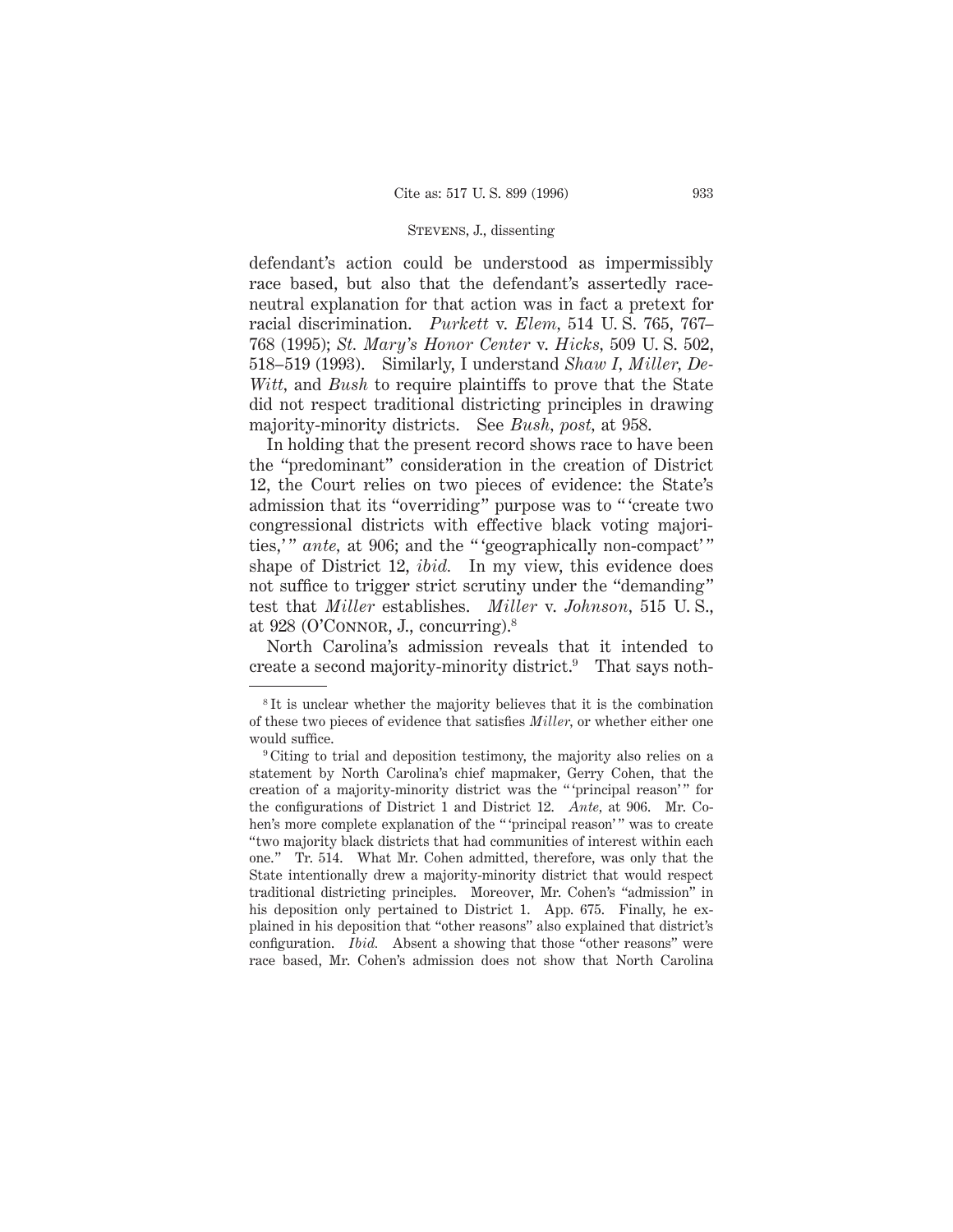defendant's action could be understood as impermissibly race based, but also that the defendant's assertedly race-neutral explanation for that action was in fact a pretext for racial discrimination. *Purkett* v. *Elem*, 514 U. S. 765, 767–768 (1995); *St. Mary's Honor Center* v. *Hicks*, 509 U. S. 502, 518–519 (1993). Similarly, I understand *Shaw I*, *Miller*, *DeWitt*, and *Bush* to require plaintiffs to prove that the State did not respect traditional districting principles in drawing majority-minority districts. See *Bush*, *post*, at 958.

In holding that the present record shows race to have been the "predominant" consideration in the creation of District 12, the Court relies on two pieces of evidence: the State's admission that its "overriding" purpose was to "'create two congressional districts with effective black voting majorities,'" *ante*, at 906; and the "'geographically non-compact'" shape of District 12, *ibid.* In my view, this evidence does not suffice to trigger strict scrutiny under the "demanding" test that *Miller* establishes. *Miller* v. *Johnson*, 515 U. S., at 928 (O'Connor, J., concurring).[8]

North Carolina's admission reveals that it intended to create a second majority-minority district.[9] That says noth-

---

[8] It is unclear whether the majority believes that it is the combination of these two pieces of evidence that satisfies *Miller*, or whether either one would suffice.

[9] Citing to trial and deposition testimony, the majority also relies on a statement by North Carolina's chief mapmaker, Gerry Cohen, that the creation of a majority-minority district was the "'principal reason'" for the configurations of District 1 and District 12. *Ante*, at 906. Mr. Cohen's more complete explanation of the "'principal reason'" was to create "two majority black districts that had communities of interest within each one." Tr. 514. What Mr. Cohen admitted, therefore, was only that the State intentionally drew a majority-minority district that would respect traditional districting principles. Moreover, Mr. Cohen's "admission" in his deposition only pertained to District 1. App. 675. Finally, he explained in his deposition that "other reasons" also explained that district's configuration. *Ibid.* Absent a showing that those "other reasons" were race based, Mr. Cohen's admission does not show that North Carolina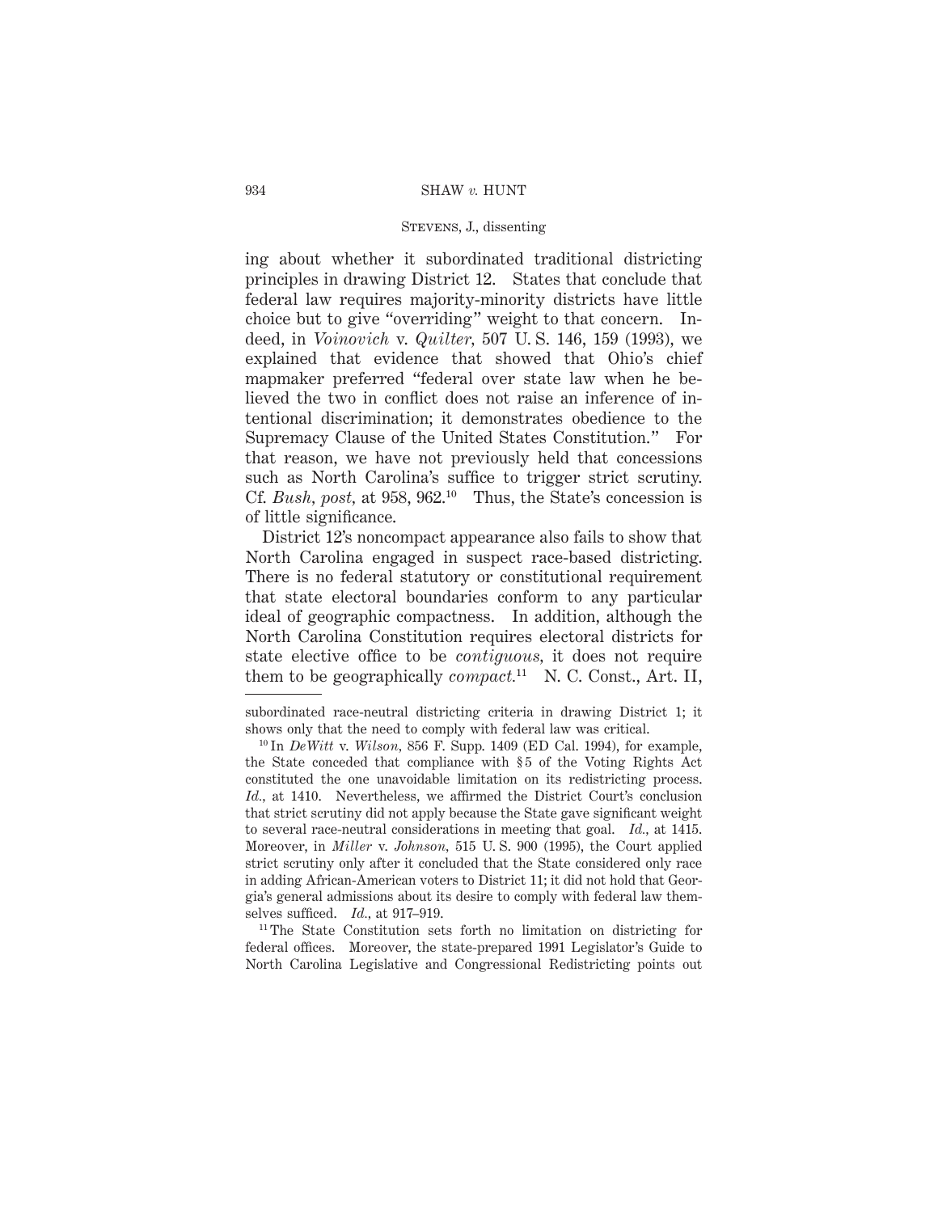ing about whether it subordinated traditional districting principles in drawing District 12. States that conclude that federal law requires majority-minority districts have little choice but to give "overriding" weight to that concern. Indeed, in *Voinovich* v. *Quilter*, 507 U. S. 146, 159 (1993), we explained that evidence that showed that Ohio's chief mapmaker preferred "federal over state law when he believed the two in conflict does not raise an inference of intentional discrimination; it demonstrates obedience to the Supremacy Clause of the United States Constitution." For that reason, we have not previously held that concessions such as North Carolina's suffice to trigger strict scrutiny. Cf. *Bush*, *post*, at 958, 962.[10] Thus, the State's concession is of little significance.

District 12's noncompact appearance also fails to show that North Carolina engaged in suspect race-based districting. There is no federal statutory or constitutional requirement that state electoral boundaries conform to any particular ideal of geographic compactness. In addition, although the North Carolina Constitution requires electoral districts for state elective office to be *contiguous*, it does not require them to be geographically *compact*.[11] N. C. Const., Art. II,

---

subordinated race-neutral districting criteria in drawing District 1; it shows only that the need to comply with federal law was critical.

[10] In *DeWitt* v. *Wilson*, 856 F. Supp. 1409 (ED Cal. 1994), for example, the State conceded that compliance with §5 of the Voting Rights Act constituted the one unavoidable limitation on its redistricting process. *Id.*, at 1410. Nevertheless, we affirmed the District Court's conclusion that strict scrutiny did not apply because the State gave significant weight to several race-neutral considerations in meeting that goal. *Id.*, at 1415. Moreover, in *Miller* v. *Johnson*, 515 U. S. 900 (1995), the Court applied strict scrutiny only after it concluded that the State considered only race in adding African-American voters to District 11; it did not hold that Georgia's general admissions about its desire to comply with federal law themselves sufficed. *Id.*, at 917–919.

[11] The State Constitution sets forth no limitation on districting for federal offices. Moreover, the state-prepared 1991 Legislator's Guide to North Carolina Legislative and Congressional Redistricting points out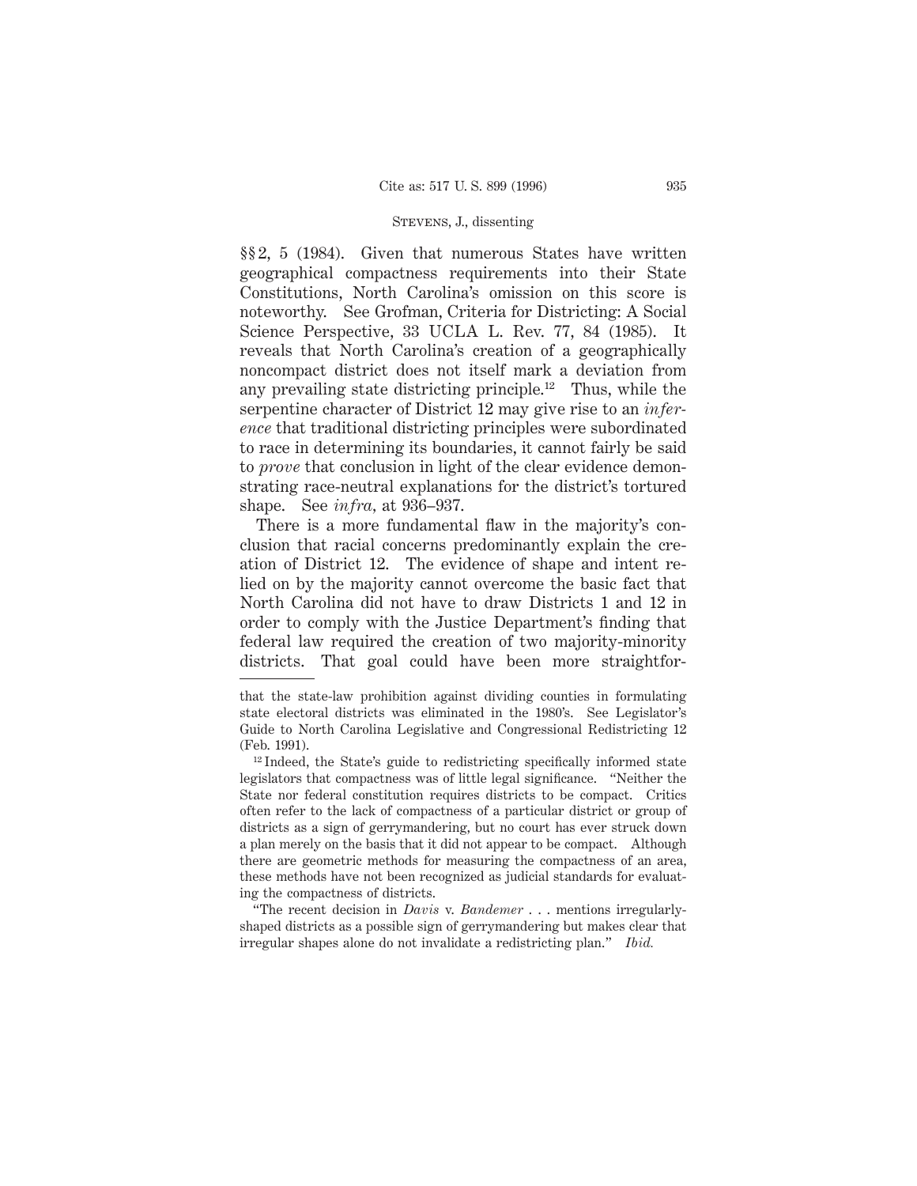§§ 2, 5 (1984). Given that numerous States have written geographical compactness requirements into their State Constitutions, North Carolina's omission on this score is noteworthy. See Grofman, Criteria for Districting: A Social Science Perspective, 33 UCLA L. Rev. 77, 84 (1985). It reveals that North Carolina's creation of a geographically noncompact district does not itself mark a deviation from any prevailing state districting principle.[12] Thus, while the serpentine character of District 12 may give rise to an *inference* that traditional districting principles were subordinated to race in determining its boundaries, it cannot fairly be said to *prove* that conclusion in light of the clear evidence demonstrating race-neutral explanations for the district's tortured shape. See *infra*, at 936–937.

There is a more fundamental flaw in the majority's conclusion that racial concerns predominantly explain the creation of District 12. The evidence of shape and intent relied on by the majority cannot overcome the basic fact that North Carolina did not have to draw Districts 1 and 12 in order to comply with the Justice Department's finding that federal law required the creation of two majority-minority districts. That goal could have been more straightfor-

---

that the state-law prohibition against dividing counties in formulating state electoral districts was eliminated in the 1980's. See Legislator's Guide to North Carolina Legislative and Congressional Redistricting 12 (Feb. 1991).

[12] Indeed, the State's guide to redistricting specifically informed state legislators that compactness was of little legal significance. "Neither the State nor federal constitution requires districts to be compact. Critics often refer to the lack of compactness of a particular district or group of districts as a sign of gerrymandering, but no court has ever struck down a plan merely on the basis that it did not appear to be compact. Although there are geometric methods for measuring the compactness of an area, these methods have not been recognized as judicial standards for evaluating the compactness of districts.

"The recent decision in *Davis* v. *Bandemer* . . . mentions irregularly-shaped districts as a possible sign of gerrymandering but makes clear that irregular shapes alone do not invalidate a redistricting plan." *Ibid.*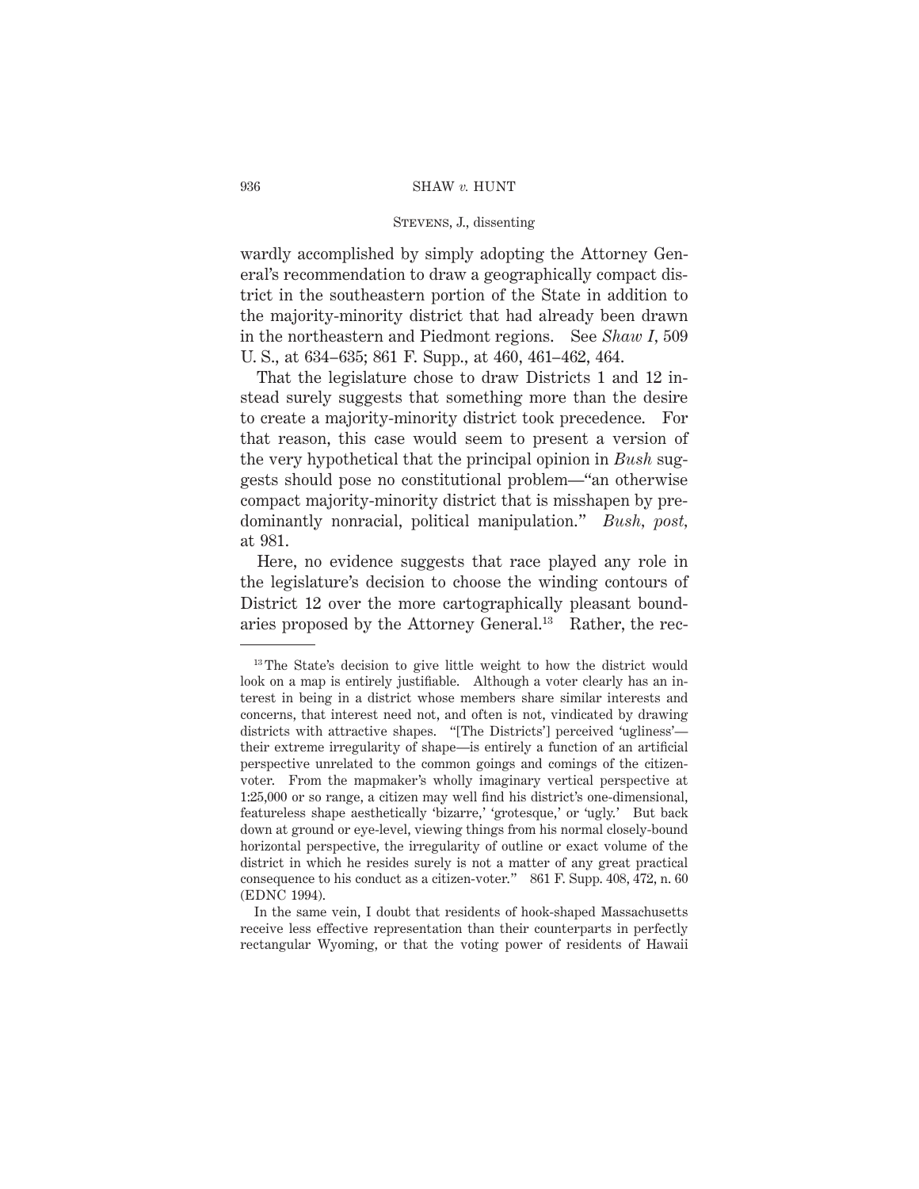wardly accomplished by simply adopting the Attorney General's recommendation to draw a geographically compact district in the southeastern portion of the State in addition to the majority-minority district that had already been drawn in the northeastern and Piedmont regions. See *Shaw I*, 509 U. S., at 634–635; 861 F. Supp., at 460, 461–462, 464.

That the legislature chose to draw Districts 1 and 12 instead surely suggests that something more than the desire to create a majority-minority district took precedence. For that reason, this case would seem to present a version of the very hypothetical that the principal opinion in *Bush* suggests should pose no constitutional problem—"an otherwise compact majority-minority district that is misshapen by predominantly nonracial, political manipulation." *Bush*, *post*, at 981.

Here, no evidence suggests that race played any role in the legislature's decision to choose the winding contours of District 12 over the more cartographically pleasant boundaries proposed by the Attorney General.[13] Rather, the rec-

---

[13] The State's decision to give little weight to how the district would look on a map is entirely justifiable. Although a voter clearly has an interest in being in a district whose members share similar interests and concerns, that interest need not, and often is not, vindicated by drawing districts with attractive shapes. "[The Districts'] perceived 'ugliness'—their extreme irregularity of shape—is entirely a function of an artificial perspective unrelated to the common goings and comings of the citizen-voter. From the mapmaker's wholly imaginary vertical perspective at 1:25,000 or so range, a citizen may well find his district's one-dimensional, featureless shape aesthetically 'bizarre,' 'grotesque,' or 'ugly.' But back down at ground or eye-level, viewing things from his normal closely-bound horizontal perspective, the irregularity of outline or exact volume of the district in which he resides surely is not a matter of any great practical consequence to his conduct as a citizen-voter." 861 F. Supp. 408, 472, n. 60 (EDNC 1994).

In the same vein, I doubt that residents of hook-shaped Massachusetts receive less effective representation than their counterparts in perfectly rectangular Wyoming, or that the voting power of residents of Hawaii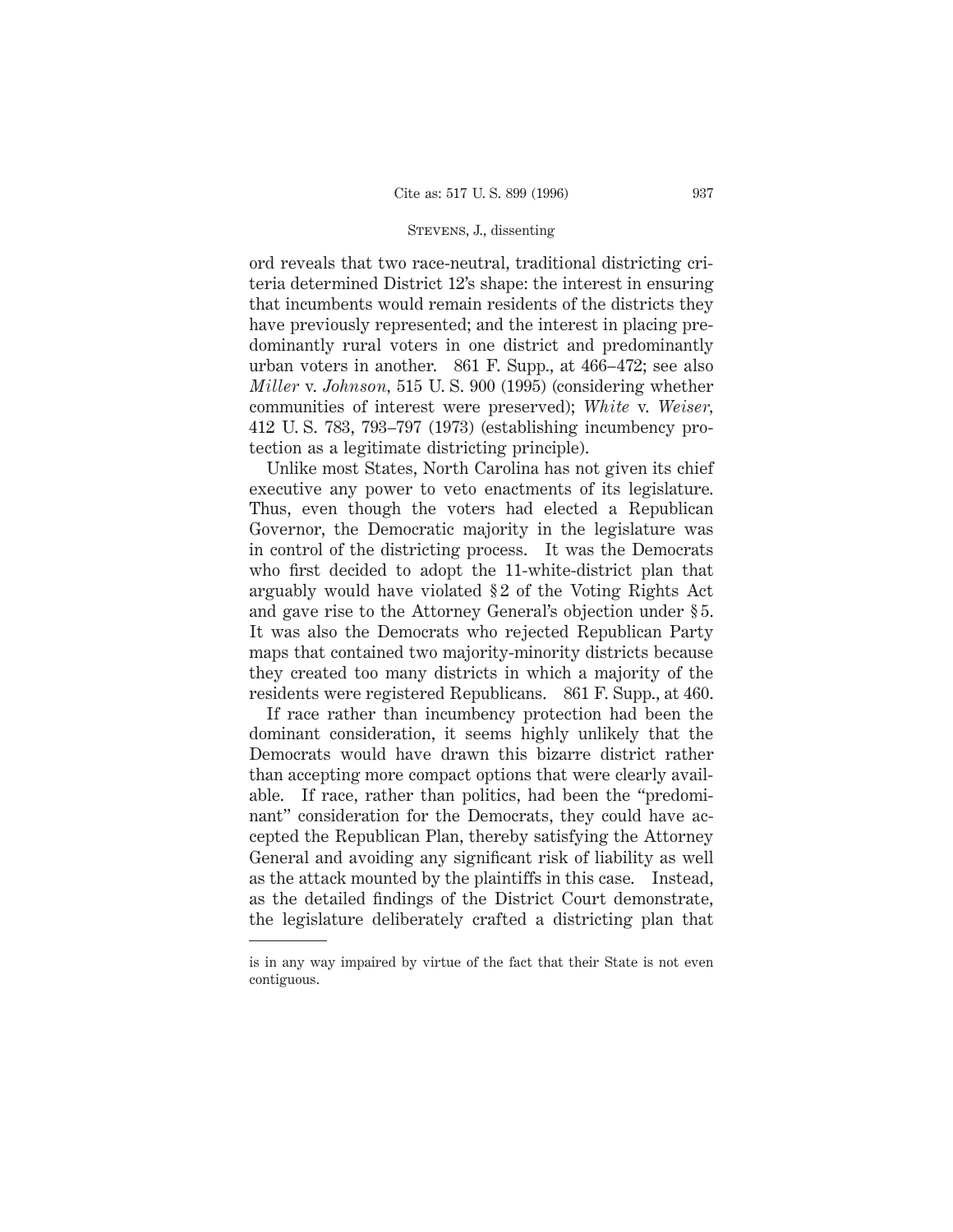ord reveals that two race-neutral, traditional districting criteria determined District 12's shape: the interest in ensuring that incumbents would remain residents of the districts they have previously represented; and the interest in placing predominantly rural voters in one district and predominantly urban voters in another. 861 F. Supp., at 466–472; see also *Miller* v. *Johnson*, 515 U. S. 900 (1995) (considering whether communities of interest were preserved); *White* v. *Weiser*, 412 U. S. 783, 793–797 (1973) (establishing incumbency protection as a legitimate districting principle).

Unlike most States, North Carolina has not given its chief executive any power to veto enactments of its legislature. Thus, even though the voters had elected a Republican Governor, the Democratic majority in the legislature was in control of the districting process. It was the Democrats who first decided to adopt the 11-white-district plan that arguably would have violated §2 of the Voting Rights Act and gave rise to the Attorney General's objection under §5. It was also the Democrats who rejected Republican Party maps that contained two majority-minority districts because they created too many districts in which a majority of the residents were registered Republicans. 861 F. Supp., at 460.

If race rather than incumbency protection had been the dominant consideration, it seems highly unlikely that the Democrats would have drawn this bizarre district rather than accepting more compact options that were clearly available. If race, rather than politics, had been the "predominant" consideration for the Democrats, they could have accepted the Republican Plan, thereby satisfying the Attorney General and avoiding any significant risk of liability as well as the attack mounted by the plaintiffs in this case. Instead, as the detailed findings of the District Court demonstrate, the legislature deliberately crafted a districting plan that

---

is in any way impaired by virtue of the fact that their State is not even contiguous.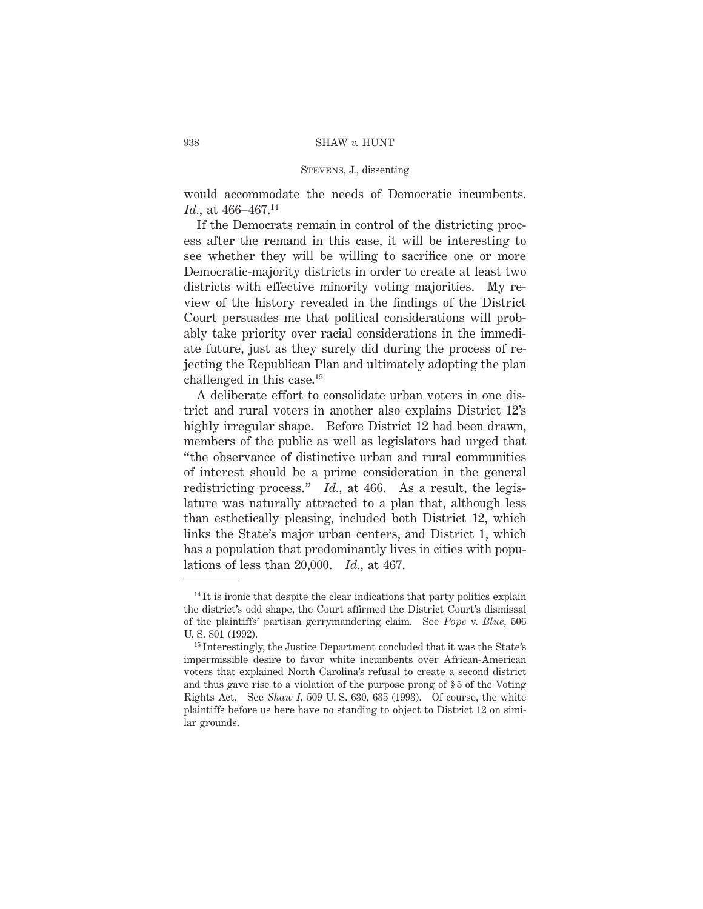would accommodate the needs of Democratic incumbents. *Id.*, at 466–467.[14]

If the Democrats remain in control of the districting process after the remand in this case, it will be interesting to see whether they will be willing to sacrifice one or more Democratic-majority districts in order to create at least two districts with effective minority voting majorities. My review of the history revealed in the findings of the District Court persuades me that political considerations will probably take priority over racial considerations in the immediate future, just as they surely did during the process of rejecting the Republican Plan and ultimately adopting the plan challenged in this case.[15]

A deliberate effort to consolidate urban voters in one district and rural voters in another also explains District 12's highly irregular shape. Before District 12 had been drawn, members of the public as well as legislators had urged that "the observance of distinctive urban and rural communities of interest should be a prime consideration in the general redistricting process." *Id.*, at 466. As a result, the legislature was naturally attracted to a plan that, although less than esthetically pleasing, included both District 12, which links the State's major urban centers, and District 1, which has a population that predominantly lives in cities with populations of less than 20,000. *Id.*, at 467.

---

[14] It is ironic that despite the clear indications that party politics explain the district's odd shape, the Court affirmed the District Court's dismissal of the plaintiffs' partisan gerrymandering claim. See *Pope* v. *Blue*, 506 U. S. 801 (1992).

[15] Interestingly, the Justice Department concluded that it was the State's impermissible desire to favor white incumbents over African-American voters that explained North Carolina's refusal to create a second district and thus gave rise to a violation of the purpose prong of § 5 of the Voting Rights Act. See *Shaw I*, 509 U. S. 630, 635 (1993). Of course, the white plaintiffs before us here have no standing to object to District 12 on similar grounds.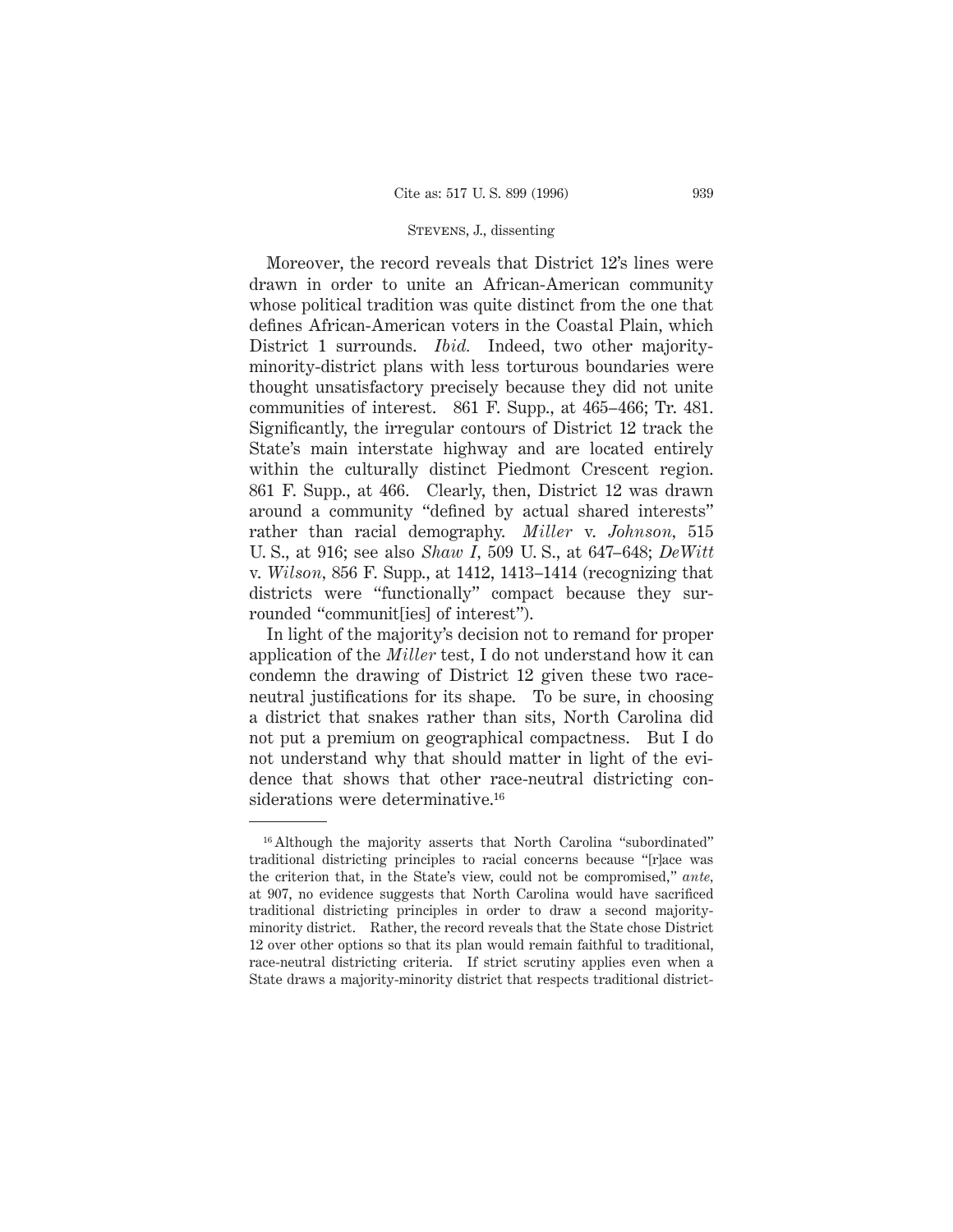Moreover, the record reveals that District 12's lines were drawn in order to unite an African-American community whose political tradition was quite distinct from the one that defines African-American voters in the Coastal Plain, which District 1 surrounds. *Ibid.* Indeed, two other majority-minority-district plans with less torturous boundaries were thought unsatisfactory precisely because they did not unite communities of interest. 861 F. Supp., at 465–466; Tr. 481. Significantly, the irregular contours of District 12 track the State's main interstate highway and are located entirely within the culturally distinct Piedmont Crescent region. 861 F. Supp., at 466. Clearly, then, District 12 was drawn around a community "defined by actual shared interests" rather than racial demography. *Miller* v. *Johnson,* 515 U. S., at 916; see also *Shaw I*, 509 U. S., at 647–648; *DeWitt* v. *Wilson,* 856 F. Supp., at 1412, 1413–1414 (recognizing that districts were "functionally" compact because they surrounded "communit[ies] of interest").

In light of the majority's decision not to remand for proper application of the *Miller* test, I do not understand how it can condemn the drawing of District 12 given these two race-neutral justifications for its shape. To be sure, in choosing a district that snakes rather than sits, North Carolina did not put a premium on geographical compactness. But I do not understand why that should matter in light of the evidence that shows that other race-neutral districting considerations were determinative.[16]

---

[16] Although the majority asserts that North Carolina "subordinated" traditional districting principles to racial concerns because "[r]ace was the criterion that, in the State's view, could not be compromised," *ante*, at 907, no evidence suggests that North Carolina would have sacrificed traditional districting principles in order to draw a second majority-minority district. Rather, the record reveals that the State chose District 12 over other options so that its plan would remain faithful to traditional, race-neutral districting criteria. If strict scrutiny applies even when a State draws a majority-minority district that respects traditional district-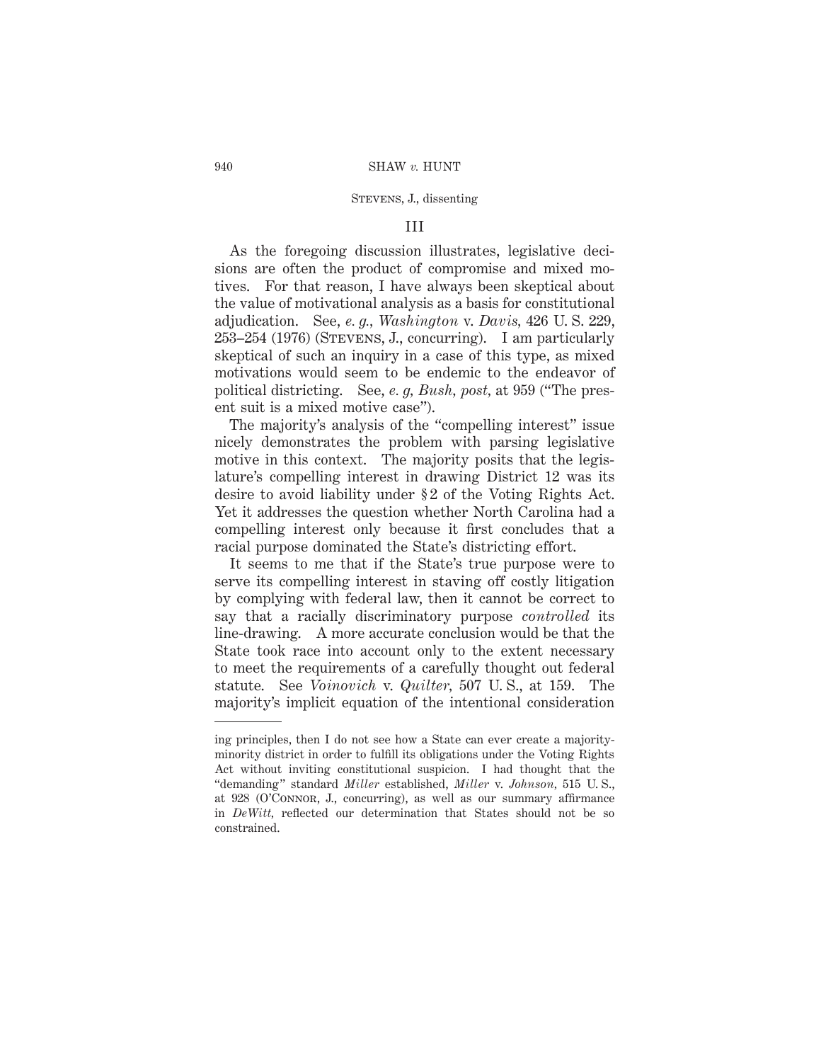## III

As the foregoing discussion illustrates, legislative decisions are often the product of compromise and mixed motives. For that reason, I have always been skeptical about the value of motivational analysis as a basis for constitutional adjudication. See, *e. g., Washington* v. *Davis,* 426 U. S. 229, 253–254 (1976) (Stevens, J., concurring). I am particularly skeptical of such an inquiry in a case of this type, as mixed motivations would seem to be endemic to the endeavor of political districting. See, *e. g, Bush, post,* at 959 ("The present suit is a mixed motive case").

The majority's analysis of the "compelling interest" issue nicely demonstrates the problem with parsing legislative motive in this context. The majority posits that the legislature's compelling interest in drawing District 12 was its desire to avoid liability under § 2 of the Voting Rights Act. Yet it addresses the question whether North Carolina had a compelling interest only because it first concludes that a racial purpose dominated the State's districting effort.

It seems to me that if the State's true purpose were to serve its compelling interest in staving off costly litigation by complying with federal law, then it cannot be correct to say that a racially discriminatory purpose *controlled* its line-drawing. A more accurate conclusion would be that the State took race into account only to the extent necessary to meet the requirements of a carefully thought out federal statute. See *Voinovich* v. *Quilter,* 507 U. S., at 159. The majority's implicit equation of the intentional consideration

---

ing principles, then I do not see how a State can ever create a majority-minority district in order to fulfill its obligations under the Voting Rights Act without inviting constitutional suspicion. I had thought that the "demanding" standard *Miller* established, *Miller* v. *Johnson,* 515 U. S., at 928 (O'Connor, J., concurring), as well as our summary affirmance in *DeWitt,* reflected our determination that States should not be so constrained.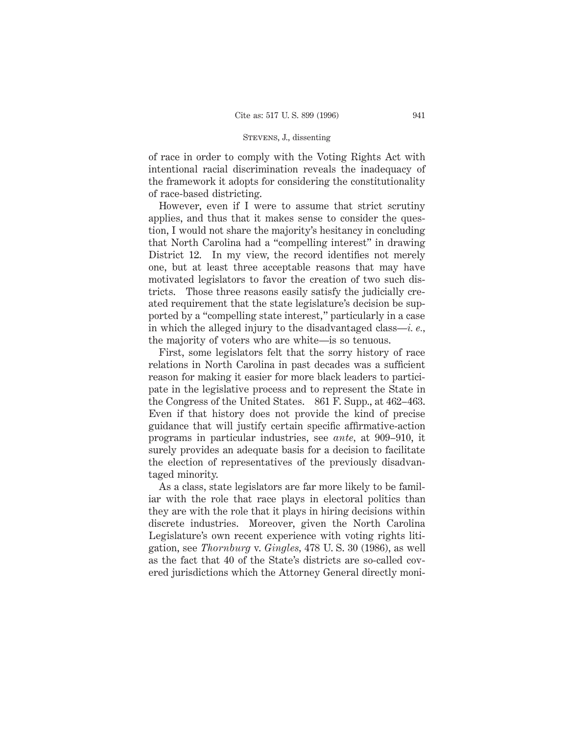of race in order to comply with the Voting Rights Act with intentional racial discrimination reveals the inadequacy of the framework it adopts for considering the constitutionality of race-based districting.

However, even if I were to assume that strict scrutiny applies, and thus that it makes sense to consider the question, I would not share the majority's hesitancy in concluding that North Carolina had a "compelling interest" in drawing District 12. In my view, the record identifies not merely one, but at least three acceptable reasons that may have motivated legislators to favor the creation of two such districts. Those three reasons easily satisfy the judicially created requirement that the state legislature's decision be supported by a "compelling state interest," particularly in a case in which the alleged injury to the disadvantaged class—*i. e.*, the majority of voters who are white—is so tenuous.

First, some legislators felt that the sorry history of race relations in North Carolina in past decades was a sufficient reason for making it easier for more black leaders to participate in the legislative process and to represent the State in the Congress of the United States. 861 F. Supp., at 462–463. Even if that history does not provide the kind of precise guidance that will justify certain specific affirmative-action programs in particular industries, see *ante*, at 909–910, it surely provides an adequate basis for a decision to facilitate the election of representatives of the previously disadvantaged minority.

As a class, state legislators are far more likely to be familiar with the role that race plays in electoral politics than they are with the role that it plays in hiring decisions within discrete industries. Moreover, given the North Carolina Legislature's own recent experience with voting rights litigation, see *Thornburg* v. *Gingles*, 478 U. S. 30 (1986), as well as the fact that 40 of the State's districts are so-called covered jurisdictions which the Attorney General directly moni-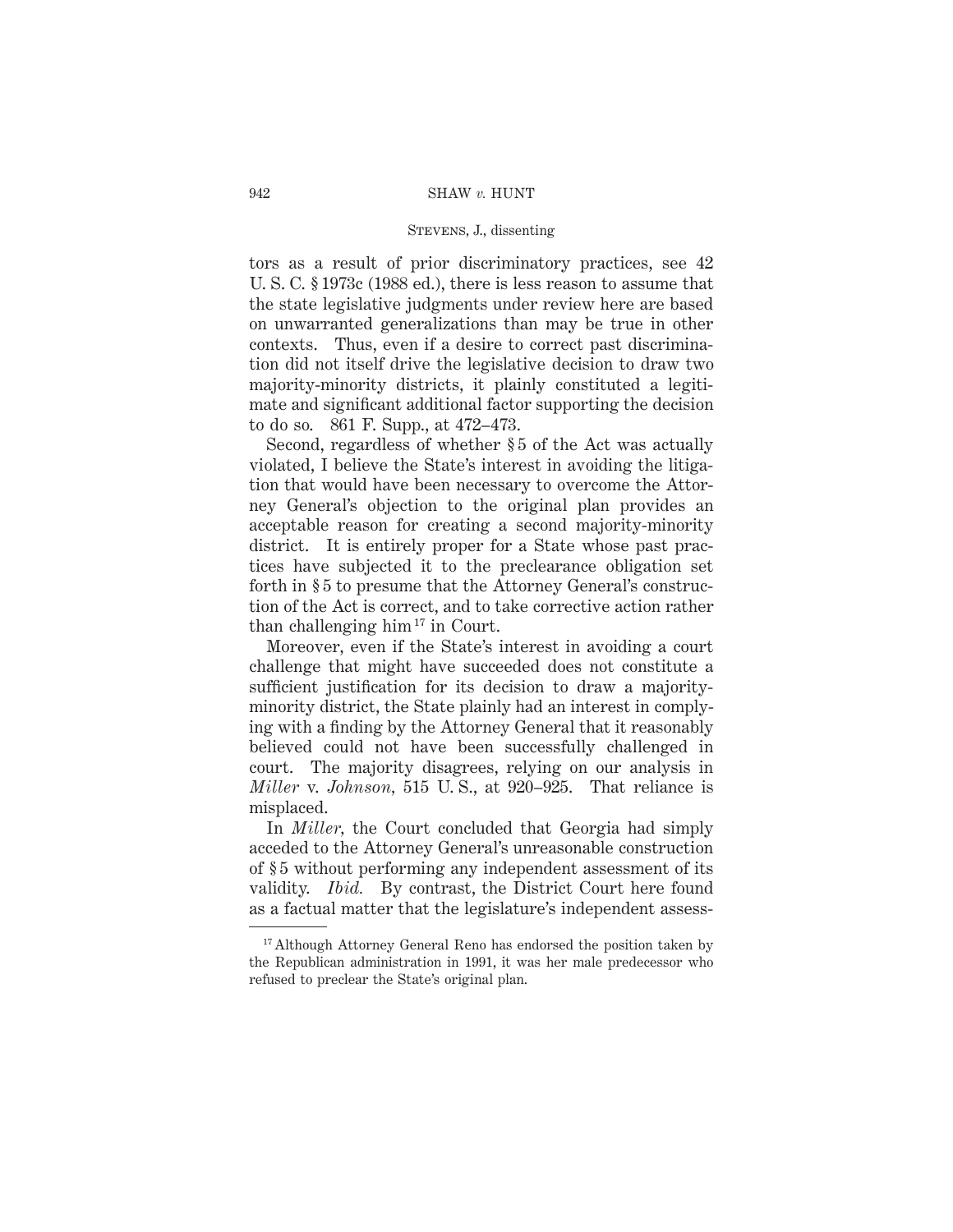tors as a result of prior discriminatory practices, see 42 U. S. C. § 1973c (1988 ed.), there is less reason to assume that the state legislative judgments under review here are based on unwarranted generalizations than may be true in other contexts. Thus, even if a desire to correct past discrimination did not itself drive the legislative decision to draw two majority-minority districts, it plainly constituted a legitimate and significant additional factor supporting the decision to do so. 861 F. Supp., at 472–473.

Second, regardless of whether § 5 of the Act was actually violated, I believe the State's interest in avoiding the litigation that would have been necessary to overcome the Attorney General's objection to the original plan provides an acceptable reason for creating a second majority-minority district. It is entirely proper for a State whose past practices have subjected it to the preclearance obligation set forth in § 5 to presume that the Attorney General's construction of the Act is correct, and to take corrective action rather than challenging him[17] in Court.

Moreover, even if the State's interest in avoiding a court challenge that might have succeeded does not constitute a sufficient justification for its decision to draw a majority-minority district, the State plainly had an interest in complying with a finding by the Attorney General that it reasonably believed could not have been successfully challenged in court. The majority disagrees, relying on our analysis in *Miller* v. *Johnson*, 515 U. S., at 920–925. That reliance is misplaced.

In *Miller*, the Court concluded that Georgia had simply acceded to the Attorney General's unreasonable construction of § 5 without performing any independent assessment of its validity. *Ibid.* By contrast, the District Court here found as a factual matter that the legislature's independent assess-

[17] Although Attorney General Reno has endorsed the position taken by the Republican administration in 1991, it was her male predecessor who refused to preclear the State's original plan.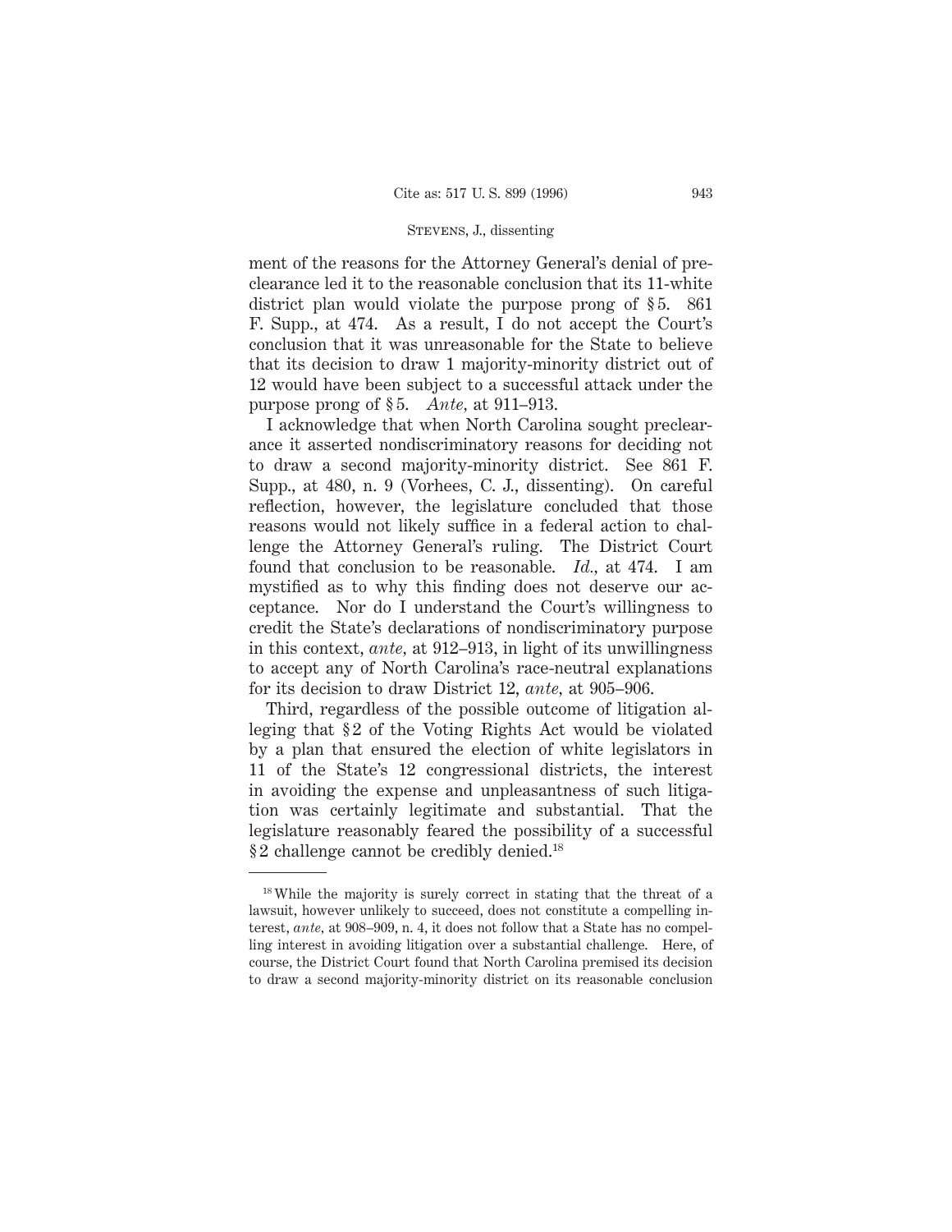ment of the reasons for the Attorney General's denial of preclearance led it to the reasonable conclusion that its 11-white district plan would violate the purpose prong of § 5. 861 F. Supp., at 474. As a result, I do not accept the Court's conclusion that it was unreasonable for the State to believe that its decision to draw 1 majority-minority district out of 12 would have been subject to a successful attack under the purpose prong of § 5. *Ante,* at 911–913.

I acknowledge that when North Carolina sought preclearance it asserted nondiscriminatory reasons for deciding not to draw a second majority-minority district. See 861 F. Supp., at 480, n. 9 (Vorhees, C. J., dissenting). On careful reflection, however, the legislature concluded that those reasons would not likely suffice in a federal action to challenge the Attorney General's ruling. The District Court found that conclusion to be reasonable. *Id.,* at 474. I am mystified as to why this finding does not deserve our acceptance. Nor do I understand the Court's willingness to credit the State's declarations of nondiscriminatory purpose in this context, *ante,* at 912–913, in light of its unwillingness to accept any of North Carolina's race-neutral explanations for its decision to draw District 12, *ante,* at 905–906.

Third, regardless of the possible outcome of litigation alleging that § 2 of the Voting Rights Act would be violated by a plan that ensured the election of white legislators in 11 of the State's 12 congressional districts, the interest in avoiding the expense and unpleasantness of such litigation was certainly legitimate and substantial. That the legislature reasonably feared the possibility of a successful § 2 challenge cannot be credibly denied.[18]

---

[18] While the majority is surely correct in stating that the threat of a lawsuit, however unlikely to succeed, does not constitute a compelling interest, *ante,* at 908–909, n. 4, it does not follow that a State has no compelling interest in avoiding litigation over a substantial challenge. Here, of course, the District Court found that North Carolina premised its decision to draw a second majority-minority district on its reasonable conclusion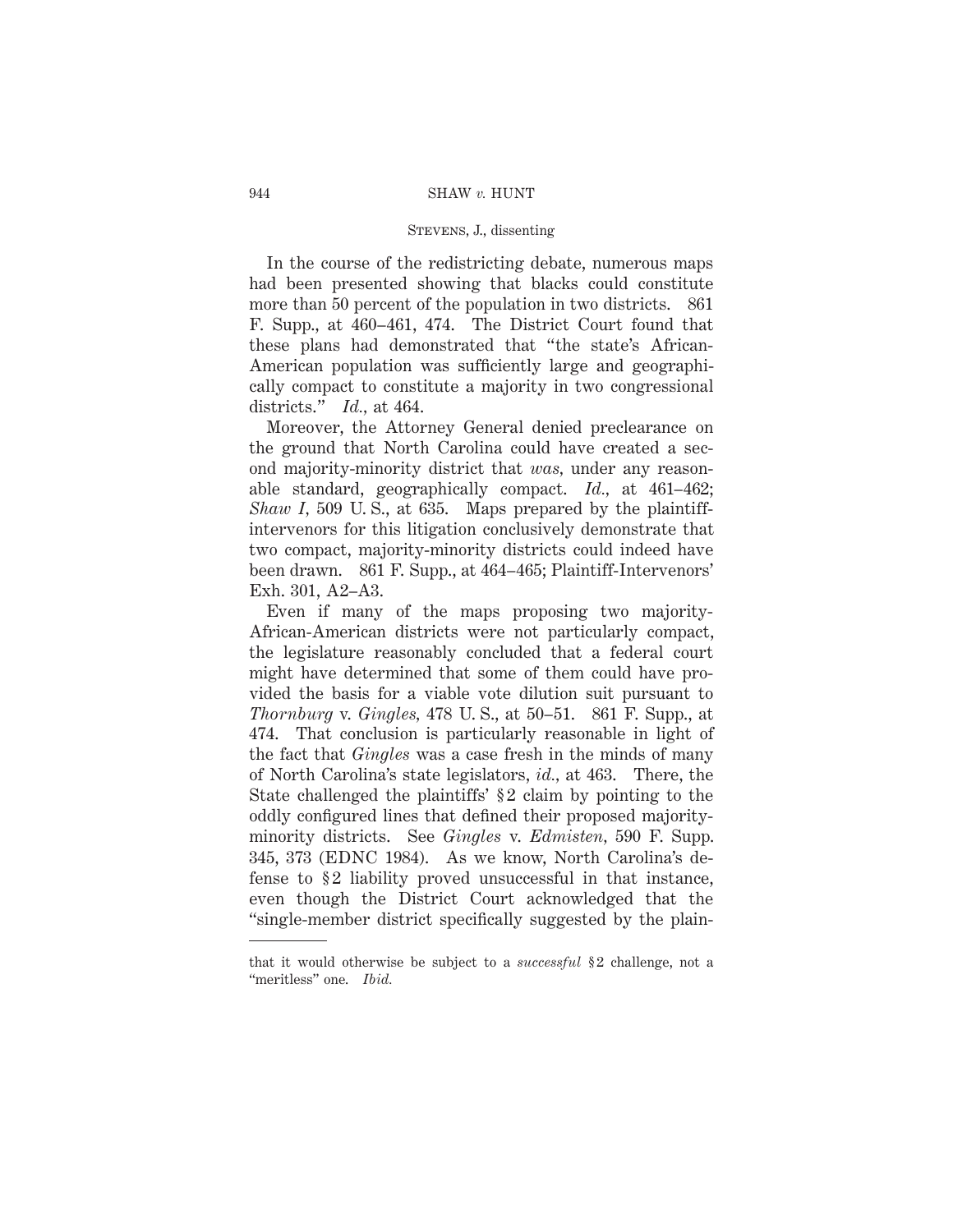In the course of the redistricting debate, numerous maps had been presented showing that blacks could constitute more than 50 percent of the population in two districts. 861 F. Supp., at 460–461, 474. The District Court found that these plans had demonstrated that "the state's African-American population was sufficiently large and geographically compact to constitute a majority in two congressional districts." *Id.*, at 464.

Moreover, the Attorney General denied preclearance on the ground that North Carolina could have created a second majority-minority district that *was*, under any reasonable standard, geographically compact. *Id.*, at 461–462; *Shaw I*, 509 U. S., at 635. Maps prepared by the plaintiff-intervenors for this litigation conclusively demonstrate that two compact, majority-minority districts could indeed have been drawn. 861 F. Supp., at 464–465; Plaintiff-Intervenors' Exh. 301, A2–A3.

Even if many of the maps proposing two majority-African-American districts were not particularly compact, the legislature reasonably concluded that a federal court might have determined that some of them could have provided the basis for a viable vote dilution suit pursuant to *Thornburg* v. *Gingles*, 478 U. S., at 50–51. 861 F. Supp., at 474. That conclusion is particularly reasonable in light of the fact that *Gingles* was a case fresh in the minds of many of North Carolina's state legislators, *id.*, at 463. There, the State challenged the plaintiffs' §2 claim by pointing to the oddly configured lines that defined their proposed majority-minority districts. See *Gingles* v. *Edmisten*, 590 F. Supp. 345, 373 (EDNC 1984). As we know, North Carolina's defense to §2 liability proved unsuccessful in that instance, even though the District Court acknowledged that the "single-member district specifically suggested by the plain-

---

that it would otherwise be subject to a *successful* §2 challenge, not a "meritless" one. *Ibid.*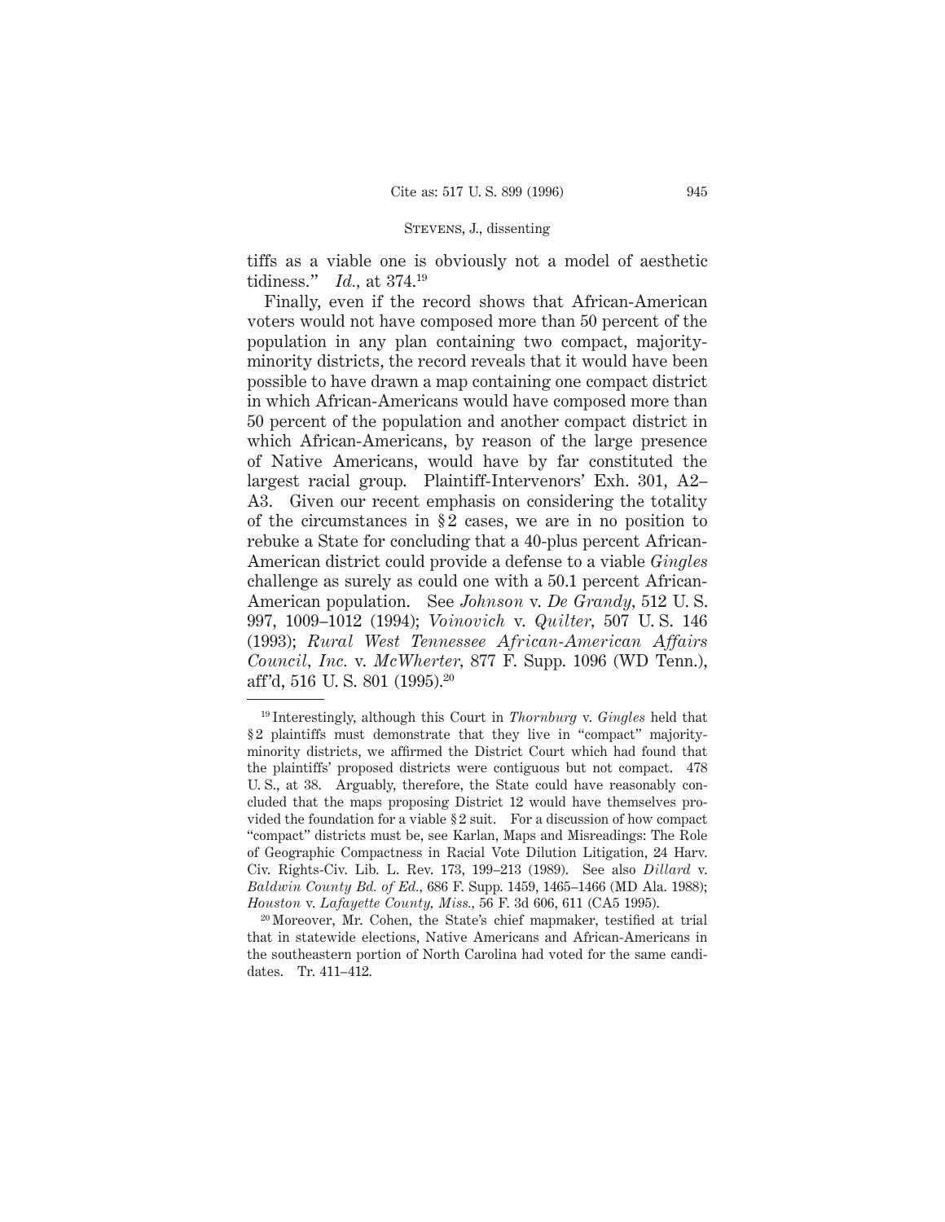tiffs as a viable one is obviously not a model of aesthetic tidiness." *Id.*, at 374.[19]

Finally, even if the record shows that African-American voters would not have composed more than 50 percent of the population in any plan containing two compact, majority-minority districts, the record reveals that it would have been possible to have drawn a map containing one compact district in which African-Americans would have composed more than 50 percent of the population and another compact district in which African-Americans, by reason of the large presence of Native Americans, would have by far constituted the largest racial group. Plaintiff-Intervenors' Exh. 301, A2–A3. Given our recent emphasis on considering the totality of the circumstances in §2 cases, we are in no position to rebuke a State for concluding that a 40-plus percent African-American district could provide a defense to a viable *Gingles* challenge as surely as could one with a 50.1 percent African-American population. See *Johnson* v. *De Grandy*, 512 U. S. 997, 1009–1012 (1994); *Voinovich* v. *Quilter*, 507 U. S. 146 (1993); *Rural West Tennessee African-American Affairs Council, Inc.* v. *McWherter*, 877 F. Supp. 1096 (WD Tenn.), aff'd, 516 U. S. 801 (1995).[20]

---

[19] Interestingly, although this Court in *Thornburg* v. *Gingles* held that §2 plaintiffs must demonstrate that they live in "compact" majority-minority districts, we affirmed the District Court which had found that the plaintiffs' proposed districts were contiguous but not compact. 478 U. S., at 38. Arguably, therefore, the State could have reasonably concluded that the maps proposing District 12 would have themselves provided the foundation for a viable §2 suit. For a discussion of how compact "compact" districts must be, see Karlan, Maps and Misreadings: The Role of Geographic Compactness in Racial Vote Dilution Litigation, 24 Harv. Civ. Rights-Civ. Lib. L. Rev. 173, 199–213 (1989). See also *Dillard* v. *Baldwin County Bd. of Ed.*, 686 F. Supp. 1459, 1465–1466 (MD Ala. 1988); *Houston* v. *Lafayette County, Miss.*, 56 F. 3d 606, 611 (CA5 1995).

[20] Moreover, Mr. Cohen, the State's chief mapmaker, testified at trial that in statewide elections, Native Americans and African-Americans in the southeastern portion of North Carolina had voted for the same candidates. Tr. 411–412.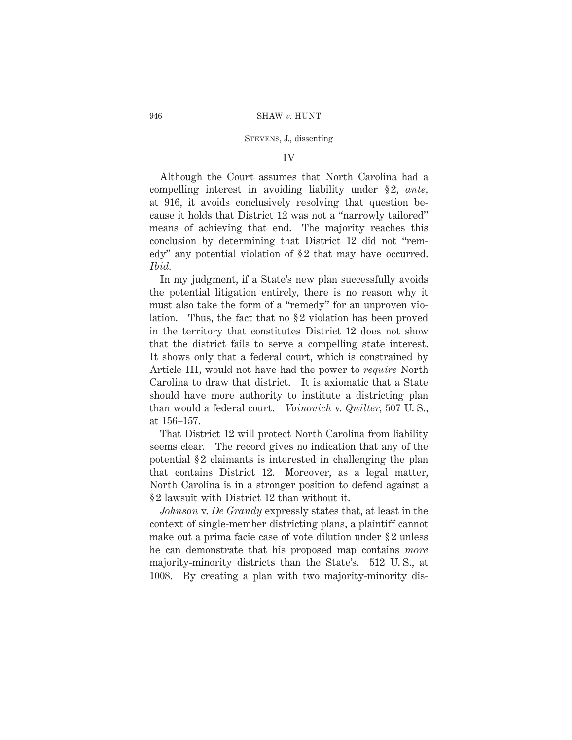## IV

Although the Court assumes that North Carolina had a compelling interest in avoiding liability under §2, *ante*, at 916, it avoids conclusively resolving that question because it holds that District 12 was not a "narrowly tailored" means of achieving that end. The majority reaches this conclusion by determining that District 12 did not "remedy" any potential violation of §2 that may have occurred. *Ibid.*

In my judgment, if a State's new plan successfully avoids the potential litigation entirely, there is no reason why it must also take the form of a "remedy" for an unproven violation. Thus, the fact that no §2 violation has been proved in the territory that constitutes District 12 does not show that the district fails to serve a compelling state interest. It shows only that a federal court, which is constrained by Article III, would not have had the power to *require* North Carolina to draw that district. It is axiomatic that a State should have more authority to institute a districting plan than would a federal court. *Voinovich* v. *Quilter*, 507 U. S., at 156–157.

That District 12 will protect North Carolina from liability seems clear. The record gives no indication that any of the potential §2 claimants is interested in challenging the plan that contains District 12. Moreover, as a legal matter, North Carolina is in a stronger position to defend against a §2 lawsuit with District 12 than without it.

*Johnson* v. *De Grandy* expressly states that, at least in the context of single-member districting plans, a plaintiff cannot make out a prima facie case of vote dilution under §2 unless he can demonstrate that his proposed map contains *more* majority-minority districts than the State's. 512 U. S., at 1008. By creating a plan with two majority-minority dis-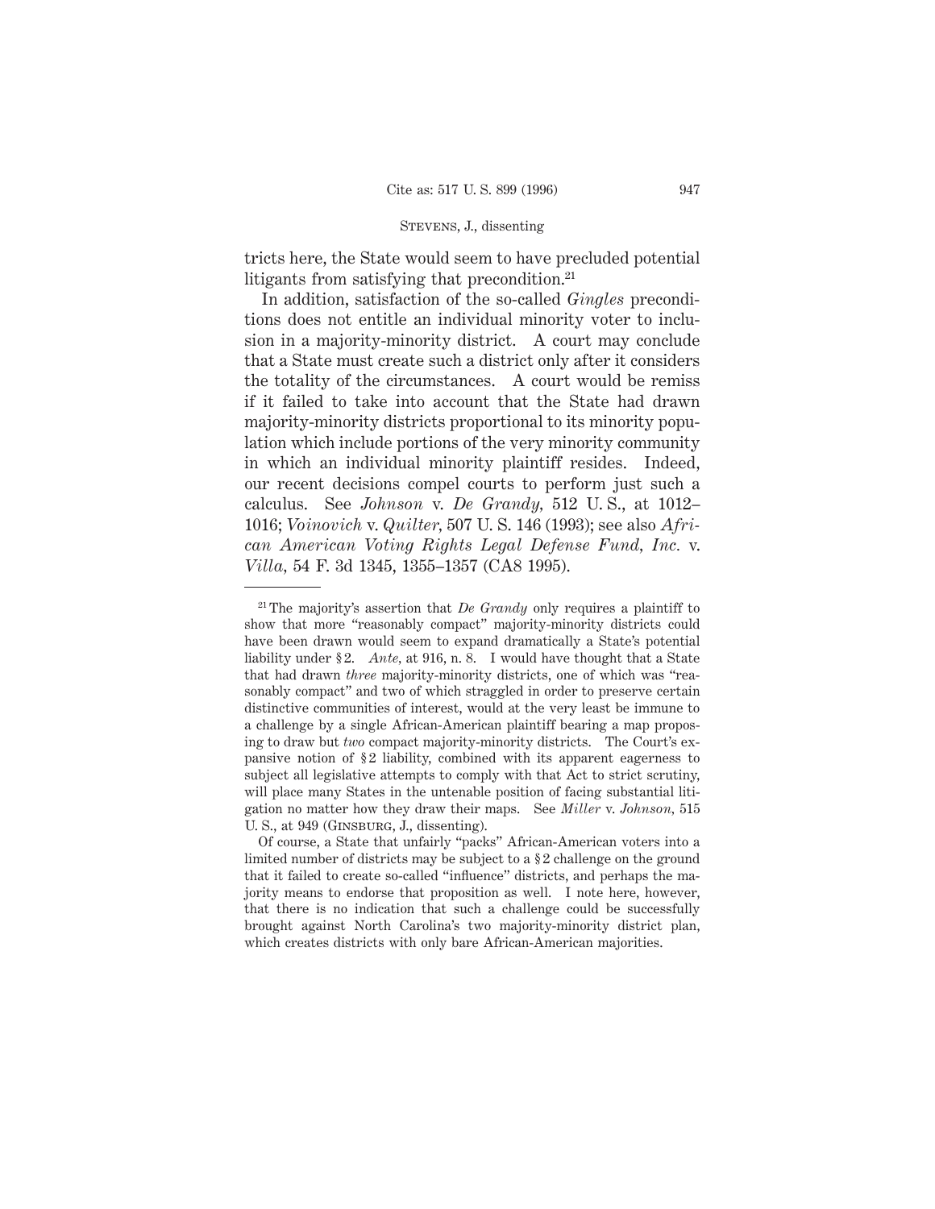tricts here, the State would seem to have precluded potential litigants from satisfying that precondition.[21]

In addition, satisfaction of the so-called *Gingles* preconditions does not entitle an individual minority voter to inclusion in a majority-minority district. A court may conclude that a State must create such a district only after it considers the totality of the circumstances. A court would be remiss if it failed to take into account that the State had drawn majority-minority districts proportional to its minority population which include portions of the very minority community in which an individual minority plaintiff resides. Indeed, our recent decisions compel courts to perform just such a calculus. See *Johnson* v. *De Grandy,* 512 U. S., at 1012–1016; *Voinovich* v. *Quilter,* 507 U. S. 146 (1993); see also *African American Voting Rights Legal Defense Fund, Inc.* v. *Villa,* 54 F. 3d 1345, 1355–1357 (CA8 1995).

---

[21] The majority's assertion that *De Grandy* only requires a plaintiff to show that more "reasonably compact" majority-minority districts could have been drawn would seem to expand dramatically a State's potential liability under §2. *Ante,* at 916, n. 8. I would have thought that a State that had drawn *three* majority-minority districts, one of which was "reasonably compact" and two of which straggled in order to preserve certain distinctive communities of interest, would at the very least be immune to a challenge by a single African-American plaintiff bearing a map proposing to draw but *two* compact majority-minority districts. The Court's expansive notion of §2 liability, combined with its apparent eagerness to subject all legislative attempts to comply with that Act to strict scrutiny, will place many States in the untenable position of facing substantial litigation no matter how they draw their maps. See *Miller* v. *Johnson,* 515 U. S., at 949 (Ginsburg, J., dissenting).

Of course, a State that unfairly "packs" African-American voters into a limited number of districts may be subject to a §2 challenge on the ground that it failed to create so-called "influence" districts, and perhaps the majority means to endorse that proposition as well. I note here, however, that there is no indication that such a challenge could be successfully brought against North Carolina's two majority-minority district plan, which creates districts with only bare African-American majorities.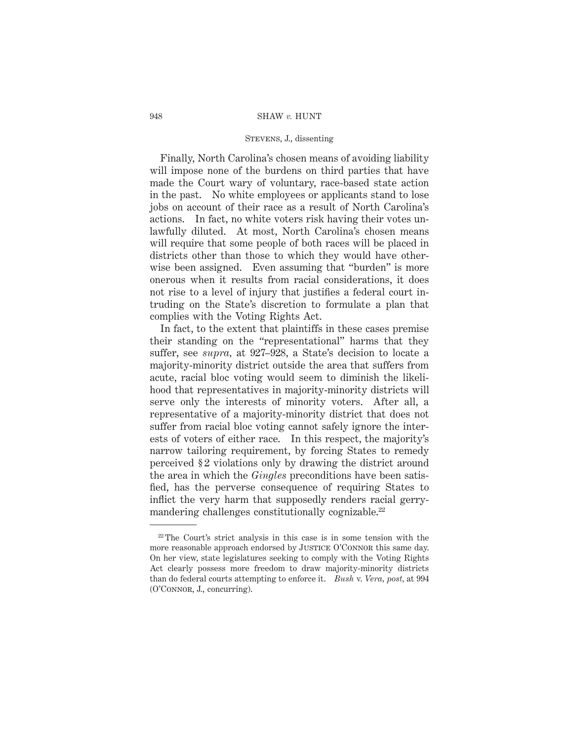Finally, North Carolina's chosen means of avoiding liability will impose none of the burdens on third parties that have made the Court wary of voluntary, race-based state action in the past. No white employees or applicants stand to lose jobs on account of their race as a result of North Carolina's actions. In fact, no white voters risk having their votes unlawfully diluted. At most, North Carolina's chosen means will require that some people of both races will be placed in districts other than those to which they would have otherwise been assigned. Even assuming that "burden" is more onerous when it results from racial considerations, it does not rise to a level of injury that justifies a federal court intruding on the State's discretion to formulate a plan that complies with the Voting Rights Act.

In fact, to the extent that plaintiffs in these cases premise their standing on the "representational" harms that they suffer, see *supra*, at 927–928, a State's decision to locate a majority-minority district outside the area that suffers from acute, racial bloc voting would seem to diminish the likelihood that representatives in majority-minority districts will serve only the interests of minority voters. After all, a representative of a majority-minority district that does not suffer from racial bloc voting cannot safely ignore the interests of voters of either race. In this respect, the majority's narrow tailoring requirement, by forcing States to remedy perceived § 2 violations only by drawing the district around the area in which the *Gingles* preconditions have been satisfied, has the perverse consequence of requiring States to inflict the very harm that supposedly renders racial gerrymandering challenges constitutionally cognizable.[22]

---

[22] The Court's strict analysis in this case is in some tension with the more reasonable approach endorsed by Justice O'Connor this same day. On her view, state legislatures seeking to comply with the Voting Rights Act clearly possess more freedom to draw majority-minority districts than do federal courts attempting to enforce it. *Bush* v. *Vera*, *post*, at 994 (O'Connor, J., concurring).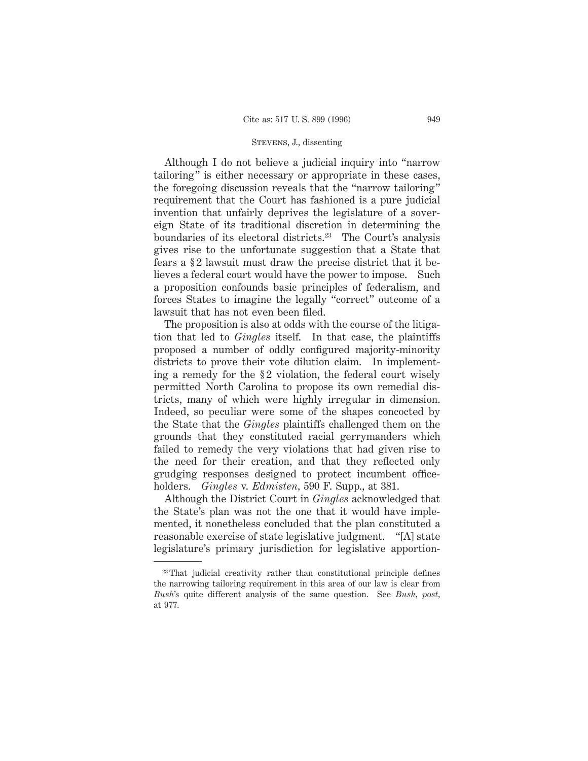Although I do not believe a judicial inquiry into "narrow tailoring" is either necessary or appropriate in these cases, the foregoing discussion reveals that the "narrow tailoring" requirement that the Court has fashioned is a pure judicial invention that unfairly deprives the legislature of a sovereign State of its traditional discretion in determining the boundaries of its electoral districts.[23] The Court's analysis gives rise to the unfortunate suggestion that a State that fears a §2 lawsuit must draw the precise district that it believes a federal court would have the power to impose. Such a proposition confounds basic principles of federalism, and forces States to imagine the legally "correct" outcome of a lawsuit that has not even been filed.

The proposition is also at odds with the course of the litigation that led to *Gingles* itself. In that case, the plaintiffs proposed a number of oddly configured majority-minority districts to prove their vote dilution claim. In implementing a remedy for the §2 violation, the federal court wisely permitted North Carolina to propose its own remedial districts, many of which were highly irregular in dimension. Indeed, so peculiar were some of the shapes concocted by the State that the *Gingles* plaintiffs challenged them on the grounds that they constituted racial gerrymanders which failed to remedy the very violations that had given rise to the need for their creation, and that they reflected only grudging responses designed to protect incumbent officeholders. *Gingles* v. *Edmisten*, 590 F. Supp., at 381.

Although the District Court in *Gingles* acknowledged that the State's plan was not the one that it would have implemented, it nonetheless concluded that the plan constituted a reasonable exercise of state legislative judgment. "[A] state legislature's primary jurisdiction for legislative apportion-

[23] That judicial creativity rather than constitutional principle defines the narrowing tailoring requirement in this area of our law is clear from *Bush*'s quite different analysis of the same question. See *Bush*, *post*, at 977.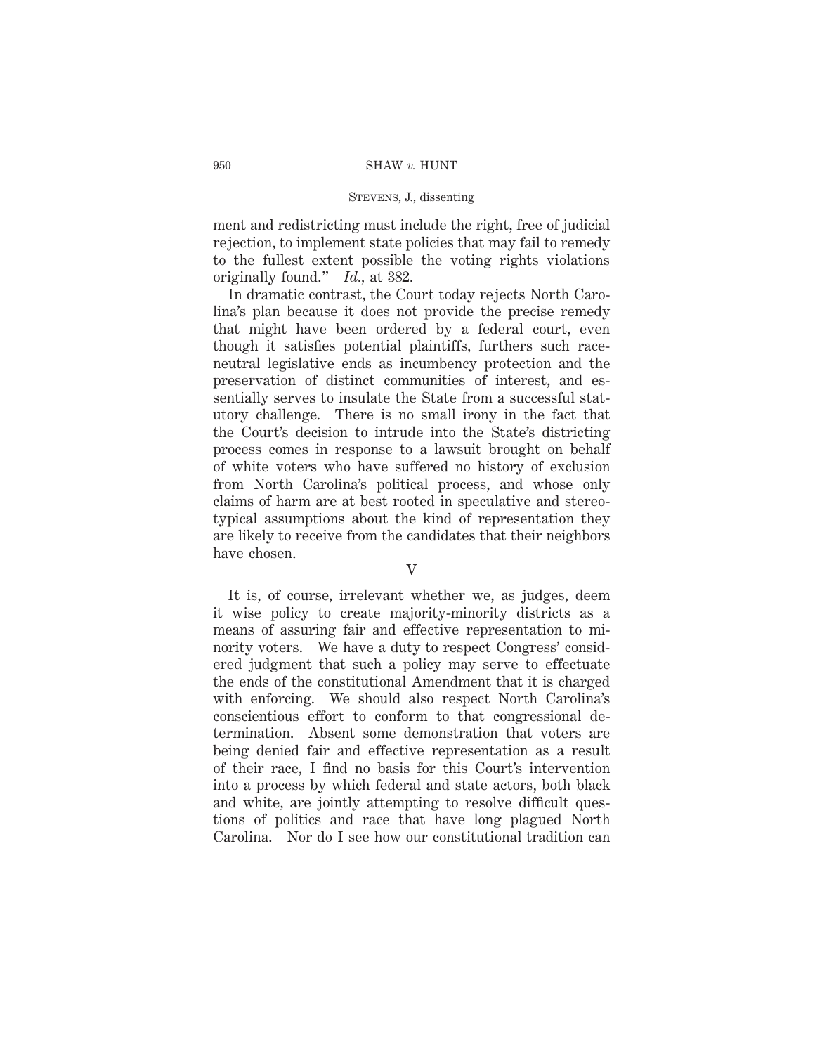ment and redistricting must include the right, free of judicial rejection, to implement state policies that may fail to remedy to the fullest extent possible the voting rights violations originally found." *Id.*, at 382.

In dramatic contrast, the Court today rejects North Carolina's plan because it does not provide the precise remedy that might have been ordered by a federal court, even though it satisfies potential plaintiffs, furthers such race-neutral legislative ends as incumbency protection and the preservation of distinct communities of interest, and essentially serves to insulate the State from a successful statutory challenge. There is no small irony in the fact that the Court's decision to intrude into the State's districting process comes in response to a lawsuit brought on behalf of white voters who have suffered no history of exclusion from North Carolina's political process, and whose only claims of harm are at best rooted in speculative and stereotypical assumptions about the kind of representation they are likely to receive from the candidates that their neighbors have chosen.

## V

It is, of course, irrelevant whether we, as judges, deem it wise policy to create majority-minority districts as a means of assuring fair and effective representation to minority voters. We have a duty to respect Congress' considered judgment that such a policy may serve to effectuate the ends of the constitutional Amendment that it is charged with enforcing. We should also respect North Carolina's conscientious effort to conform to that congressional determination. Absent some demonstration that voters are being denied fair and effective representation as a result of their race, I find no basis for this Court's intervention into a process by which federal and state actors, both black and white, are jointly attempting to resolve difficult questions of politics and race that have long plagued North Carolina. Nor do I see how our constitutional tradition can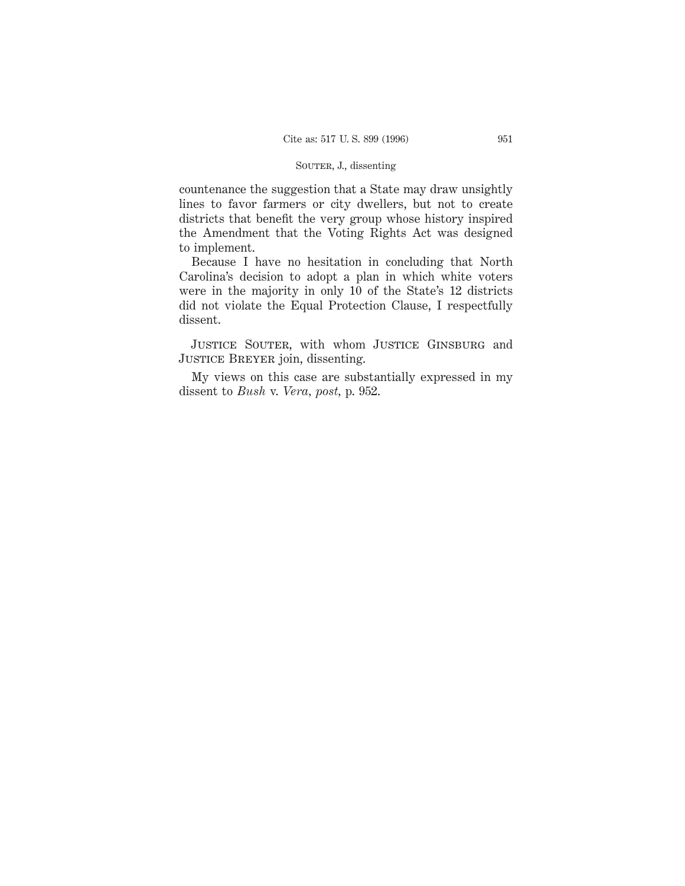countenance the suggestion that a State may draw unsightly lines to favor farmers or city dwellers, but not to create districts that benefit the very group whose history inspired the Amendment that the Voting Rights Act was designed to implement.

Because I have no hesitation in concluding that North Carolina's decision to adopt a plan in which white voters were in the majority in only 10 of the State's 12 districts did not violate the Equal Protection Clause, I respectfully dissent.

JUSTICE SOUTER, with whom JUSTICE GINSBURG and JUSTICE BREYER join, dissenting.

My views on this case are substantially expressed in my dissent to *Bush* v. *Vera*, *post*, p. 952.